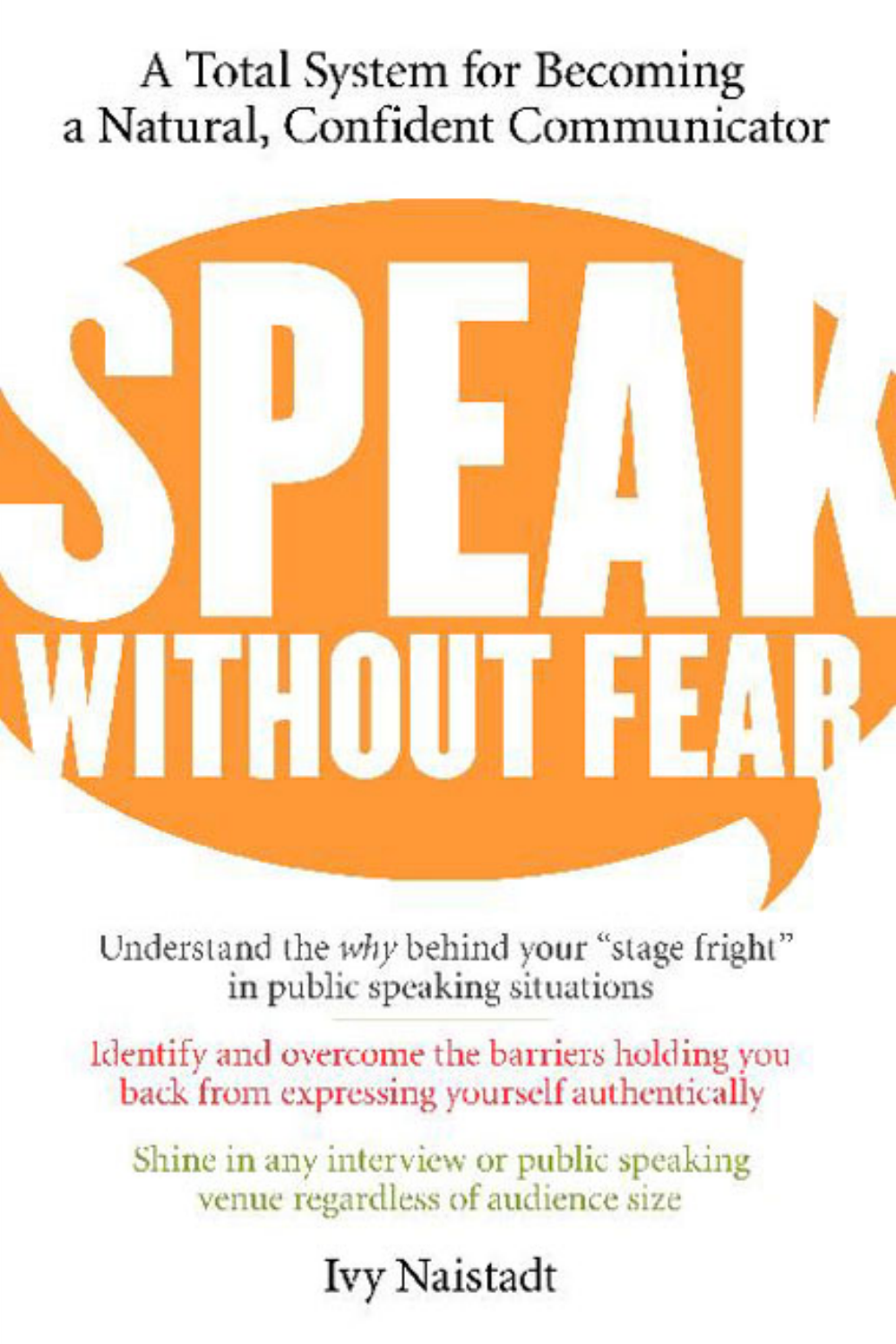A Total System for Becoming a Natural, Confident Communicator

# SPEAK WITHOUT FEAR

Understand the *why* behind your "stage fright" in public speaking situations

Identify and overcome the barriers holding you back from expressing yourself authentically

Shine in any interview or public speaking venue regardless of audience size

Ivy Naistadt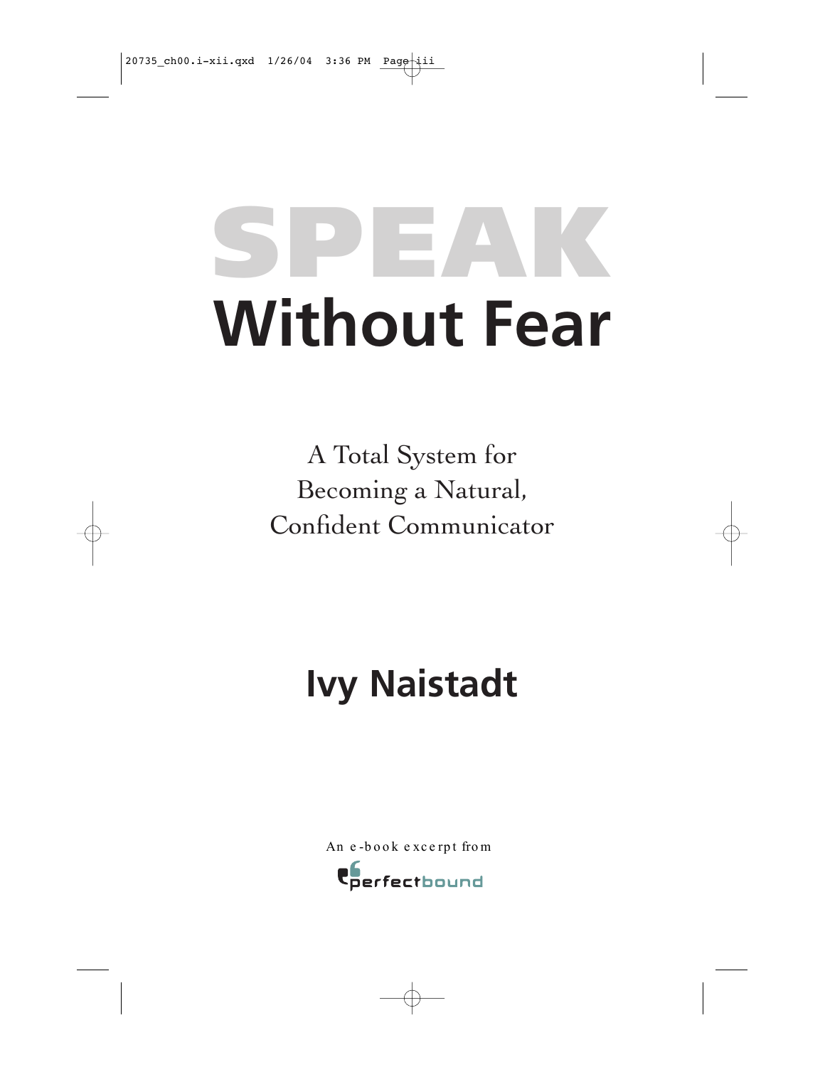# SPEAK Without Fear

A Total System for
Becoming a Natural,
Confident Communicator

## Ivy Naistadt

An e-book excerpt from

perfectbound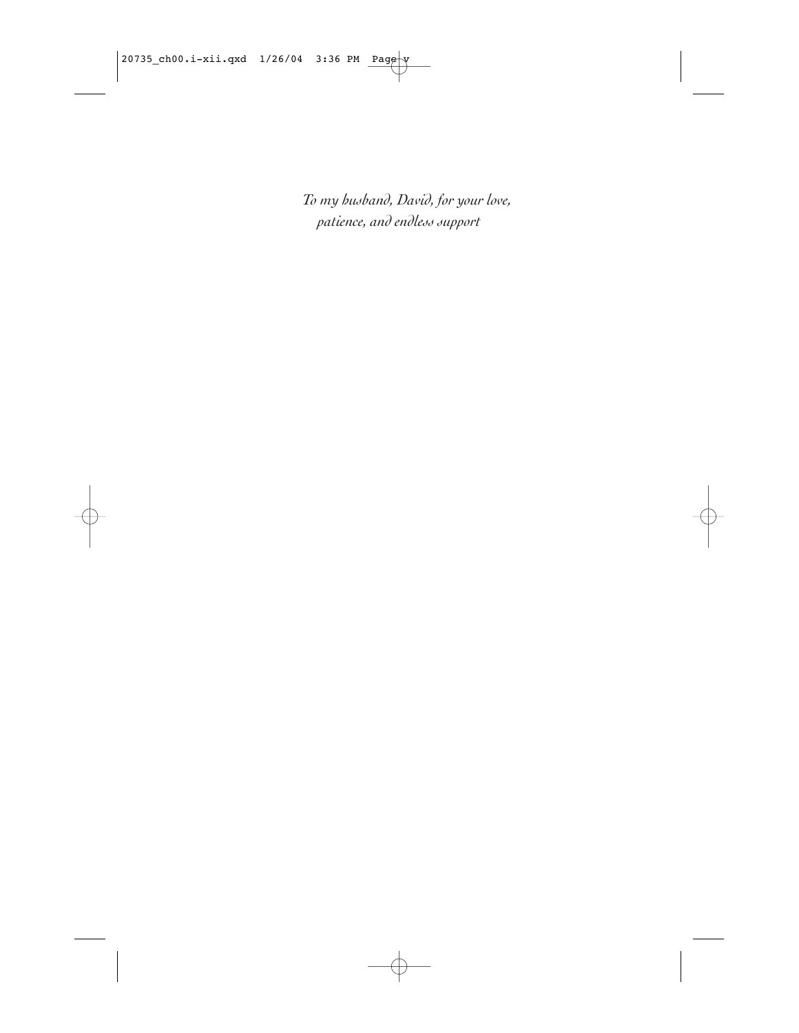*To my husband, David, for your love, patience, and endless support*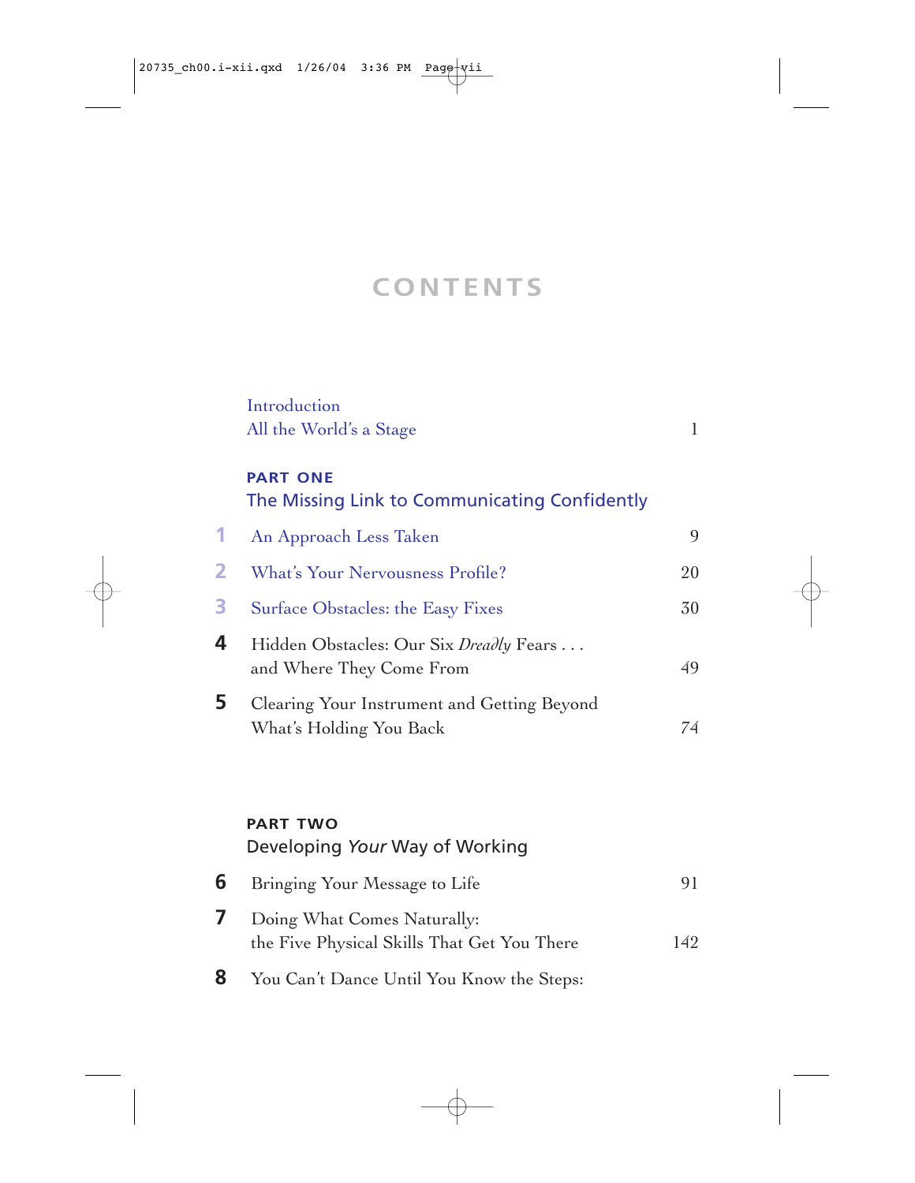# CONTENTS

| | | |
|---|---|---|
| | Introduction<br>All the World's a Stage | 1 |
| | **PART ONE**<br>The Missing Link to Communicating Confidently | |
| **1** | An Approach Less Taken | 9 |
| **2** | What's Your Nervousness Profile? | 20 |
| **3** | Surface Obstacles: the Easy Fixes | 30 |
| **4** | Hidden Obstacles: Our Six *Deadly* Fears . . . and Where They Come From | 49 |
| **5** | Clearing Your Instrument and Getting Beyond What's Holding You Back | 74 |
| | **PART TWO**<br>Developing *Your* Way of Working | |
| **6** | Bringing Your Message to Life | 91 |
| **7** | Doing What Comes Naturally: the Five Physical Skills That Get You There | 142 |
| **8** | You Can't Dance Until You Know the Steps: | |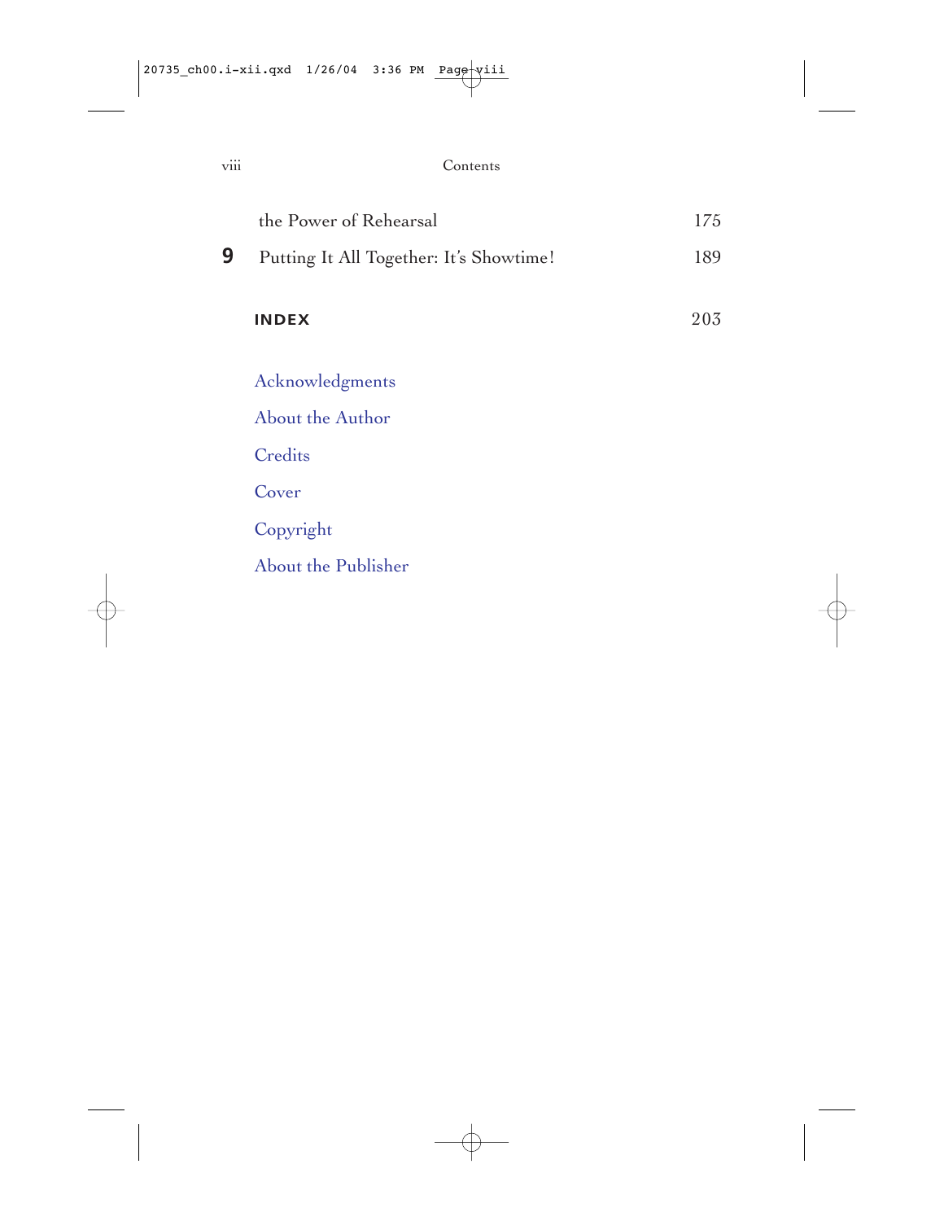| | | |
|---|---|---|
| | the Power of Rehearsal | 175 |
| **9** | Putting It All Together: It's Showtime! | 189 |
| | **INDEX** | 203 |

Acknowledgments

About the Author

Credits

Cover

Copyright

About the Publisher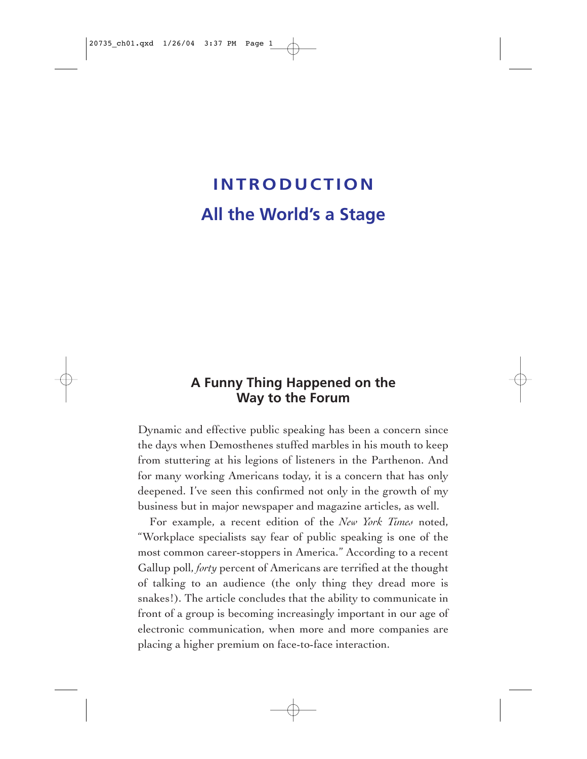# INTRODUCTION

# All the World's a Stage

## A Funny Thing Happened on the Way to the Forum

Dynamic and effective public speaking has been a concern since the days when Demosthenes stuffed marbles in his mouth to keep from stuttering at his legions of listeners in the Parthenon. And for many working Americans today, it is a concern that has only deepened. I've seen this confirmed not only in the growth of my business but in major newspaper and magazine articles, as well.

For example, a recent edition of the *New York Times* noted, "Workplace specialists say fear of public speaking is one of the most common career-stoppers in America." According to a recent Gallup poll, *forty* percent of Americans are terrified at the thought of talking to an audience (the only thing they dread more is snakes!). The article concludes that the ability to communicate in front of a group is becoming increasingly important in our age of electronic communication, when more and more companies are placing a higher premium on face-to-face interaction.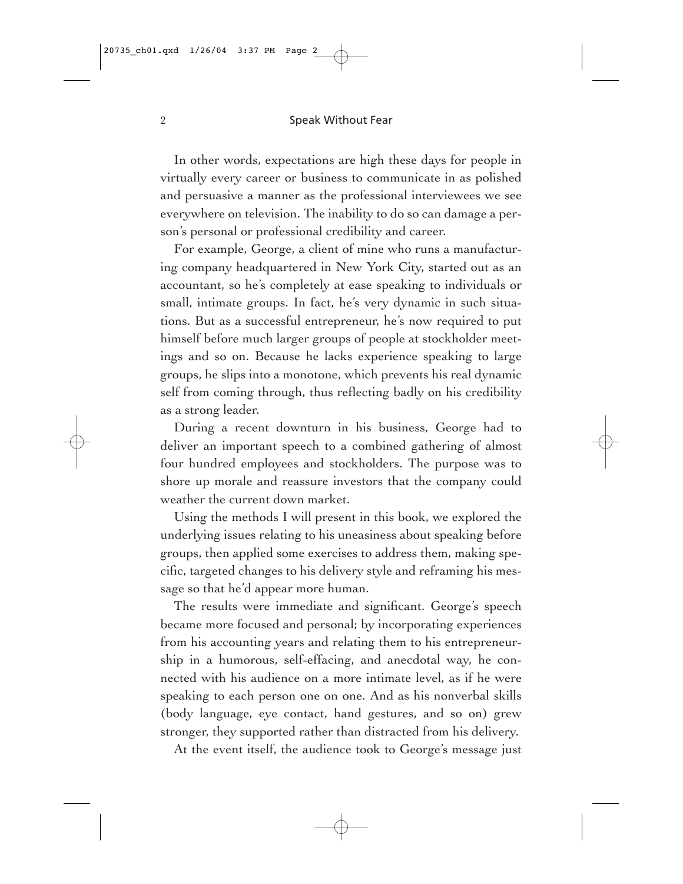In other words, expectations are high these days for people in virtually every career or business to communicate in as polished and persuasive a manner as the professional interviewees we see everywhere on television. The inability to do so can damage a person's personal or professional credibility and career.

For example, George, a client of mine who runs a manufacturing company headquartered in New York City, started out as an accountant, so he's completely at ease speaking to individuals or small, intimate groups. In fact, he's very dynamic in such situations. But as a successful entrepreneur, he's now required to put himself before much larger groups of people at stockholder meetings and so on. Because he lacks experience speaking to large groups, he slips into a monotone, which prevents his real dynamic self from coming through, thus reflecting badly on his credibility as a strong leader.

During a recent downturn in his business, George had to deliver an important speech to a combined gathering of almost four hundred employees and stockholders. The purpose was to shore up morale and reassure investors that the company could weather the current down market.

Using the methods I will present in this book, we explored the underlying issues relating to his uneasiness about speaking before groups, then applied some exercises to address them, making specific, targeted changes to his delivery style and reframing his message so that he'd appear more human.

The results were immediate and significant. George's speech became more focused and personal; by incorporating experiences from his accounting years and relating them to his entrepreneurship in a humorous, self-effacing, and anecdotal way, he connected with his audience on a more intimate level, as if he were speaking to each person one on one. And as his nonverbal skills (body language, eye contact, hand gestures, and so on) grew stronger, they supported rather than distracted from his delivery.

At the event itself, the audience took to George's message just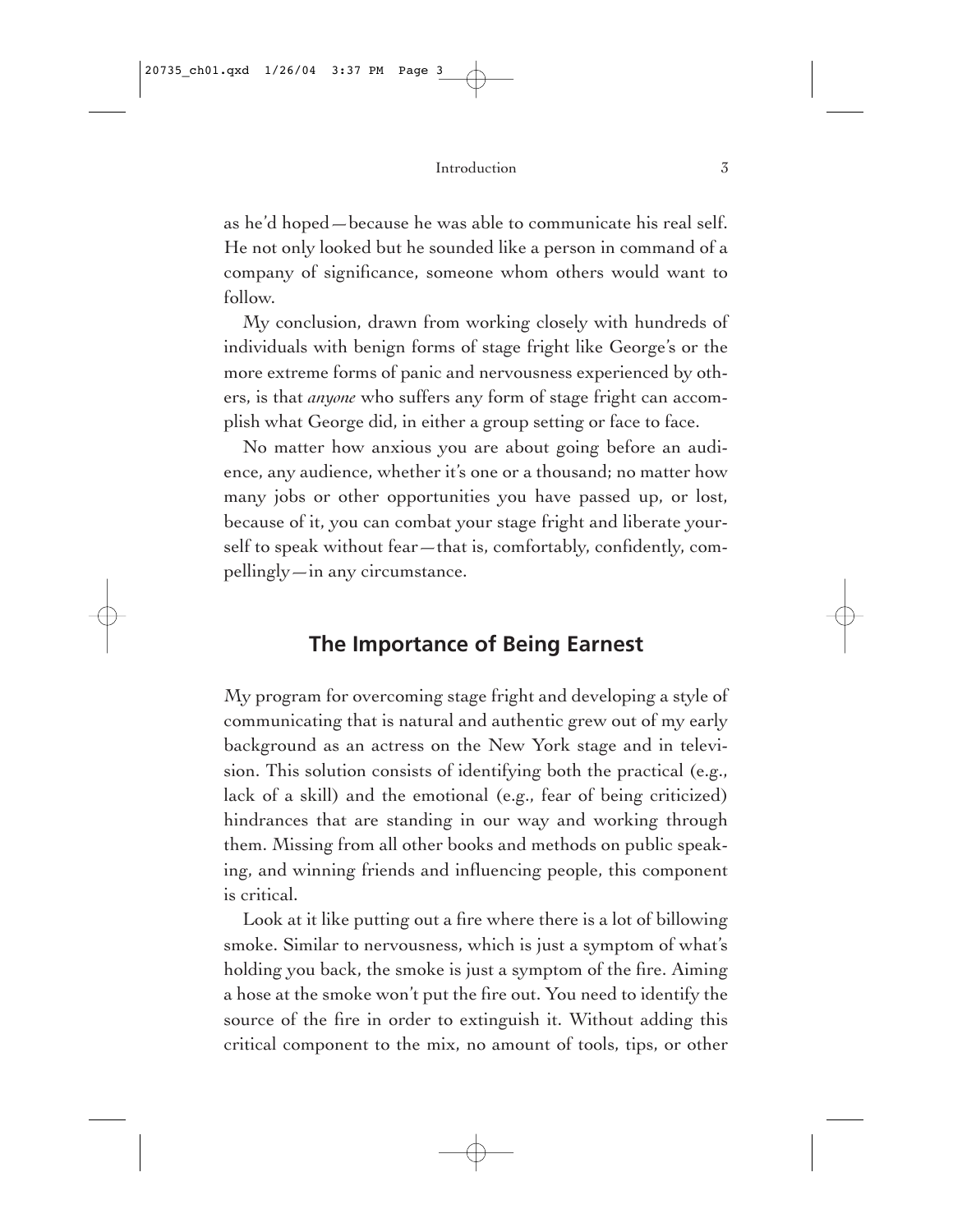as he'd hoped—because he was able to communicate his real self. He not only looked but he sounded like a person in command of a company of significance, someone whom others would want to follow.

My conclusion, drawn from working closely with hundreds of individuals with benign forms of stage fright like George's or the more extreme forms of panic and nervousness experienced by others, is that *anyone* who suffers any form of stage fright can accomplish what George did, in either a group setting or face to face.

No matter how anxious you are about going before an audience, any audience, whether it's one or a thousand; no matter how many jobs or other opportunities you have passed up, or lost, because of it, you can combat your stage fright and liberate yourself to speak without fear—that is, comfortably, confidently, compellingly—in any circumstance.

## The Importance of Being Earnest

My program for overcoming stage fright and developing a style of communicating that is natural and authentic grew out of my early background as an actress on the New York stage and in television. This solution consists of identifying both the practical (e.g., lack of a skill) and the emotional (e.g., fear of being criticized) hindrances that are standing in our way and working through them. Missing from all other books and methods on public speaking, and winning friends and influencing people, this component is critical.

Look at it like putting out a fire where there is a lot of billowing smoke. Similar to nervousness, which is just a symptom of what's holding you back, the smoke is just a symptom of the fire. Aiming a hose at the smoke won't put the fire out. You need to identify the source of the fire in order to extinguish it. Without adding this critical component to the mix, no amount of tools, tips, or other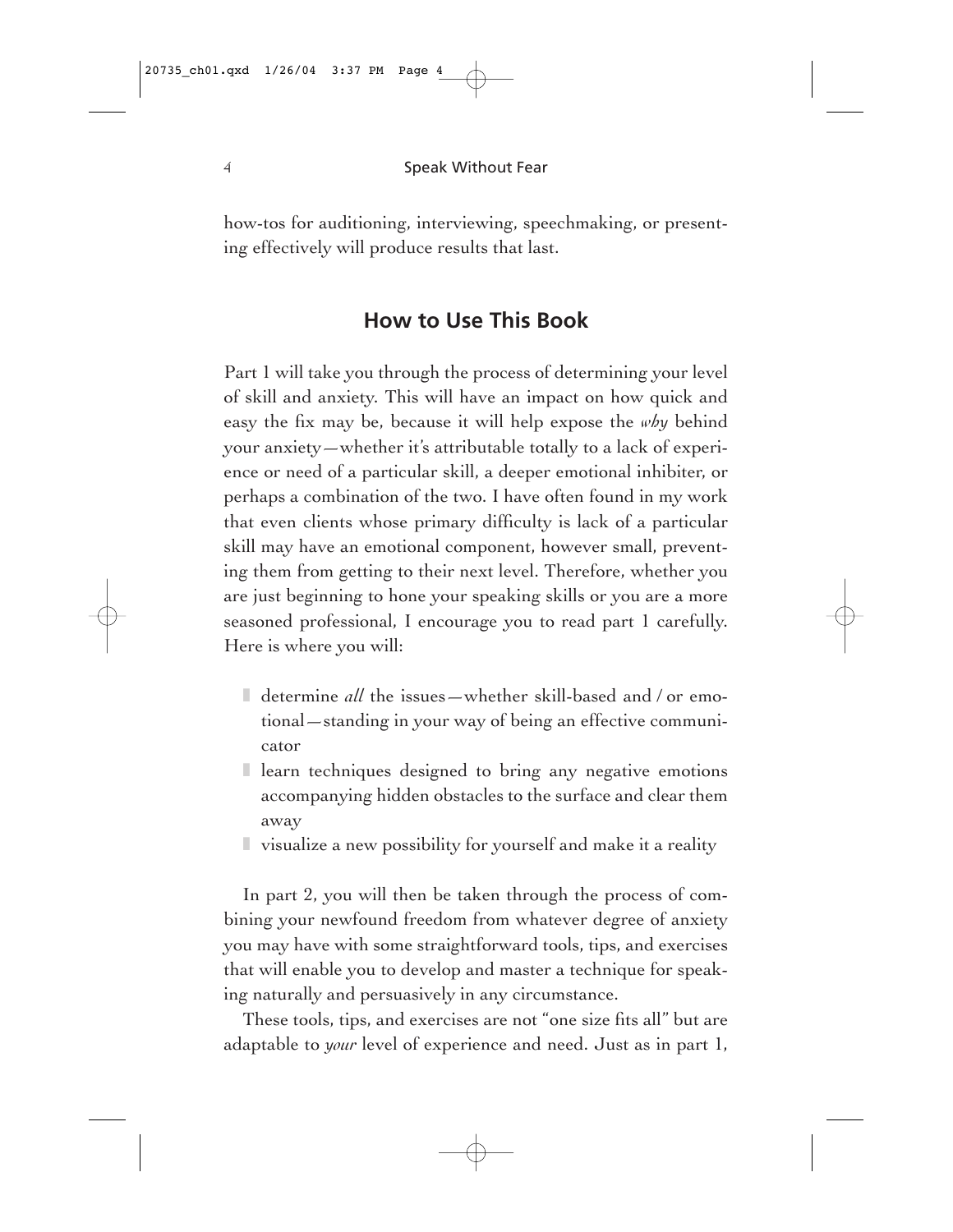how-tos for auditioning, interviewing, speechmaking, or presenting effectively will produce results that last.

## How to Use This Book

Part 1 will take you through the process of determining your level of skill and anxiety. This will have an impact on how quick and easy the fix may be, because it will help expose the *why* behind your anxiety—whether it's attributable totally to a lack of experience or need of a particular skill, a deeper emotional inhibiter, or perhaps a combination of the two. I have often found in my work that even clients whose primary difficulty is lack of a particular skill may have an emotional component, however small, preventing them from getting to their next level. Therefore, whether you are just beginning to hone your speaking skills or you are a more seasoned professional, I encourage you to read part 1 carefully. Here is where you will:

- determine *all* the issues—whether skill-based and / or emotional—standing in your way of being an effective communicator
- learn techniques designed to bring any negative emotions accompanying hidden obstacles to the surface and clear them away
- visualize a new possibility for yourself and make it a reality

In part 2, you will then be taken through the process of combining your newfound freedom from whatever degree of anxiety you may have with some straightforward tools, tips, and exercises that will enable you to develop and master a technique for speaking naturally and persuasively in any circumstance.

These tools, tips, and exercises are not "one size fits all" but are adaptable to *your* level of experience and need. Just as in part 1,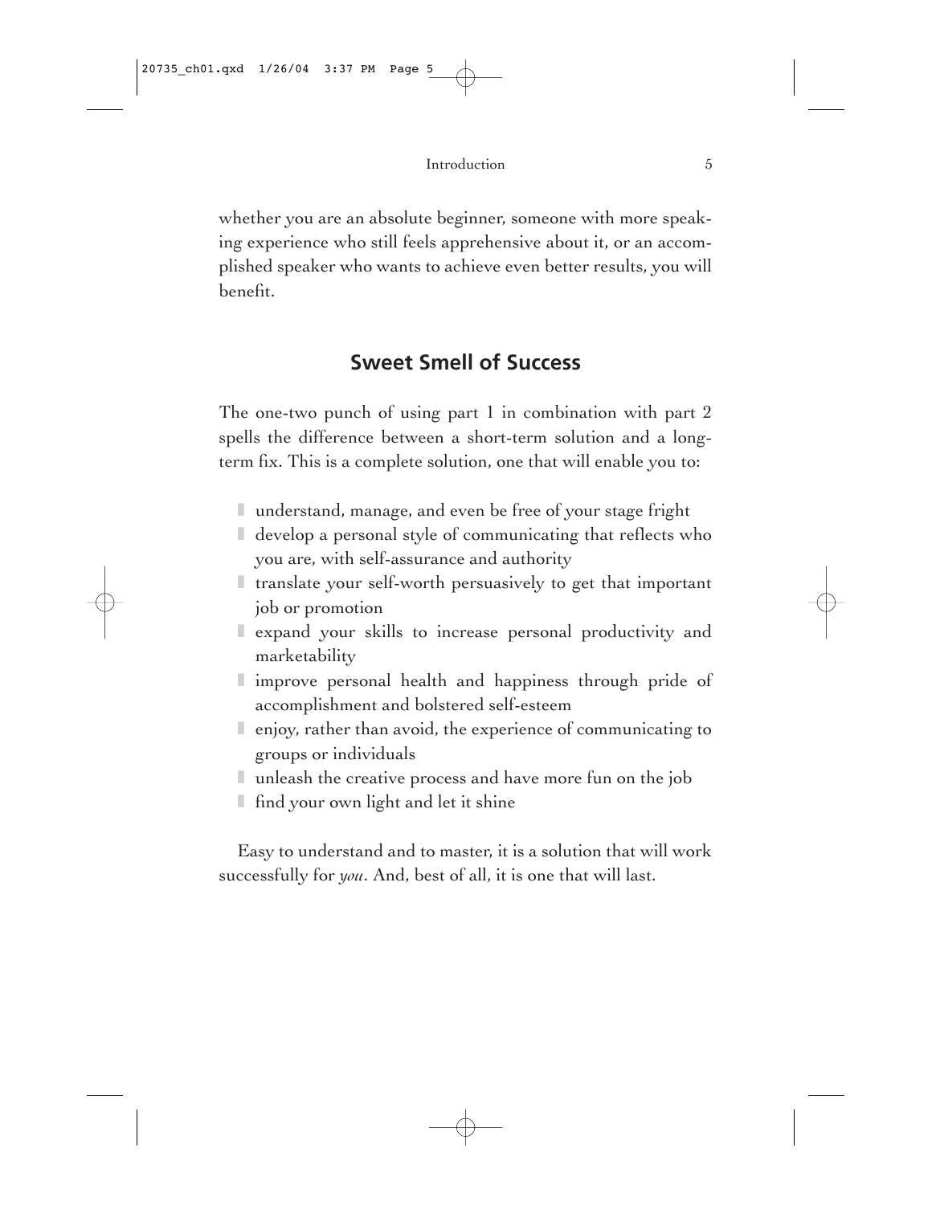whether you are an absolute beginner, someone with more speaking experience who still feels apprehensive about it, or an accomplished speaker who wants to achieve even better results, you will benefit.

## Sweet Smell of Success

The one-two punch of using part 1 in combination with part 2 spells the difference between a short-term solution and a long-term fix. This is a complete solution, one that will enable you to:

- understand, manage, and even be free of your stage fright
- develop a personal style of communicating that reflects who you are, with self-assurance and authority
- translate your self-worth persuasively to get that important job or promotion
- expand your skills to increase personal productivity and marketability
- improve personal health and happiness through pride of accomplishment and bolstered self-esteem
- enjoy, rather than avoid, the experience of communicating to groups or individuals
- unleash the creative process and have more fun on the job
- find your own light and let it shine

Easy to understand and to master, it is a solution that will work successfully for *you*. And, best of all, it is one that will last.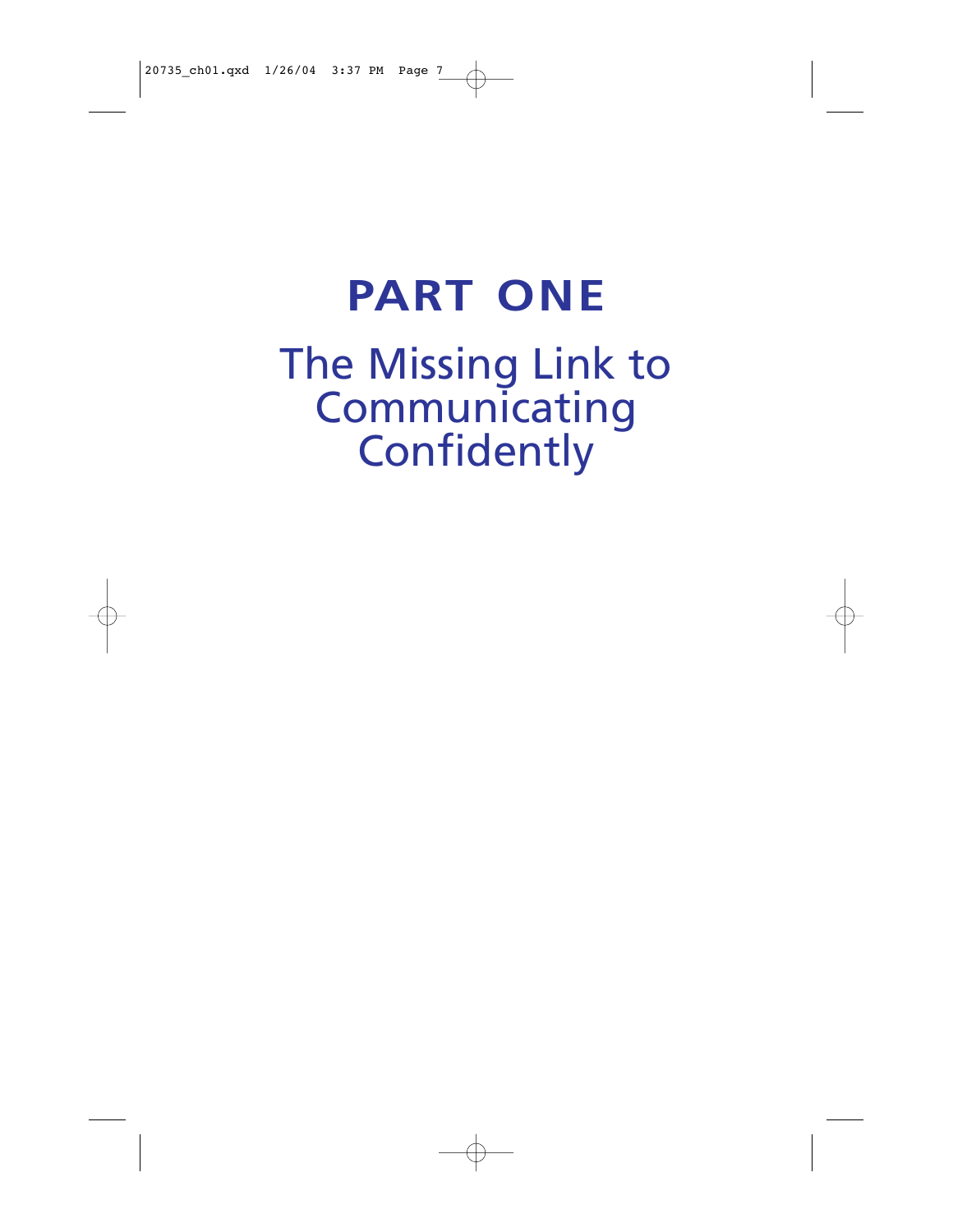# PART ONE

## The Missing Link to Communicating Confidently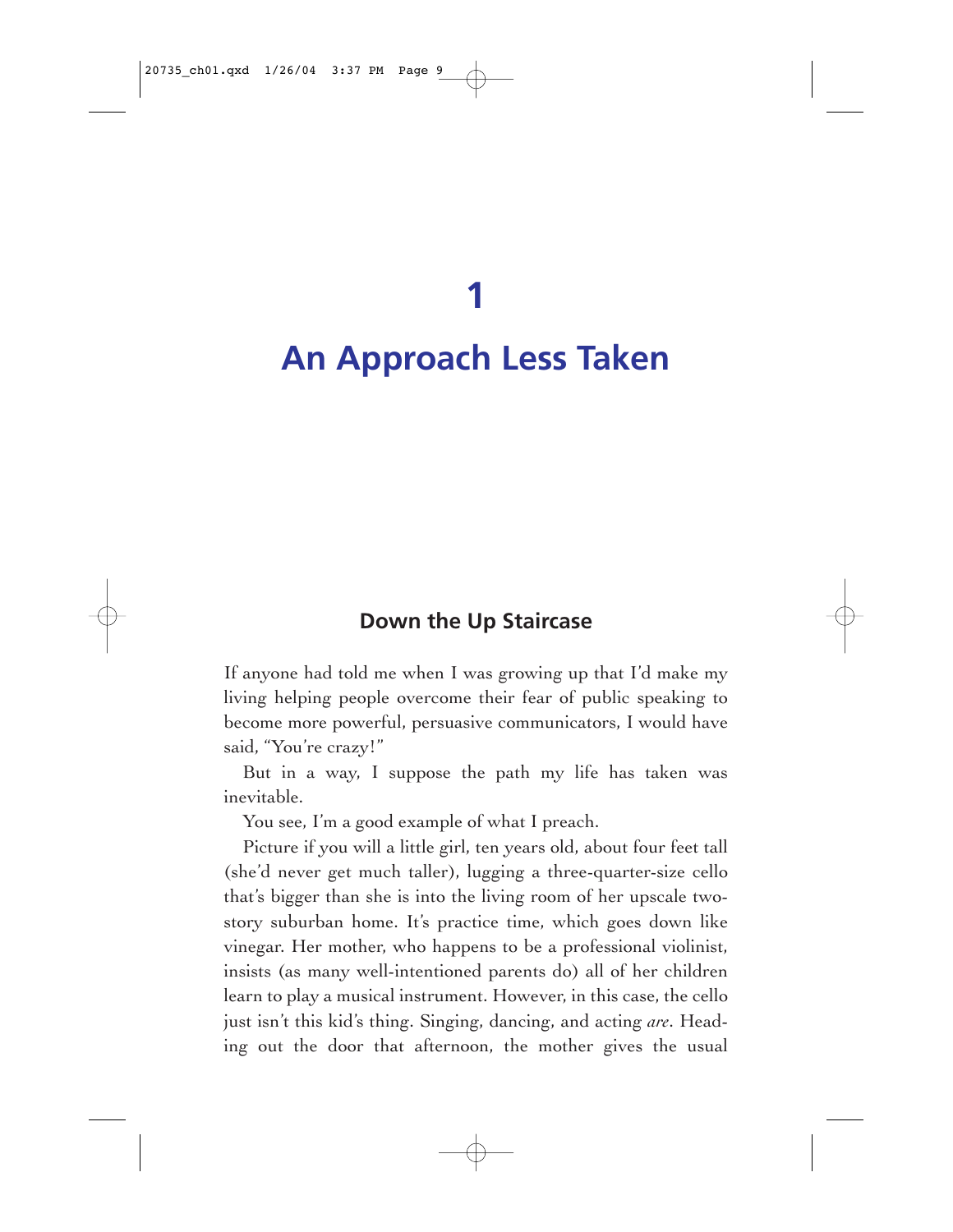# 1

# An Approach Less Taken

## Down the Up Staircase

If anyone had told me when I was growing up that I'd make my living helping people overcome their fear of public speaking to become more powerful, persuasive communicators, I would have said, "You're crazy!"

But in a way, I suppose the path my life has taken was inevitable.

You see, I'm a good example of what I preach.

Picture if you will a little girl, ten years old, about four feet tall (she'd never get much taller), lugging a three-quarter-size cello that's bigger than she is into the living room of her upscale two-story suburban home. It's practice time, which goes down like vinegar. Her mother, who happens to be a professional violinist, insists (as many well-intentioned parents do) all of her children learn to play a musical instrument. However, in this case, the cello just isn't this kid's thing. Singing, dancing, and acting *are*. Heading out the door that afternoon, the mother gives the usual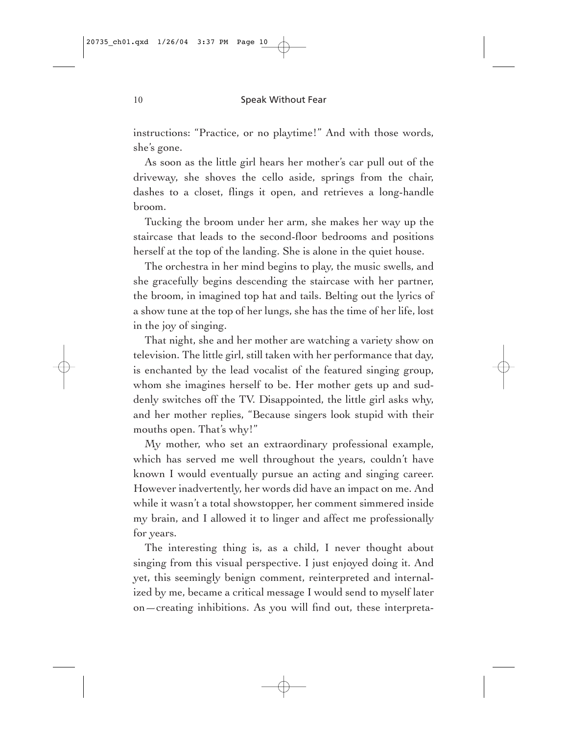instructions: "Practice, or no playtime!" And with those words, she's gone.

As soon as the little girl hears her mother's car pull out of the driveway, she shoves the cello aside, springs from the chair, dashes to a closet, flings it open, and retrieves a long-handle broom.

Tucking the broom under her arm, she makes her way up the staircase that leads to the second-floor bedrooms and positions herself at the top of the landing. She is alone in the quiet house.

The orchestra in her mind begins to play, the music swells, and she gracefully begins descending the staircase with her partner, the broom, in imagined top hat and tails. Belting out the lyrics of a show tune at the top of her lungs, she has the time of her life, lost in the joy of singing.

That night, she and her mother are watching a variety show on television. The little girl, still taken with her performance that day, is enchanted by the lead vocalist of the featured singing group, whom she imagines herself to be. Her mother gets up and suddenly switches off the TV. Disappointed, the little girl asks why, and her mother replies, "Because singers look stupid with their mouths open. That's why!"

My mother, who set an extraordinary professional example, which has served me well throughout the years, couldn't have known I would eventually pursue an acting and singing career. However inadvertently, her words did have an impact on me. And while it wasn't a total showstopper, her comment simmered inside my brain, and I allowed it to linger and affect me professionally for years.

The interesting thing is, as a child, I never thought about singing from this visual perspective. I just enjoyed doing it. And yet, this seemingly benign comment, reinterpreted and internalized by me, became a critical message I would send to myself later on—creating inhibitions. As you will find out, these interpreta-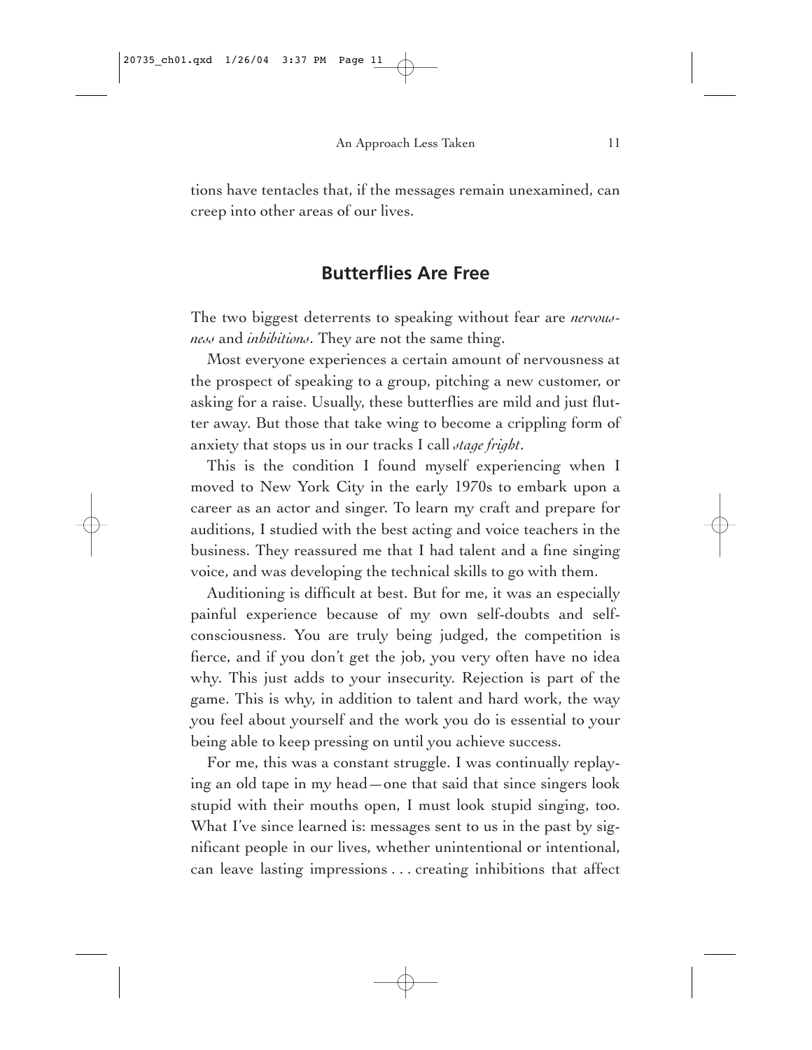tions have tentacles that, if the messages remain unexamined, can creep into other areas of our lives.

## Butterflies Are Free

The two biggest deterrents to speaking without fear are *nervousness* and *inhibitions*. They are not the same thing.

Most everyone experiences a certain amount of nervousness at the prospect of speaking to a group, pitching a new customer, or asking for a raise. Usually, these butterflies are mild and just flutter away. But those that take wing to become a crippling form of anxiety that stops us in our tracks I call *stage fright*.

This is the condition I found myself experiencing when I moved to New York City in the early 1970s to embark upon a career as an actor and singer. To learn my craft and prepare for auditions, I studied with the best acting and voice teachers in the business. They reassured me that I had talent and a fine singing voice, and was developing the technical skills to go with them.

Auditioning is difficult at best. But for me, it was an especially painful experience because of my own self-doubts and self-consciousness. You are truly being judged, the competition is fierce, and if you don't get the job, you very often have no idea why. This just adds to your insecurity. Rejection is part of the game. This is why, in addition to talent and hard work, the way you feel about yourself and the work you do is essential to your being able to keep pressing on until you achieve success.

For me, this was a constant struggle. I was continually replaying an old tape in my head—one that said that since singers look stupid with their mouths open, I must look stupid singing, too. What I've since learned is: messages sent to us in the past by significant people in our lives, whether unintentional or intentional, can leave lasting impressions . . . creating inhibitions that affect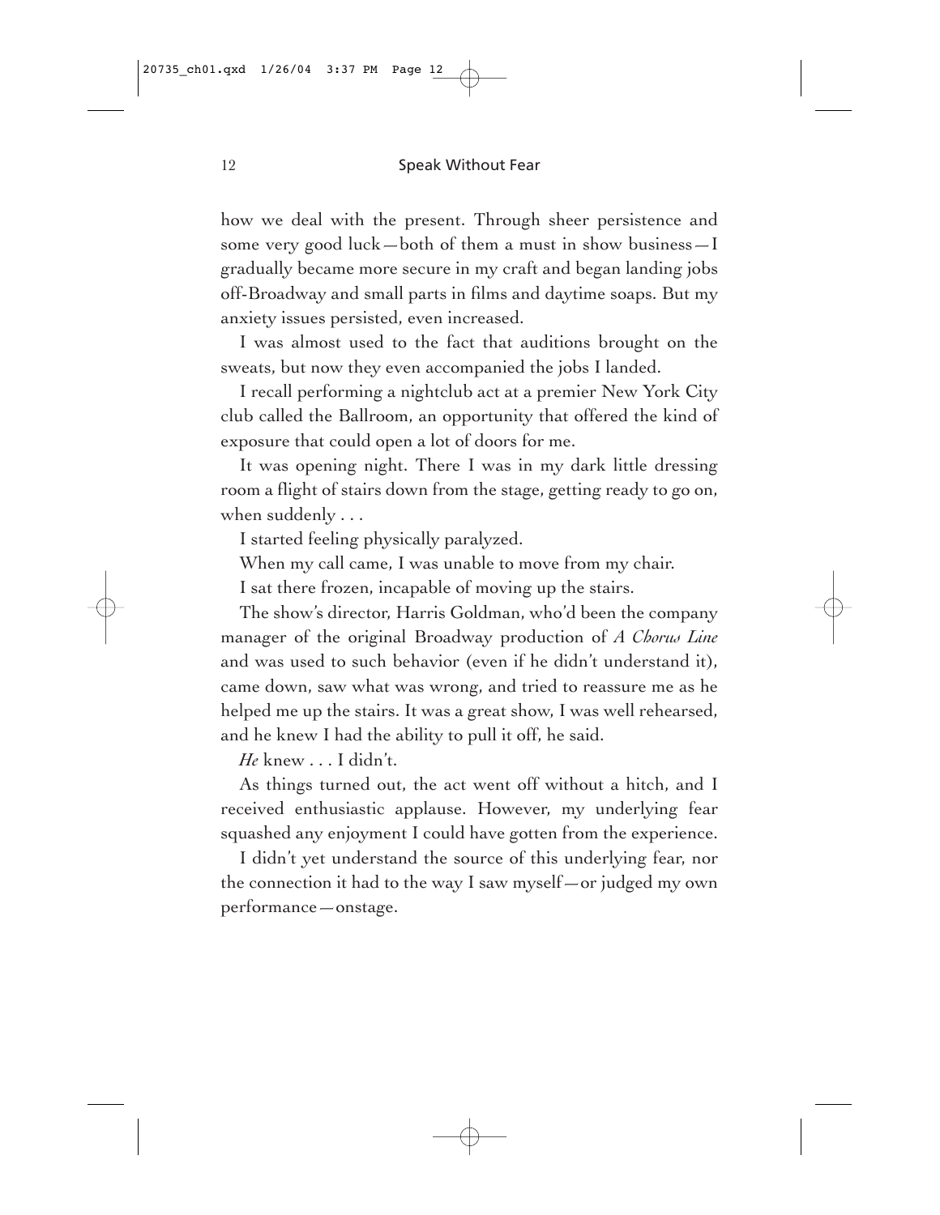how we deal with the present. Through sheer persistence and some very good luck—both of them a must in show business—I gradually became more secure in my craft and began landing jobs off-Broadway and small parts in films and daytime soaps. But my anxiety issues persisted, even increased.

I was almost used to the fact that auditions brought on the sweats, but now they even accompanied the jobs I landed.

I recall performing a nightclub act at a premier New York City club called the Ballroom, an opportunity that offered the kind of exposure that could open a lot of doors for me.

It was opening night. There I was in my dark little dressing room a flight of stairs down from the stage, getting ready to go on, when suddenly . . .

I started feeling physically paralyzed.

When my call came, I was unable to move from my chair.

I sat there frozen, incapable of moving up the stairs.

The show's director, Harris Goldman, who'd been the company manager of the original Broadway production of *A Chorus Line* and was used to such behavior (even if he didn't understand it), came down, saw what was wrong, and tried to reassure me as he helped me up the stairs. It was a great show, I was well rehearsed, and he knew I had the ability to pull it off, he said.

*He* knew . . . I didn't.

As things turned out, the act went off without a hitch, and I received enthusiastic applause. However, my underlying fear squashed any enjoyment I could have gotten from the experience.

I didn't yet understand the source of this underlying fear, nor the connection it had to the way I saw myself—or judged my own performance—onstage.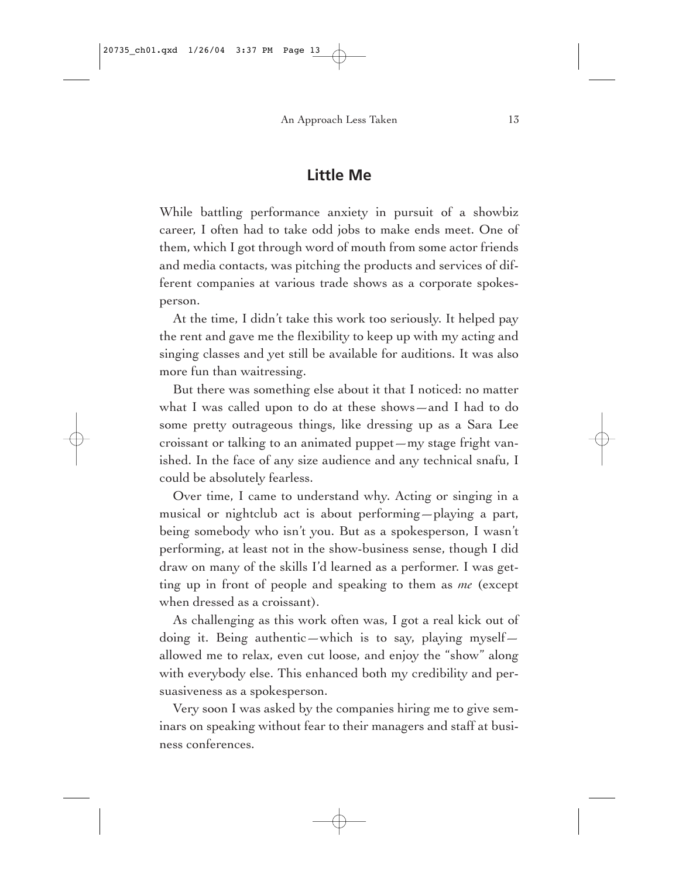## Little Me

While battling performance anxiety in pursuit of a showbiz career, I often had to take odd jobs to make ends meet. One of them, which I got through word of mouth from some actor friends and media contacts, was pitching the products and services of different companies at various trade shows as a corporate spokesperson.

At the time, I didn't take this work too seriously. It helped pay the rent and gave me the flexibility to keep up with my acting and singing classes and yet still be available for auditions. It was also more fun than waitressing.

But there was something else about it that I noticed: no matter what I was called upon to do at these shows—and I had to do some pretty outrageous things, like dressing up as a Sara Lee croissant or talking to an animated puppet—my stage fright vanished. In the face of any size audience and any technical snafu, I could be absolutely fearless.

Over time, I came to understand why. Acting or singing in a musical or nightclub act is about performing—playing a part, being somebody who isn't you. But as a spokesperson, I wasn't performing, at least not in the show-business sense, though I did draw on many of the skills I'd learned as a performer. I was getting up in front of people and speaking to them as *me* (except when dressed as a croissant).

As challenging as this work often was, I got a real kick out of doing it. Being authentic—which is to say, playing myself—allowed me to relax, even cut loose, and enjoy the "show" along with everybody else. This enhanced both my credibility and persuasiveness as a spokesperson.

Very soon I was asked by the companies hiring me to give seminars on speaking without fear to their managers and staff at business conferences.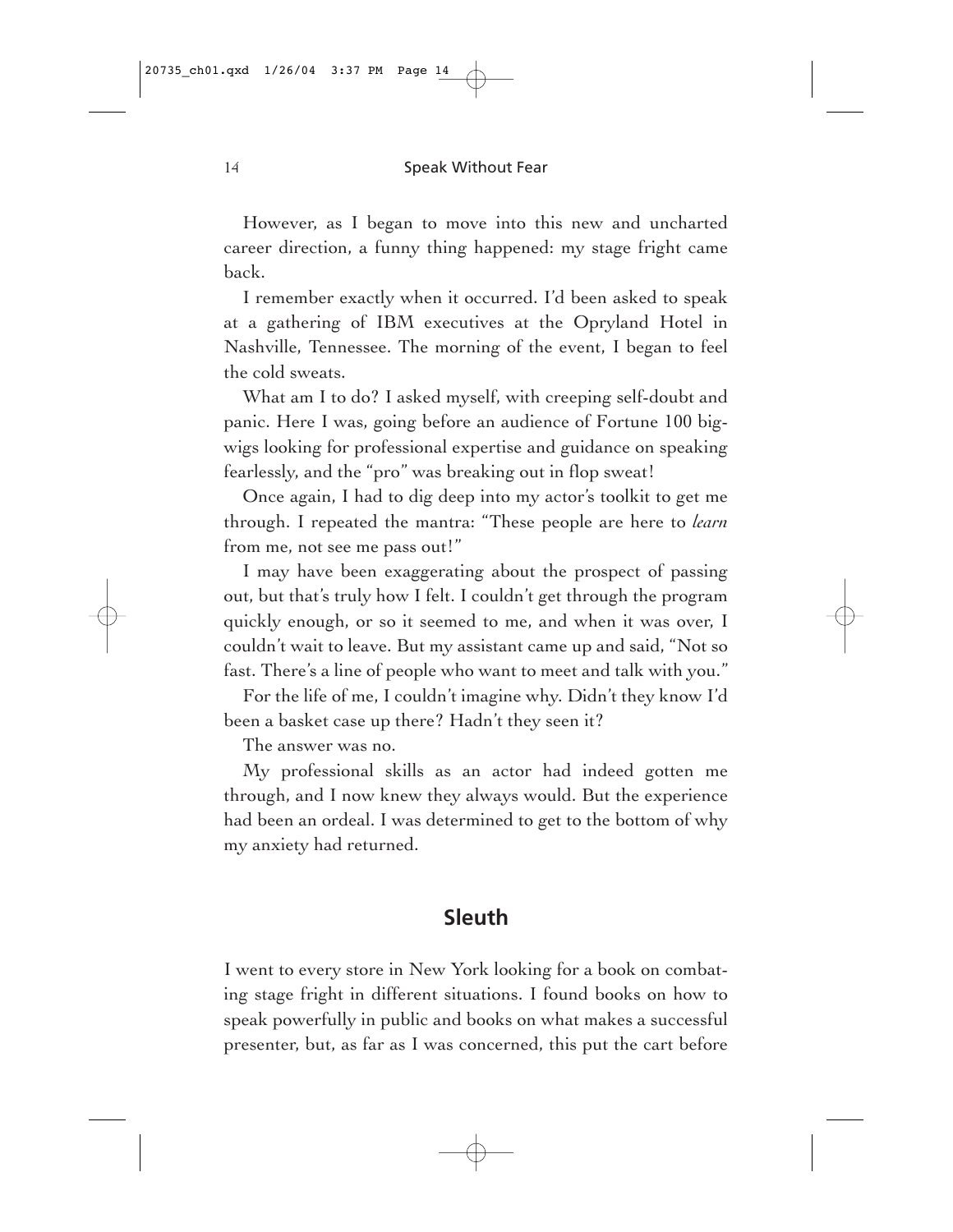However, as I began to move into this new and uncharted career direction, a funny thing happened: my stage fright came back.

I remember exactly when it occurred. I'd been asked to speak at a gathering of IBM executives at the Opryland Hotel in Nashville, Tennessee. The morning of the event, I began to feel the cold sweats.

What am I to do? I asked myself, with creeping self-doubt and panic. Here I was, going before an audience of Fortune 100 bigwigs looking for professional expertise and guidance on speaking fearlessly, and the "pro" was breaking out in flop sweat!

Once again, I had to dig deep into my actor's toolkit to get me through. I repeated the mantra: "These people are here to *learn* from me, not see me pass out!"

I may have been exaggerating about the prospect of passing out, but that's truly how I felt. I couldn't get through the program quickly enough, or so it seemed to me, and when it was over, I couldn't wait to leave. But my assistant came up and said, "Not so fast. There's a line of people who want to meet and talk with you."

For the life of me, I couldn't imagine why. Didn't they know I'd been a basket case up there? Hadn't they seen it?

The answer was no.

My professional skills as an actor had indeed gotten me through, and I now knew they always would. But the experience had been an ordeal. I was determined to get to the bottom of why my anxiety had returned.

## Sleuth

I went to every store in New York looking for a book on combating stage fright in different situations. I found books on how to speak powerfully in public and books on what makes a successful presenter, but, as far as I was concerned, this put the cart before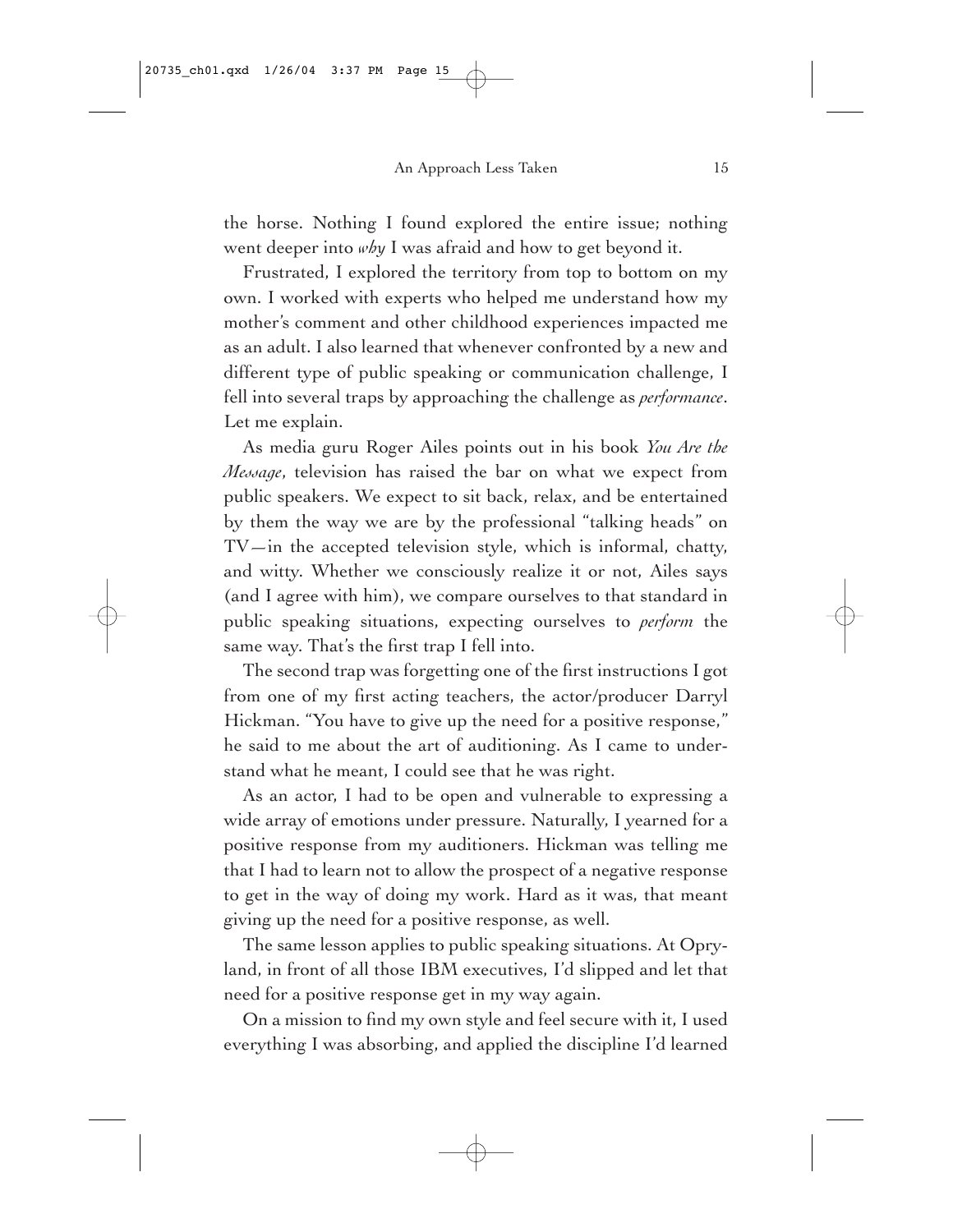the horse. Nothing I found explored the entire issue; nothing went deeper into *why* I was afraid and how to get beyond it.

Frustrated, I explored the territory from top to bottom on my own. I worked with experts who helped me understand how my mother's comment and other childhood experiences impacted me as an adult. I also learned that whenever confronted by a new and different type of public speaking or communication challenge, I fell into several traps by approaching the challenge as *performance*. Let me explain.

As media guru Roger Ailes points out in his book *You Are the Message*, television has raised the bar on what we expect from public speakers. We expect to sit back, relax, and be entertained by them the way we are by the professional "talking heads" on TV—in the accepted television style, which is informal, chatty, and witty. Whether we consciously realize it or not, Ailes says (and I agree with him), we compare ourselves to that standard in public speaking situations, expecting ourselves to *perform* the same way. That's the first trap I fell into.

The second trap was forgetting one of the first instructions I got from one of my first acting teachers, the actor/producer Darryl Hickman. "You have to give up the need for a positive response," he said to me about the art of auditioning. As I came to understand what he meant, I could see that he was right.

As an actor, I had to be open and vulnerable to expressing a wide array of emotions under pressure. Naturally, I yearned for a positive response from my auditioners. Hickman was telling me that I had to learn not to allow the prospect of a negative response to get in the way of doing my work. Hard as it was, that meant giving up the need for a positive response, as well.

The same lesson applies to public speaking situations. At Opryland, in front of all those IBM executives, I'd slipped and let that need for a positive response get in my way again.

On a mission to find my own style and feel secure with it, I used everything I was absorbing, and applied the discipline I'd learned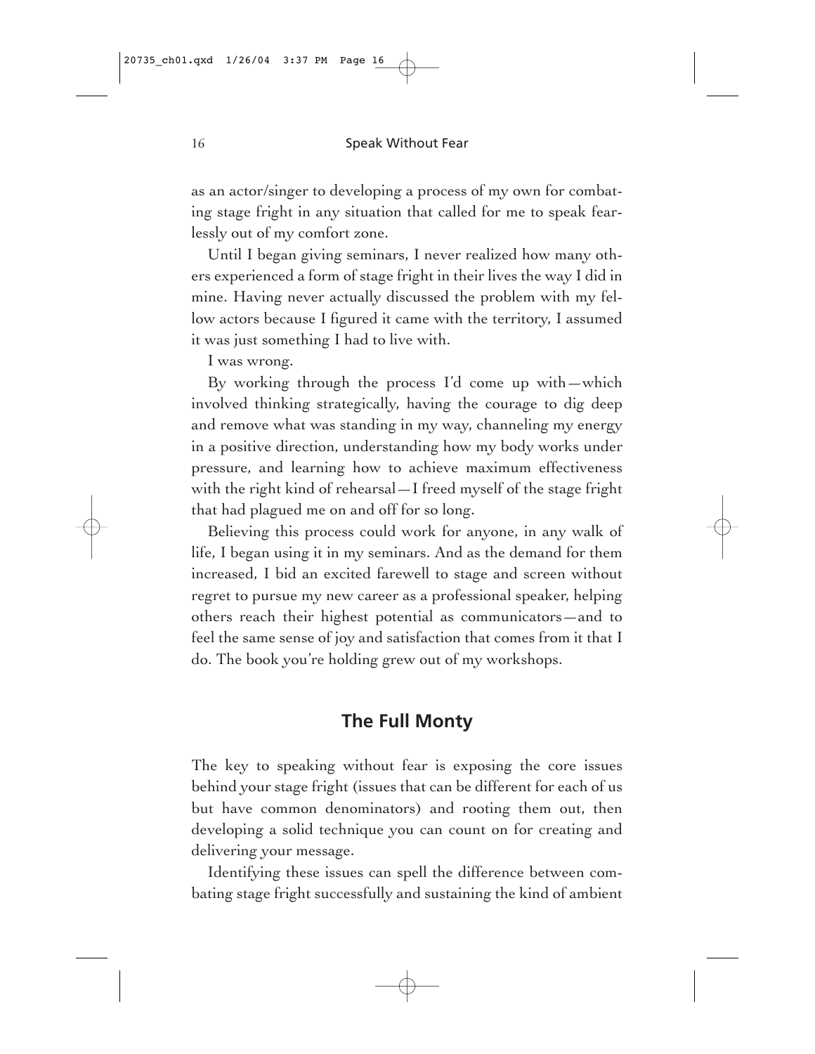as an actor/singer to developing a process of my own for combating stage fright in any situation that called for me to speak fearlessly out of my comfort zone.

Until I began giving seminars, I never realized how many others experienced a form of stage fright in their lives the way I did in mine. Having never actually discussed the problem with my fellow actors because I figured it came with the territory, I assumed it was just something I had to live with.

I was wrong.

By working through the process I'd come up with—which involved thinking strategically, having the courage to dig deep and remove what was standing in my way, channeling my energy in a positive direction, understanding how my body works under pressure, and learning how to achieve maximum effectiveness with the right kind of rehearsal—I freed myself of the stage fright that had plagued me on and off for so long.

Believing this process could work for anyone, in any walk of life, I began using it in my seminars. And as the demand for them increased, I bid an excited farewell to stage and screen without regret to pursue my new career as a professional speaker, helping others reach their highest potential as communicators—and to feel the same sense of joy and satisfaction that comes from it that I do. The book you're holding grew out of my workshops.

## The Full Monty

The key to speaking without fear is exposing the core issues behind your stage fright (issues that can be different for each of us but have common denominators) and rooting them out, then developing a solid technique you can count on for creating and delivering your message.

Identifying these issues can spell the difference between combating stage fright successfully and sustaining the kind of ambient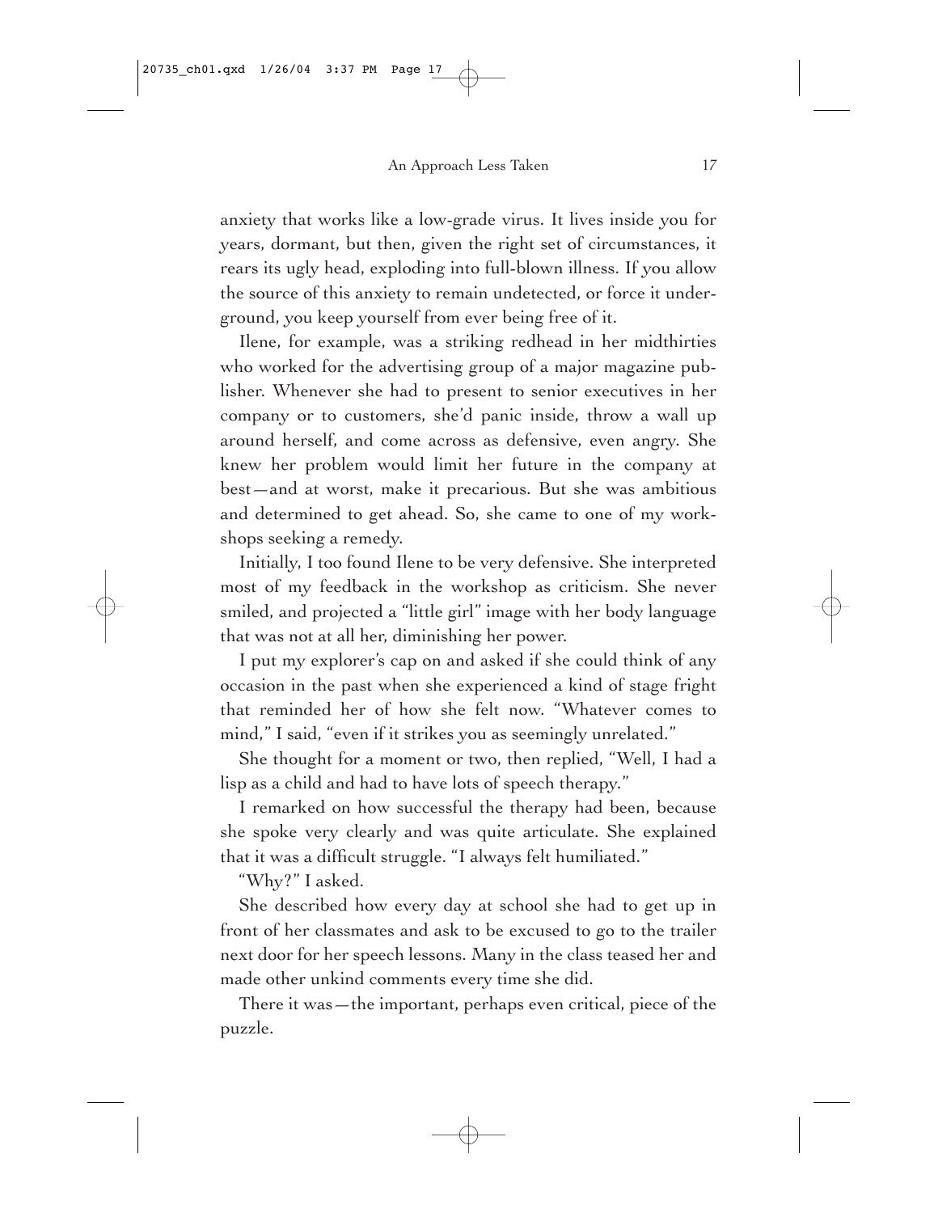anxiety that works like a low-grade virus. It lives inside you for years, dormant, but then, given the right set of circumstances, it rears its ugly head, exploding into full-blown illness. If you allow the source of this anxiety to remain undetected, or force it underground, you keep yourself from ever being free of it.

Ilene, for example, was a striking redhead in her midthirties who worked for the advertising group of a major magazine publisher. Whenever she had to present to senior executives in her company or to customers, she'd panic inside, throw a wall up around herself, and come across as defensive, even angry. She knew her problem would limit her future in the company at best—and at worst, make it precarious. But she was ambitious and determined to get ahead. So, she came to one of my workshops seeking a remedy.

Initially, I too found Ilene to be very defensive. She interpreted most of my feedback in the workshop as criticism. She never smiled, and projected a "little girl" image with her body language that was not at all her, diminishing her power.

I put my explorer's cap on and asked if she could think of any occasion in the past when she experienced a kind of stage fright that reminded her of how she felt now. "Whatever comes to mind," I said, "even if it strikes you as seemingly unrelated."

She thought for a moment or two, then replied, "Well, I had a lisp as a child and had to have lots of speech therapy."

I remarked on how successful the therapy had been, because she spoke very clearly and was quite articulate. She explained that it was a difficult struggle. "I always felt humiliated."

"Why?" I asked.

She described how every day at school she had to get up in front of her classmates and ask to be excused to go to the trailer next door for her speech lessons. Many in the class teased her and made other unkind comments every time she did.

There it was—the important, perhaps even critical, piece of the puzzle.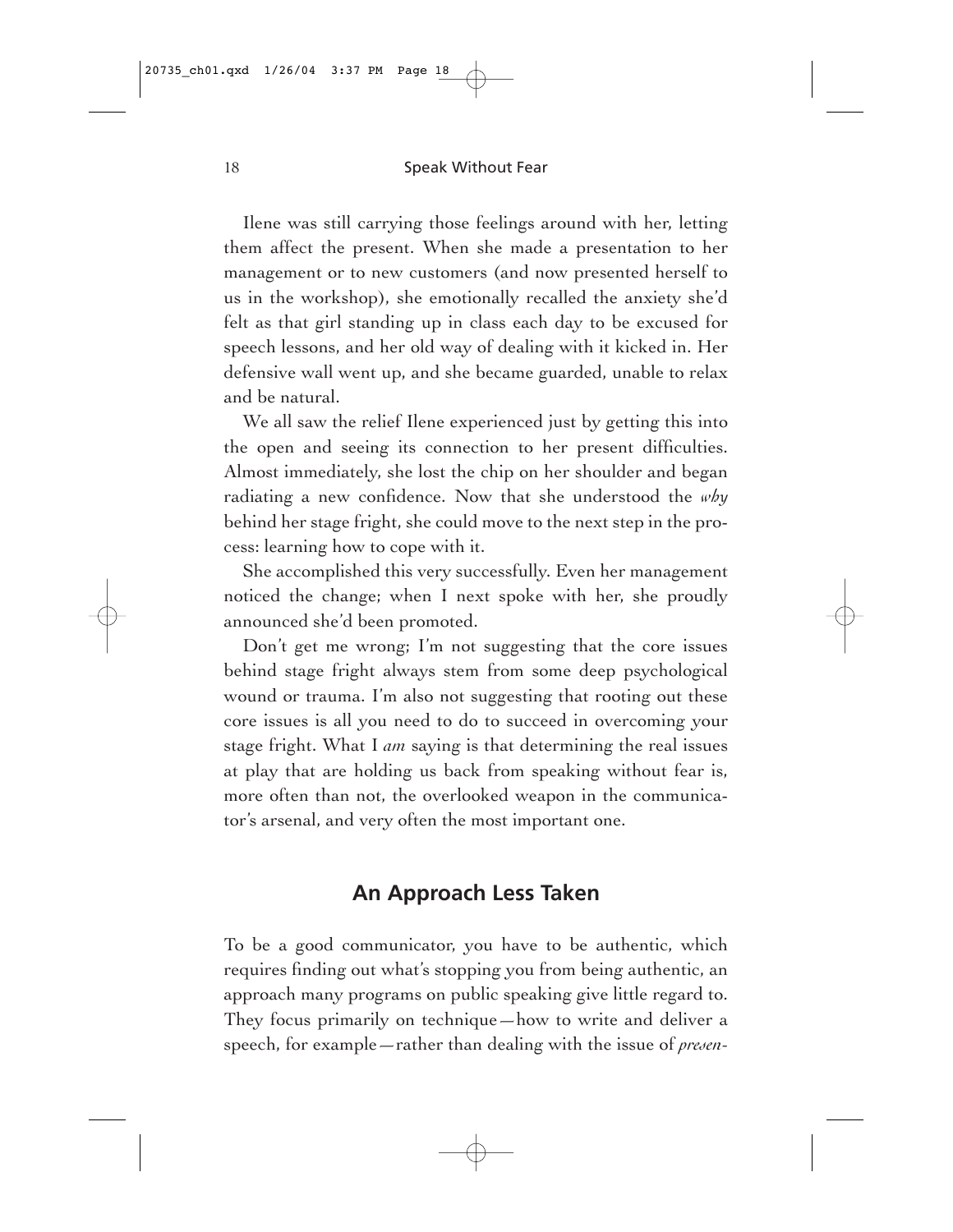Ilene was still carrying those feelings around with her, letting them affect the present. When she made a presentation to her management or to new customers (and now presented herself to us in the workshop), she emotionally recalled the anxiety she'd felt as that girl standing up in class each day to be excused for speech lessons, and her old way of dealing with it kicked in. Her defensive wall went up, and she became guarded, unable to relax and be natural.

We all saw the relief Ilene experienced just by getting this into the open and seeing its connection to her present difficulties. Almost immediately, she lost the chip on her shoulder and began radiating a new confidence. Now that she understood the *why* behind her stage fright, she could move to the next step in the process: learning how to cope with it.

She accomplished this very successfully. Even her management noticed the change; when I next spoke with her, she proudly announced she'd been promoted.

Don't get me wrong; I'm not suggesting that the core issues behind stage fright always stem from some deep psychological wound or trauma. I'm also not suggesting that rooting out these core issues is all you need to do to succeed in overcoming your stage fright. What I *am* saying is that determining the real issues at play that are holding us back from speaking without fear is, more often than not, the overlooked weapon in the communicator's arsenal, and very often the most important one.

## An Approach Less Taken

To be a good communicator, you have to be authentic, which requires finding out what's stopping you from being authentic, an approach many programs on public speaking give little regard to. They focus primarily on technique—how to write and deliver a speech, for example—rather than dealing with the issue of *presen-*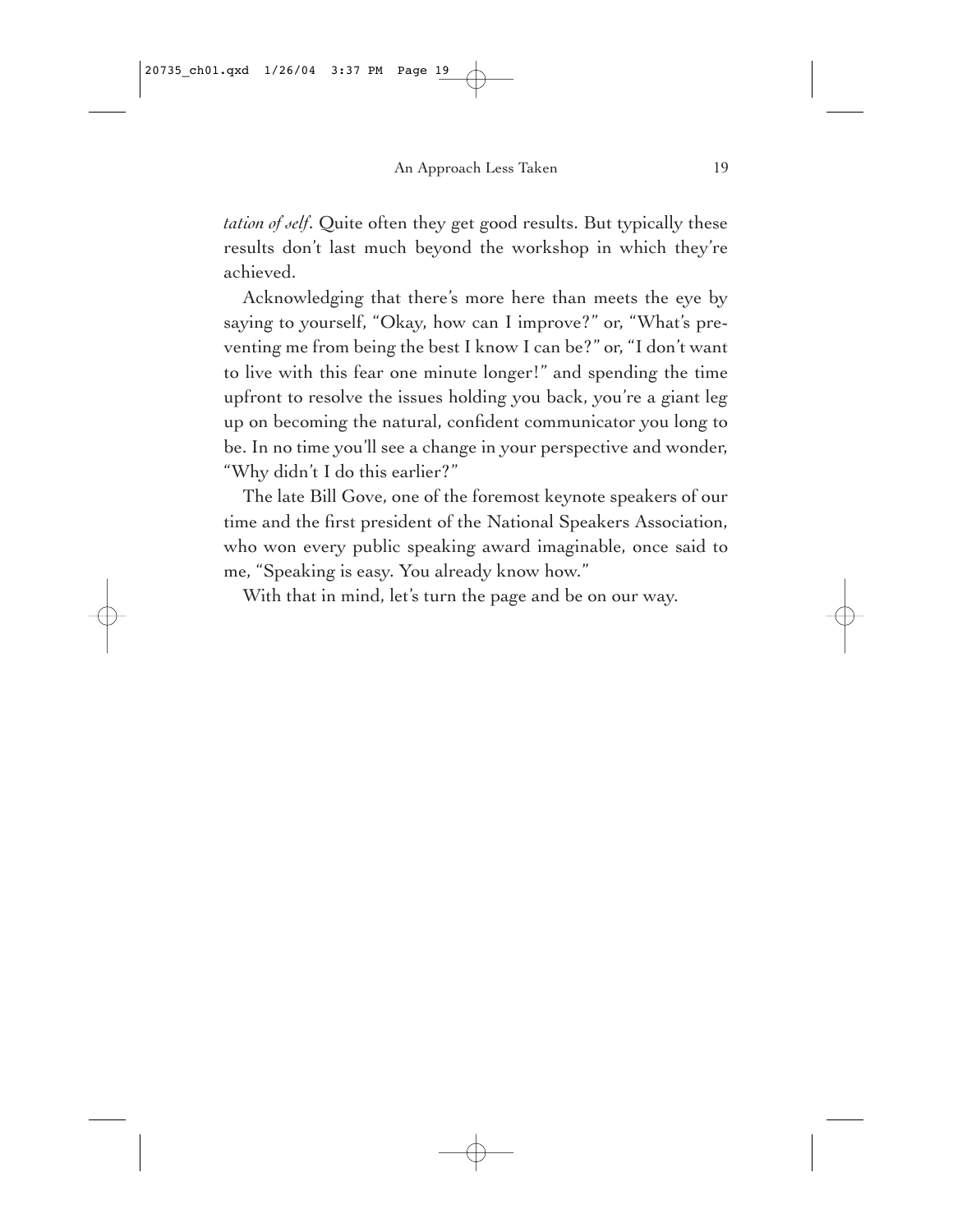*tation of self*. Quite often they get good results. But typically these results don't last much beyond the workshop in which they're achieved.

Acknowledging that there's more here than meets the eye by saying to yourself, "Okay, how can I improve?" or, "What's preventing me from being the best I know I can be?" or, "I don't want to live with this fear one minute longer!" and spending the time upfront to resolve the issues holding you back, you're a giant leg up on becoming the natural, confident communicator you long to be. In no time you'll see a change in your perspective and wonder, "Why didn't I do this earlier?"

The late Bill Gove, one of the foremost keynote speakers of our time and the first president of the National Speakers Association, who won every public speaking award imaginable, once said to me, "Speaking is easy. You already know how."

With that in mind, let's turn the page and be on our way.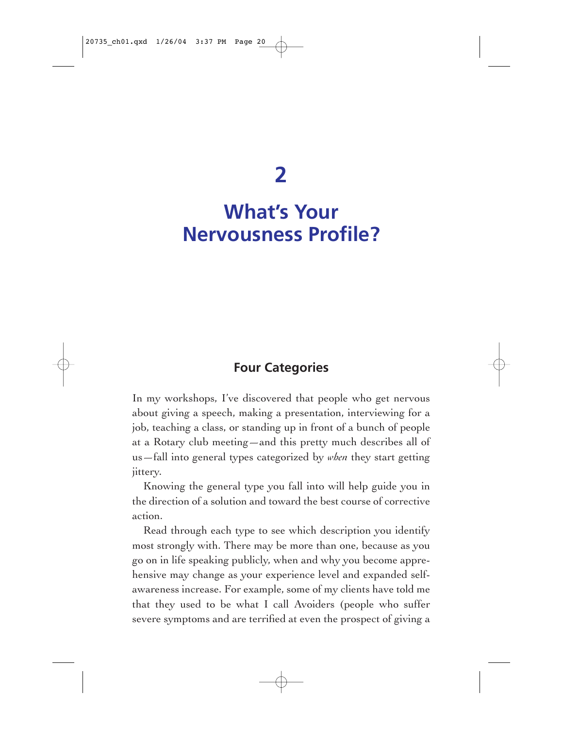# 2

# What's Your Nervousness Profile?

## Four Categories

In my workshops, I've discovered that people who get nervous about giving a speech, making a presentation, interviewing for a job, teaching a class, or standing up in front of a bunch of people at a Rotary club meeting—and this pretty much describes all of us—fall into general types categorized by *when* they start getting jittery.

Knowing the general type you fall into will help guide you in the direction of a solution and toward the best course of corrective action.

Read through each type to see which description you identify most strongly with. There may be more than one, because as you go on in life speaking publicly, when and why you become apprehensive may change as your experience level and expanded self-awareness increase. For example, some of my clients have told me that they used to be what I call Avoiders (people who suffer severe symptoms and are terrified at even the prospect of giving a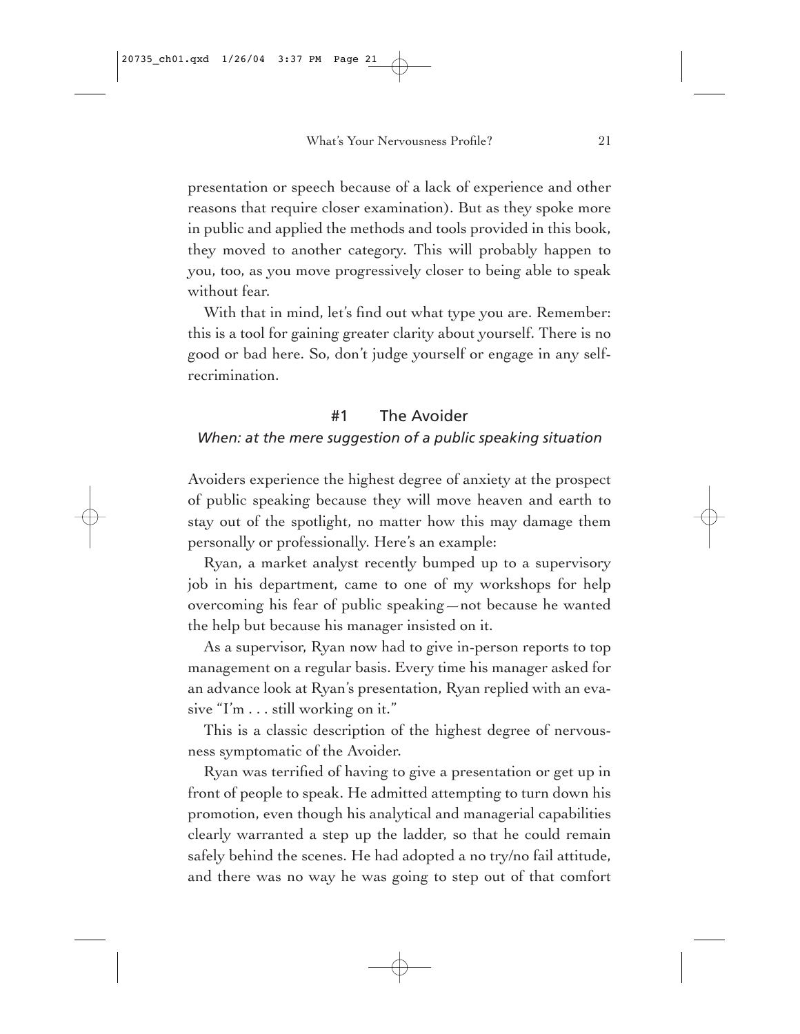presentation or speech because of a lack of experience and other reasons that require closer examination). But as they spoke more in public and applied the methods and tools provided in this book, they moved to another category. This will probably happen to you, too, as you move progressively closer to being able to speak without fear.

With that in mind, let's find out what type you are. Remember: this is a tool for gaining greater clarity about yourself. There is no good or bad here. So, don't judge yourself or engage in any self-recrimination.

## #1 The Avoider

*When: at the mere suggestion of a public speaking situation*

Avoiders experience the highest degree of anxiety at the prospect of public speaking because they will move heaven and earth to stay out of the spotlight, no matter how this may damage them personally or professionally. Here's an example:

Ryan, a market analyst recently bumped up to a supervisory job in his department, came to one of my workshops for help overcoming his fear of public speaking—not because he wanted the help but because his manager insisted on it.

As a supervisor, Ryan now had to give in-person reports to top management on a regular basis. Every time his manager asked for an advance look at Ryan's presentation, Ryan replied with an evasive "I'm . . . still working on it."

This is a classic description of the highest degree of nervousness symptomatic of the Avoider.

Ryan was terrified of having to give a presentation or get up in front of people to speak. He admitted attempting to turn down his promotion, even though his analytical and managerial capabilities clearly warranted a step up the ladder, so that he could remain safely behind the scenes. He had adopted a no try/no fail attitude, and there was no way he was going to step out of that comfort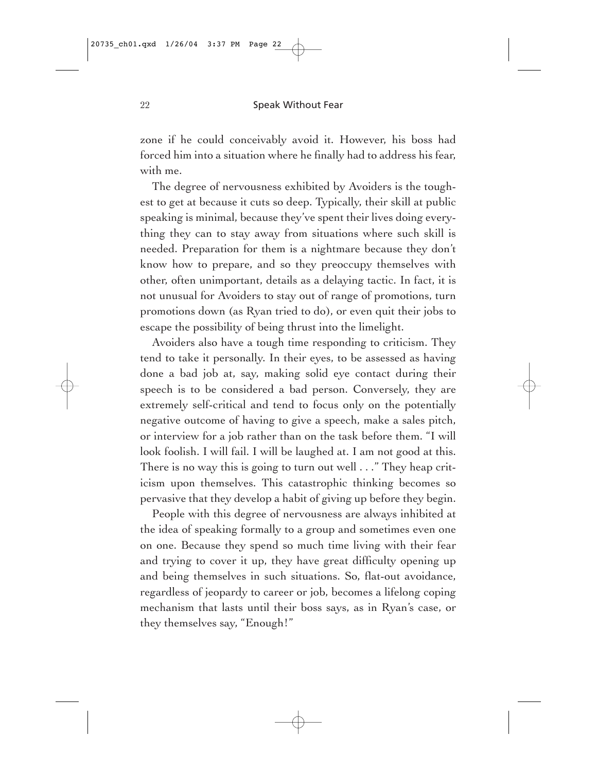zone if he could conceivably avoid it. However, his boss had forced him into a situation where he finally had to address his fear, with me.

The degree of nervousness exhibited by Avoiders is the toughest to get at because it cuts so deep. Typically, their skill at public speaking is minimal, because they've spent their lives doing everything they can to stay away from situations where such skill is needed. Preparation for them is a nightmare because they don't know how to prepare, and so they preoccupy themselves with other, often unimportant, details as a delaying tactic. In fact, it is not unusual for Avoiders to stay out of range of promotions, turn promotions down (as Ryan tried to do), or even quit their jobs to escape the possibility of being thrust into the limelight.

Avoiders also have a tough time responding to criticism. They tend to take it personally. In their eyes, to be assessed as having done a bad job at, say, making solid eye contact during their speech is to be considered a bad person. Conversely, they are extremely self-critical and tend to focus only on the potentially negative outcome of having to give a speech, make a sales pitch, or interview for a job rather than on the task before them. "I will look foolish. I will fail. I will be laughed at. I am not good at this. There is no way this is going to turn out well . . ." They heap criticism upon themselves. This catastrophic thinking becomes so pervasive that they develop a habit of giving up before they begin.

People with this degree of nervousness are always inhibited at the idea of speaking formally to a group and sometimes even one on one. Because they spend so much time living with their fear and trying to cover it up, they have great difficulty opening up and being themselves in such situations. So, flat-out avoidance, regardless of jeopardy to career or job, becomes a lifelong coping mechanism that lasts until their boss says, as in Ryan's case, or they themselves say, "Enough!"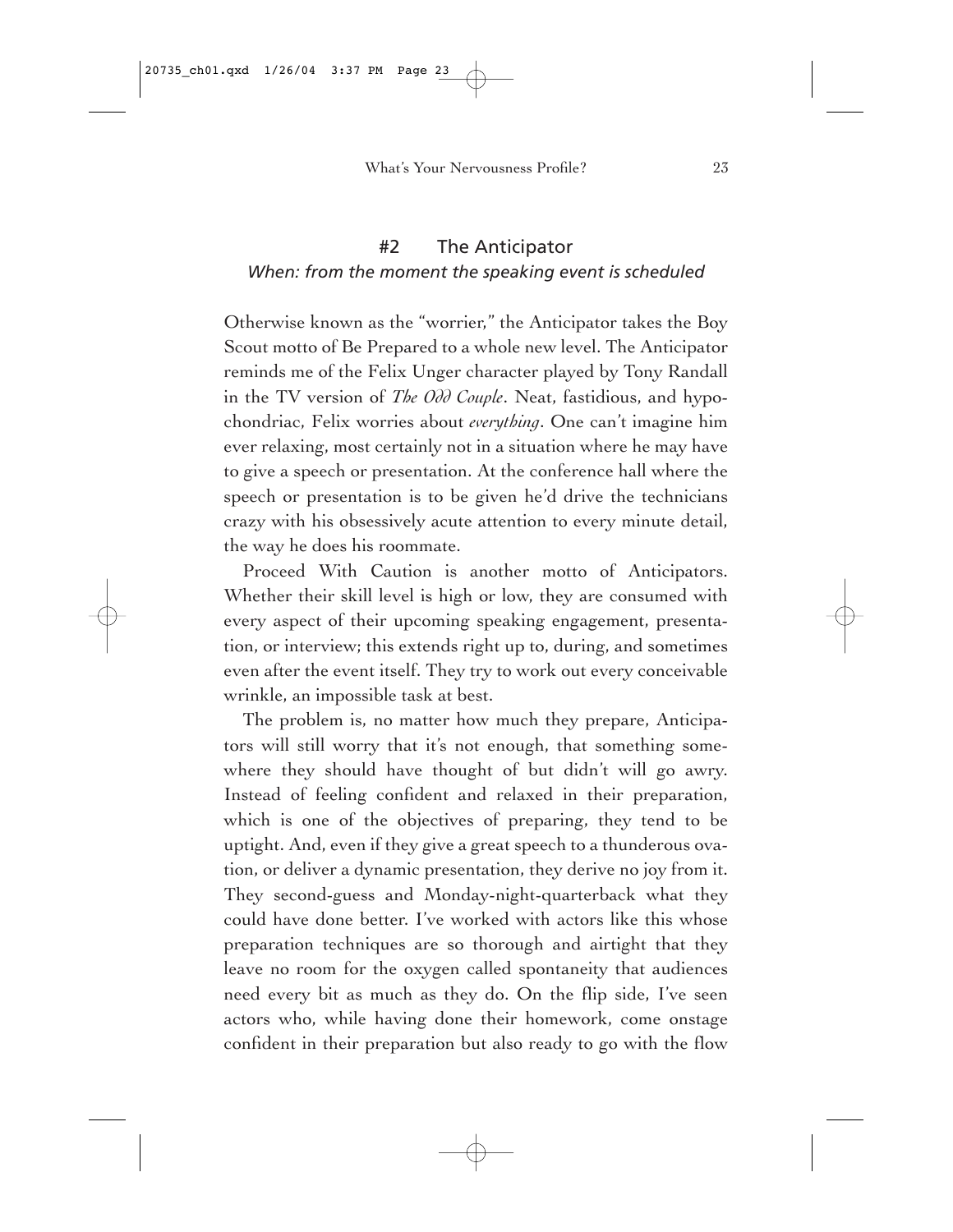## #2 The Anticipator

*When: from the moment the speaking event is scheduled*

Otherwise known as the "worrier," the Anticipator takes the Boy Scout motto of Be Prepared to a whole new level. The Anticipator reminds me of the Felix Unger character played by Tony Randall in the TV version of *The Odd Couple*. Neat, fastidious, and hypochondriac, Felix worries about *everything*. One can't imagine him ever relaxing, most certainly not in a situation where he may have to give a speech or presentation. At the conference hall where the speech or presentation is to be given he'd drive the technicians crazy with his obsessively acute attention to every minute detail, the way he does his roommate.

Proceed With Caution is another motto of Anticipators. Whether their skill level is high or low, they are consumed with every aspect of their upcoming speaking engagement, presentation, or interview; this extends right up to, during, and sometimes even after the event itself. They try to work out every conceivable wrinkle, an impossible task at best.

The problem is, no matter how much they prepare, Anticipators will still worry that it's not enough, that something somewhere they should have thought of but didn't will go awry. Instead of feeling confident and relaxed in their preparation, which is one of the objectives of preparing, they tend to be uptight. And, even if they give a great speech to a thunderous ovation, or deliver a dynamic presentation, they derive no joy from it. They second-guess and Monday-night-quarterback what they could have done better. I've worked with actors like this whose preparation techniques are so thorough and airtight that they leave no room for the oxygen called spontaneity that audiences need every bit as much as they do. On the flip side, I've seen actors who, while having done their homework, come onstage confident in their preparation but also ready to go with the flow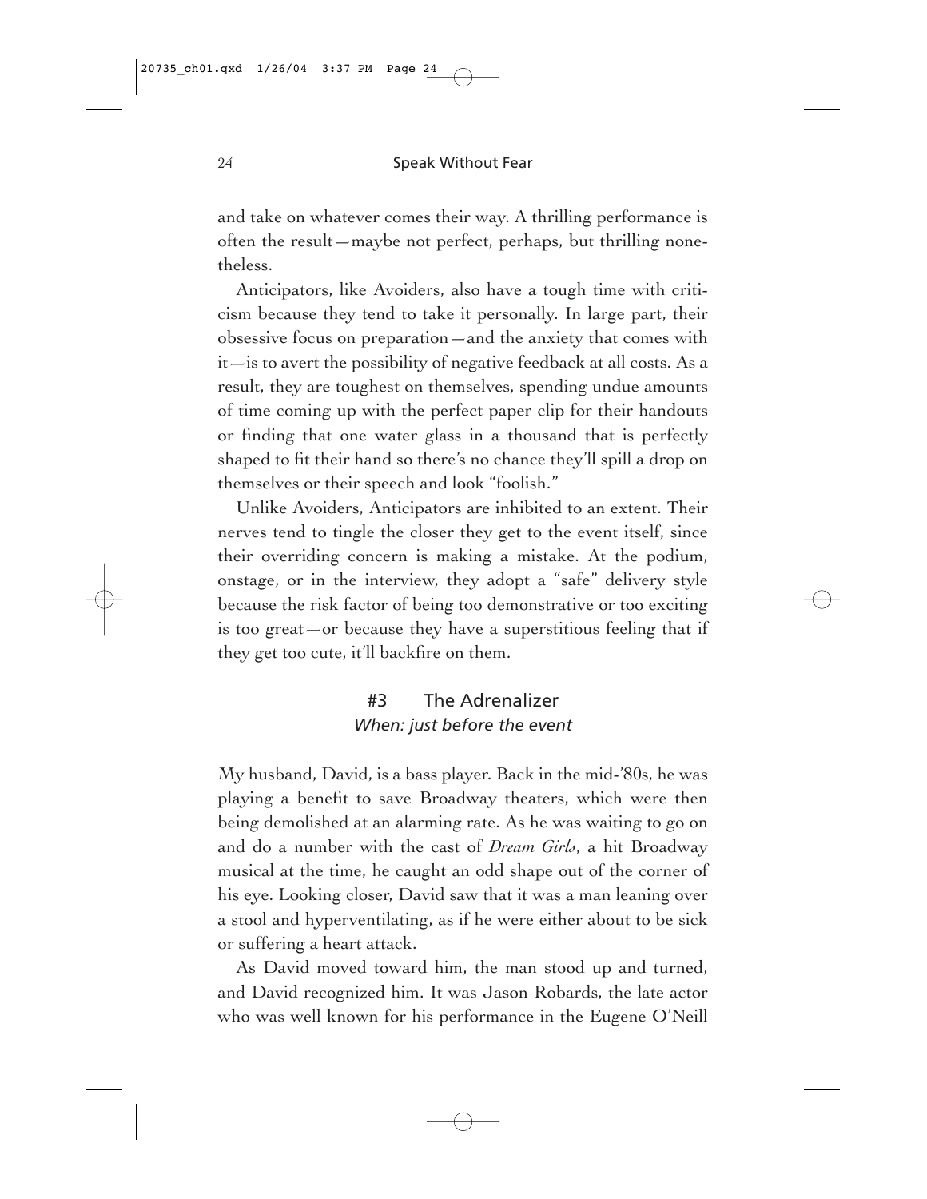and take on whatever comes their way. A thrilling performance is often the result—maybe not perfect, perhaps, but thrilling nonetheless.

Anticipators, like Avoiders, also have a tough time with criticism because they tend to take it personally. In large part, their obsessive focus on preparation—and the anxiety that comes with it—is to avert the possibility of negative feedback at all costs. As a result, they are toughest on themselves, spending undue amounts of time coming up with the perfect paper clip for their handouts or finding that one water glass in a thousand that is perfectly shaped to fit their hand so there's no chance they'll spill a drop on themselves or their speech and look "foolish."

Unlike Avoiders, Anticipators are inhibited to an extent. Their nerves tend to tingle the closer they get to the event itself, since their overriding concern is making a mistake. At the podium, onstage, or in the interview, they adopt a "safe" delivery style because the risk factor of being too demonstrative or too exciting is too great—or because they have a superstitious feeling that if they get too cute, it'll backfire on them.

### #3 The Adrenalizer
*When: just before the event*

My husband, David, is a bass player. Back in the mid-'80s, he was playing a benefit to save Broadway theaters, which were then being demolished at an alarming rate. As he was waiting to go on and do a number with the cast of *Dream Girls*, a hit Broadway musical at the time, he caught an odd shape out of the corner of his eye. Looking closer, David saw that it was a man leaning over a stool and hyperventilating, as if he were either about to be sick or suffering a heart attack.

As David moved toward him, the man stood up and turned, and David recognized him. It was Jason Robards, the late actor who was well known for his performance in the Eugene O'Neill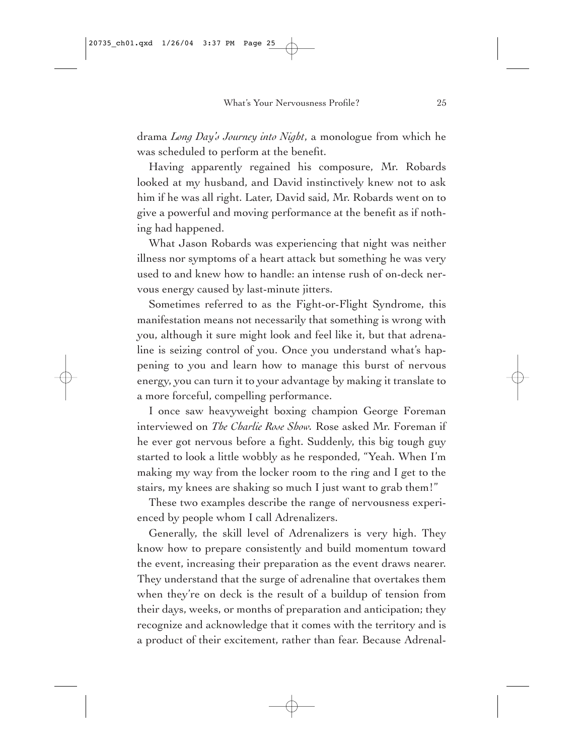drama *Long Day's Journey into Night*, a monologue from which he was scheduled to perform at the benefit.

Having apparently regained his composure, Mr. Robards looked at my husband, and David instinctively knew not to ask him if he was all right. Later, David said, Mr. Robards went on to give a powerful and moving performance at the benefit as if nothing had happened.

What Jason Robards was experiencing that night was neither illness nor symptoms of a heart attack but something he was very used to and knew how to handle: an intense rush of on-deck nervous energy caused by last-minute jitters.

Sometimes referred to as the Fight-or-Flight Syndrome, this manifestation means not necessarily that something is wrong with you, although it sure might look and feel like it, but that adrenaline is seizing control of you. Once you understand what's happening to you and learn how to manage this burst of nervous energy, you can turn it to your advantage by making it translate to a more forceful, compelling performance.

I once saw heavyweight boxing champion George Foreman interviewed on *The Charlie Rose Show*. Rose asked Mr. Foreman if he ever got nervous before a fight. Suddenly, this big tough guy started to look a little wobbly as he responded, "Yeah. When I'm making my way from the locker room to the ring and I get to the stairs, my knees are shaking so much I just want to grab them!"

These two examples describe the range of nervousness experienced by people whom I call Adrenalizers.

Generally, the skill level of Adrenalizers is very high. They know how to prepare consistently and build momentum toward the event, increasing their preparation as the event draws nearer. They understand that the surge of adrenaline that overtakes them when they're on deck is the result of a buildup of tension from their days, weeks, or months of preparation and anticipation; they recognize and acknowledge that it comes with the territory and is a product of their excitement, rather than fear. Because Adrenal-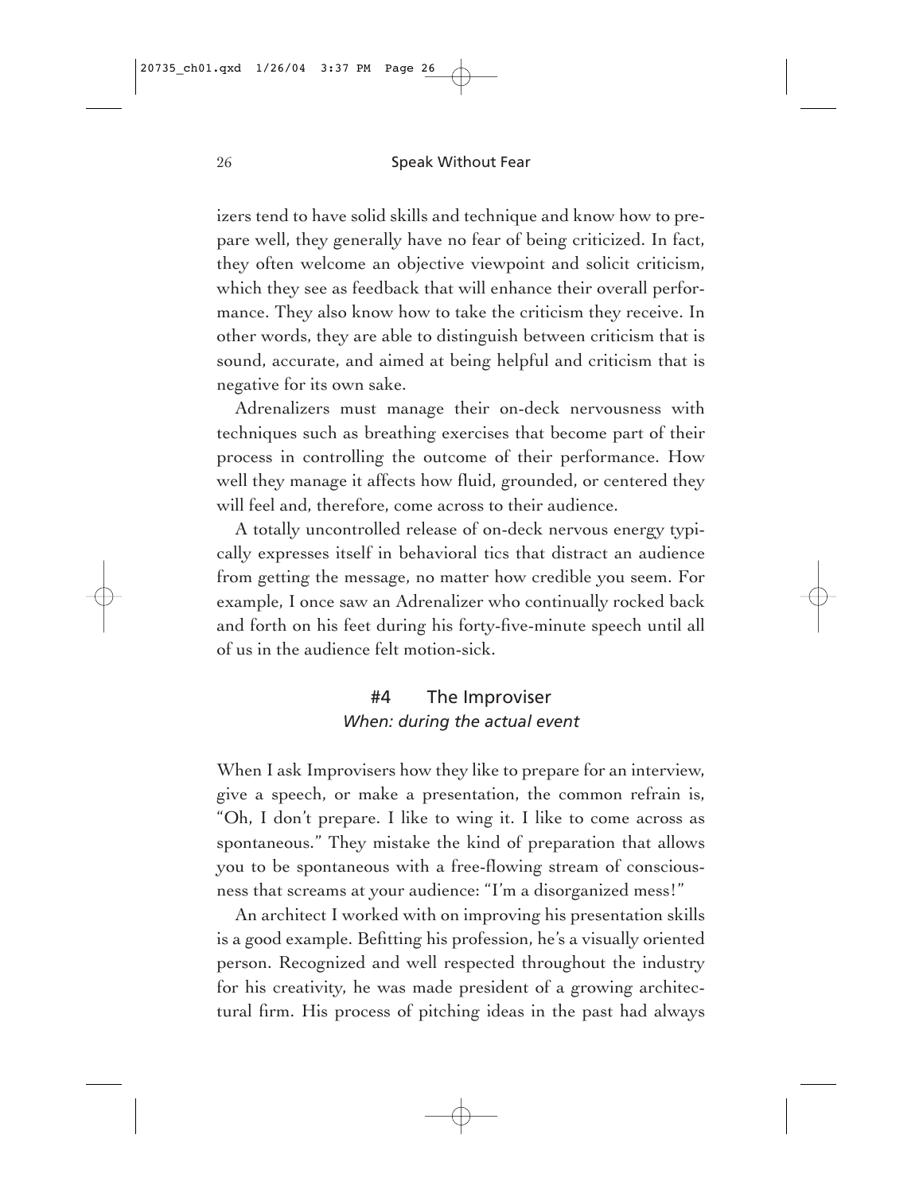izers tend to have solid skills and technique and know how to prepare well, they generally have no fear of being criticized. In fact, they often welcome an objective viewpoint and solicit criticism, which they see as feedback that will enhance their overall performance. They also know how to take the criticism they receive. In other words, they are able to distinguish between criticism that is sound, accurate, and aimed at being helpful and criticism that is negative for its own sake.

Adrenalizers must manage their on-deck nervousness with techniques such as breathing exercises that become part of their process in controlling the outcome of their performance. How well they manage it affects how fluid, grounded, or centered they will feel and, therefore, come across to their audience.

A totally uncontrolled release of on-deck nervous energy typically expresses itself in behavioral tics that distract an audience from getting the message, no matter how credible you seem. For example, I once saw an Adrenalizer who continually rocked back and forth on his feet during his forty-five-minute speech until all of us in the audience felt motion-sick.

## #4 The Improviser

*When: during the actual event*

When I ask Improvisers how they like to prepare for an interview, give a speech, or make a presentation, the common refrain is, "Oh, I don't prepare. I like to wing it. I like to come across as spontaneous." They mistake the kind of preparation that allows you to be spontaneous with a free-flowing stream of consciousness that screams at your audience: "I'm a disorganized mess!"

An architect I worked with on improving his presentation skills is a good example. Befitting his profession, he's a visually oriented person. Recognized and well respected throughout the industry for his creativity, he was made president of a growing architectural firm. His process of pitching ideas in the past had always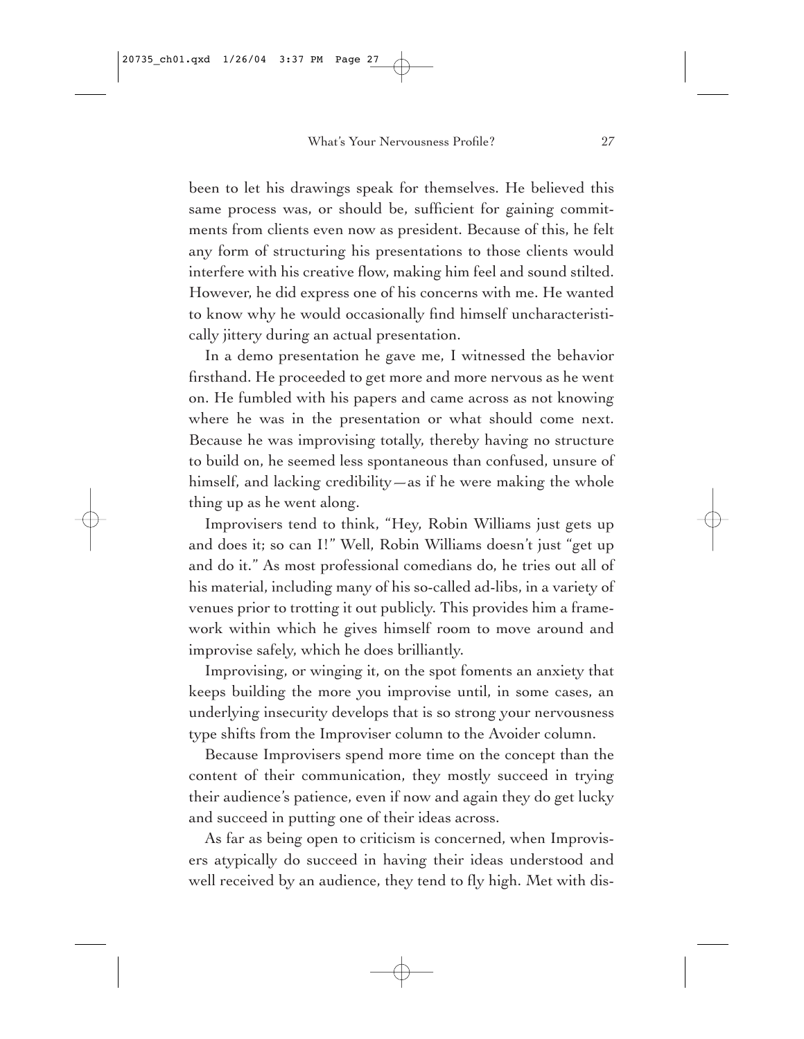been to let his drawings speak for themselves. He believed this same process was, or should be, sufficient for gaining commitments from clients even now as president. Because of this, he felt any form of structuring his presentations to those clients would interfere with his creative flow, making him feel and sound stilted. However, he did express one of his concerns with me. He wanted to know why he would occasionally find himself uncharacteristically jittery during an actual presentation.

In a demo presentation he gave me, I witnessed the behavior firsthand. He proceeded to get more and more nervous as he went on. He fumbled with his papers and came across as not knowing where he was in the presentation or what should come next. Because he was improvising totally, thereby having no structure to build on, he seemed less spontaneous than confused, unsure of himself, and lacking credibility—as if he were making the whole thing up as he went along.

Improvisers tend to think, "Hey, Robin Williams just gets up and does it; so can I!" Well, Robin Williams doesn't just "get up and do it." As most professional comedians do, he tries out all of his material, including many of his so-called ad-libs, in a variety of venues prior to trotting it out publicly. This provides him a framework within which he gives himself room to move around and improvise safely, which he does brilliantly.

Improvising, or winging it, on the spot foments an anxiety that keeps building the more you improvise until, in some cases, an underlying insecurity develops that is so strong your nervousness type shifts from the Improviser column to the Avoider column.

Because Improvisers spend more time on the concept than the content of their communication, they mostly succeed in trying their audience's patience, even if now and again they do get lucky and succeed in putting one of their ideas across.

As far as being open to criticism is concerned, when Improvisers atypically do succeed in having their ideas understood and well received by an audience, they tend to fly high. Met with dis-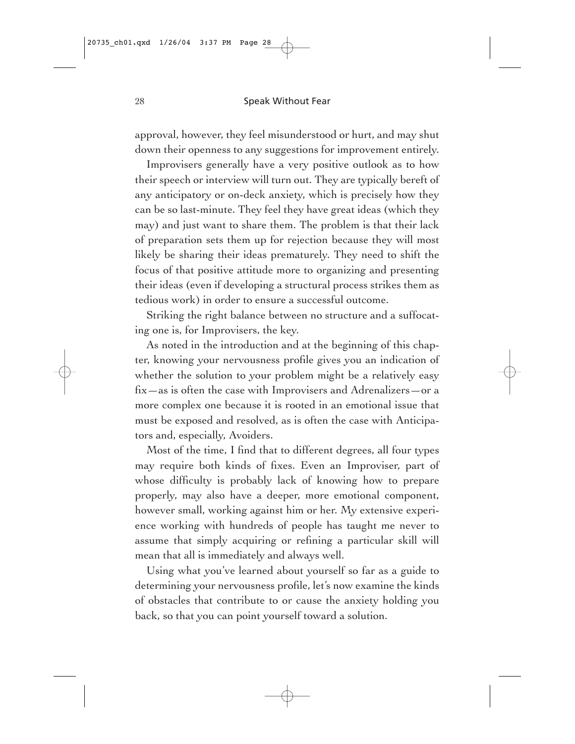approval, however, they feel misunderstood or hurt, and may shut down their openness to any suggestions for improvement entirely.

Improvisers generally have a very positive outlook as to how their speech or interview will turn out. They are typically bereft of any anticipatory or on-deck anxiety, which is precisely how they can be so last-minute. They feel they have great ideas (which they may) and just want to share them. The problem is that their lack of preparation sets them up for rejection because they will most likely be sharing their ideas prematurely. They need to shift the focus of that positive attitude more to organizing and presenting their ideas (even if developing a structural process strikes them as tedious work) in order to ensure a successful outcome.

Striking the right balance between no structure and a suffocating one is, for Improvisers, the key.

As noted in the introduction and at the beginning of this chapter, knowing your nervousness profile gives you an indication of whether the solution to your problem might be a relatively easy fix—as is often the case with Improvisers and Adrenalizers—or a more complex one because it is rooted in an emotional issue that must be exposed and resolved, as is often the case with Anticipators and, especially, Avoiders.

Most of the time, I find that to different degrees, all four types may require both kinds of fixes. Even an Improviser, part of whose difficulty is probably lack of knowing how to prepare properly, may also have a deeper, more emotional component, however small, working against him or her. My extensive experience working with hundreds of people has taught me never to assume that simply acquiring or refining a particular skill will mean that all is immediately and always well.

Using what you've learned about yourself so far as a guide to determining your nervousness profile, let's now examine the kinds of obstacles that contribute to or cause the anxiety holding you back, so that you can point yourself toward a solution.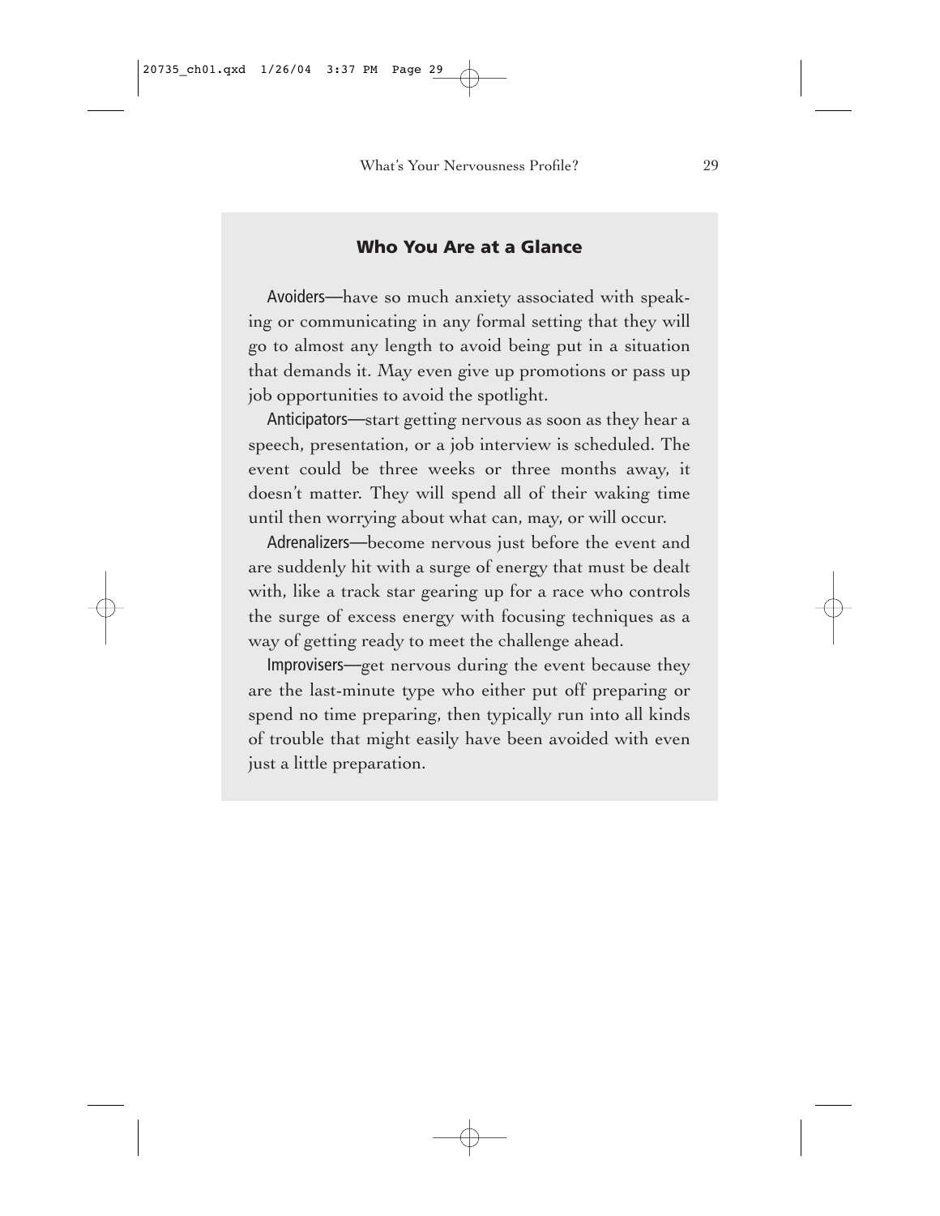### Who You Are at a Glance

Avoiders—have so much anxiety associated with speaking or communicating in any formal setting that they will go to almost any length to avoid being put in a situation that demands it. May even give up promotions or pass up job opportunities to avoid the spotlight.

Anticipators—start getting nervous as soon as they hear a speech, presentation, or a job interview is scheduled. The event could be three weeks or three months away, it doesn't matter. They will spend all of their waking time until then worrying about what can, may, or will occur.

Adrenalizers—become nervous just before the event and are suddenly hit with a surge of energy that must be dealt with, like a track star gearing up for a race who controls the surge of excess energy with focusing techniques as a way of getting ready to meet the challenge ahead.

Improvisers—get nervous during the event because they are the last-minute type who either put off preparing or spend no time preparing, then typically run into all kinds of trouble that might easily have been avoided with even just a little preparation.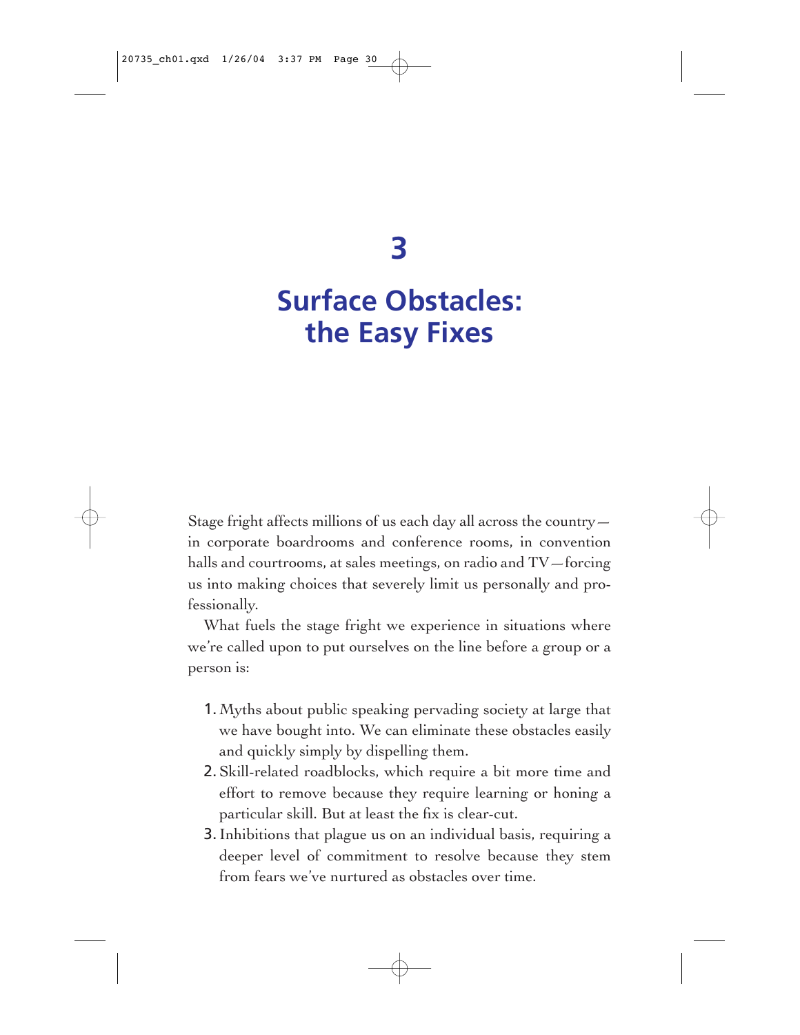# 3

# Surface Obstacles: the Easy Fixes

Stage fright affects millions of us each day all across the country—in corporate boardrooms and conference rooms, in convention halls and courtrooms, at sales meetings, on radio and TV—forcing us into making choices that severely limit us personally and professionally.

What fuels the stage fright we experience in situations where we're called upon to put ourselves on the line before a group or a person is:

1. Myths about public speaking pervading society at large that we have bought into. We can eliminate these obstacles easily and quickly simply by dispelling them.
2. Skill-related roadblocks, which require a bit more time and effort to remove because they require learning or honing a particular skill. But at least the fix is clear-cut.
3. Inhibitions that plague us on an individual basis, requiring a deeper level of commitment to resolve because they stem from fears we've nurtured as obstacles over time.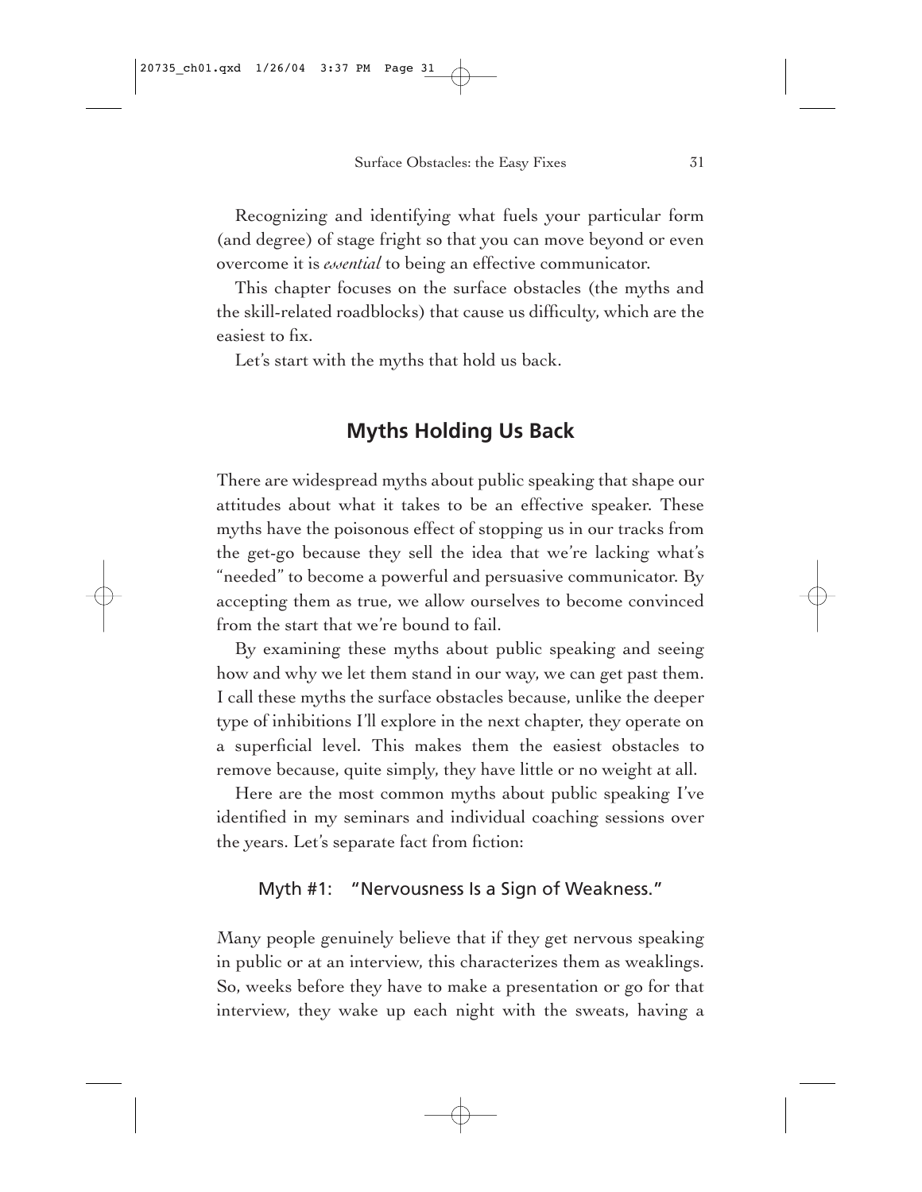Recognizing and identifying what fuels your particular form (and degree) of stage fright so that you can move beyond or even overcome it is *essential* to being an effective communicator.

This chapter focuses on the surface obstacles (the myths and the skill-related roadblocks) that cause us difficulty, which are the easiest to fix.

Let's start with the myths that hold us back.

## Myths Holding Us Back

There are widespread myths about public speaking that shape our attitudes about what it takes to be an effective speaker. These myths have the poisonous effect of stopping us in our tracks from the get-go because they sell the idea that we're lacking what's "needed" to become a powerful and persuasive communicator. By accepting them as true, we allow ourselves to become convinced from the start that we're bound to fail.

By examining these myths about public speaking and seeing how and why we let them stand in our way, we can get past them. I call these myths the surface obstacles because, unlike the deeper type of inhibitions I'll explore in the next chapter, they operate on a superficial level. This makes them the easiest obstacles to remove because, quite simply, they have little or no weight at all.

Here are the most common myths about public speaking I've identified in my seminars and individual coaching sessions over the years. Let's separate fact from fiction:

### Myth #1: "Nervousness Is a Sign of Weakness."

Many people genuinely believe that if they get nervous speaking in public or at an interview, this characterizes them as weaklings. So, weeks before they have to make a presentation or go for that interview, they wake up each night with the sweats, having a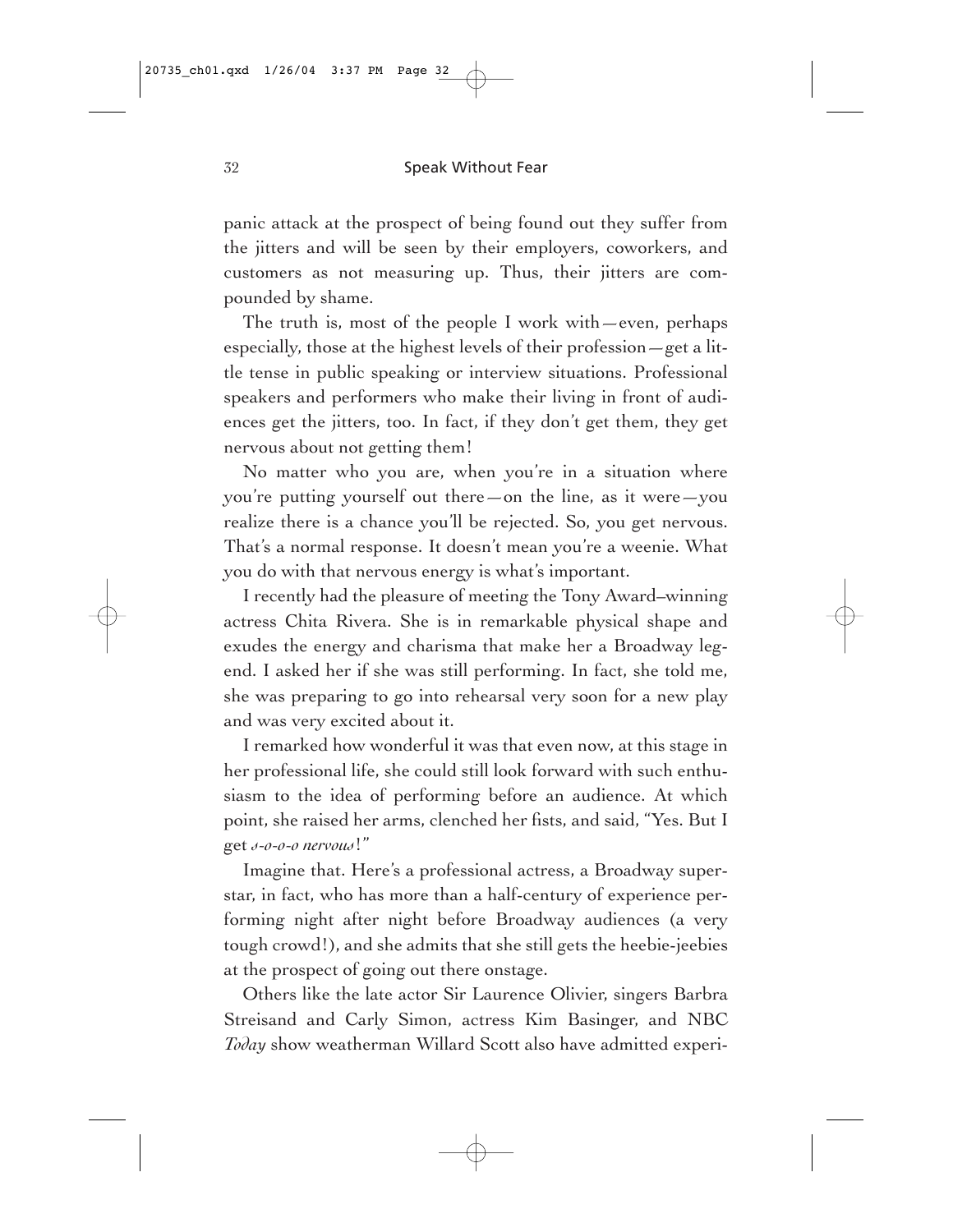panic attack at the prospect of being found out they suffer from the jitters and will be seen by their employers, coworkers, and customers as not measuring up. Thus, their jitters are compounded by shame.

The truth is, most of the people I work with—even, perhaps especially, those at the highest levels of their profession—get a little tense in public speaking or interview situations. Professional speakers and performers who make their living in front of audiences get the jitters, too. In fact, if they don't get them, they get nervous about not getting them!

No matter who you are, when you're in a situation where you're putting yourself out there—on the line, as it were—you realize there is a chance you'll be rejected. So, you get nervous. That's a normal response. It doesn't mean you're a weenie. What you do with that nervous energy is what's important.

I recently had the pleasure of meeting the Tony Award–winning actress Chita Rivera. She is in remarkable physical shape and exudes the energy and charisma that make her a Broadway legend. I asked her if she was still performing. In fact, she told me, she was preparing to go into rehearsal very soon for a new play and was very excited about it.

I remarked how wonderful it was that even now, at this stage in her professional life, she could still look forward with such enthusiasm to the idea of performing before an audience. At which point, she raised her arms, clenched her fists, and said, "Yes. But I get *s-o-o-o nervous*!"

Imagine that. Here's a professional actress, a Broadway superstar, in fact, who has more than a half-century of experience performing night after night before Broadway audiences (a very tough crowd!), and she admits that she still gets the heebie-jeebies at the prospect of going out there onstage.

Others like the late actor Sir Laurence Olivier, singers Barbra Streisand and Carly Simon, actress Kim Basinger, and NBC *Today* show weatherman Willard Scott also have admitted experi-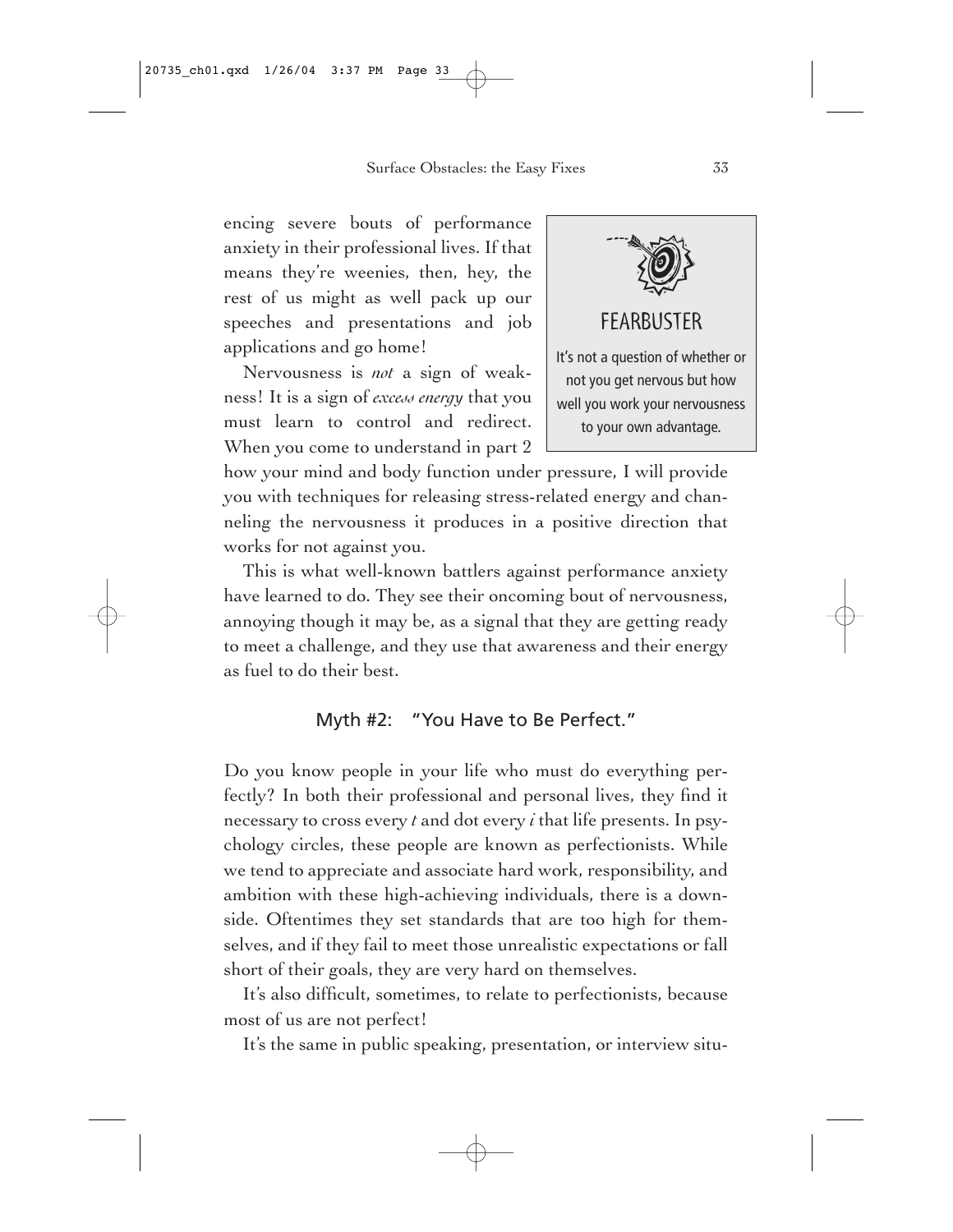encing severe bouts of performance anxiety in their professional lives. If that means they're weenies, then, hey, the rest of us might as well pack up our speeches and presentations and job applications and go home!

Nervousness is *not* a sign of weakness! It is a sign of *excess energy* that you must learn to control and redirect. When you come to understand in part 2 how your mind and body function under pressure, I will provide you with techniques for releasing stress-related energy and channeling the nervousness it produces in a positive direction that works for not against you.

> **FEARBUSTER**
>
> It's not a question of whether or not you get nervous but how well you work your nervousness to your own advantage.

This is what well-known battlers against performance anxiety have learned to do. They see their oncoming bout of nervousness, annoying though it may be, as a signal that they are getting ready to meet a challenge, and they use that awareness and their energy as fuel to do their best.

### Myth #2: "You Have to Be Perfect."

Do you know people in your life who must do everything perfectly? In both their professional and personal lives, they find it necessary to cross every *t* and dot every *i* that life presents. In psychology circles, these people are known as perfectionists. While we tend to appreciate and associate hard work, responsibility, and ambition with these high-achieving individuals, there is a downside. Oftentimes they set standards that are too high for themselves, and if they fail to meet those unrealistic expectations or fall short of their goals, they are very hard on themselves.

It's also difficult, sometimes, to relate to perfectionists, because most of us are not perfect!

It's the same in public speaking, presentation, or interview situ-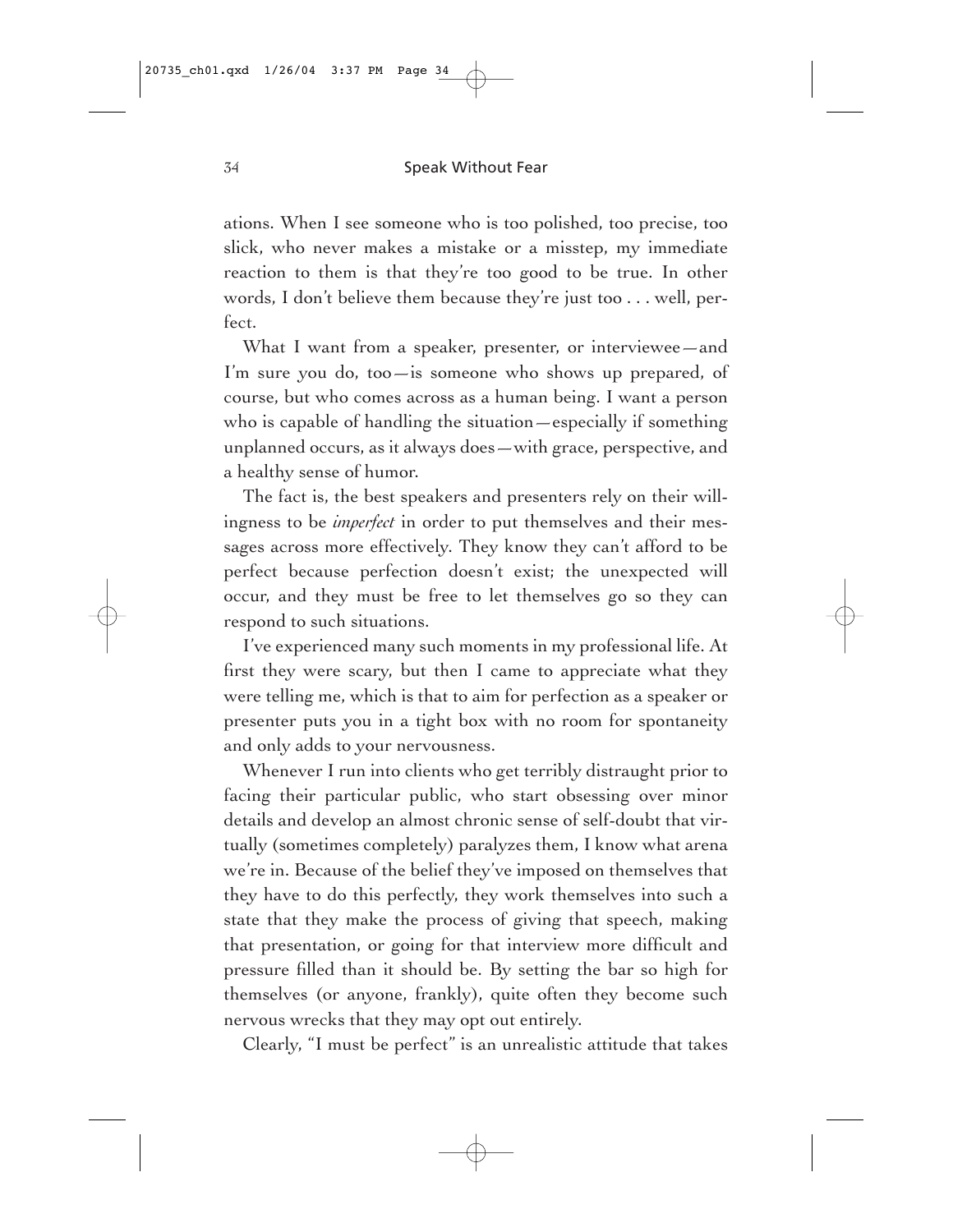ations. When I see someone who is too polished, too precise, too slick, who never makes a mistake or a misstep, my immediate reaction to them is that they're too good to be true. In other words, I don't believe them because they're just too . . . well, perfect.

What I want from a speaker, presenter, or interviewee—and I'm sure you do, too—is someone who shows up prepared, of course, but who comes across as a human being. I want a person who is capable of handling the situation—especially if something unplanned occurs, as it always does—with grace, perspective, and a healthy sense of humor.

The fact is, the best speakers and presenters rely on their willingness to be *imperfect* in order to put themselves and their messages across more effectively. They know they can't afford to be perfect because perfection doesn't exist; the unexpected will occur, and they must be free to let themselves go so they can respond to such situations.

I've experienced many such moments in my professional life. At first they were scary, but then I came to appreciate what they were telling me, which is that to aim for perfection as a speaker or presenter puts you in a tight box with no room for spontaneity and only adds to your nervousness.

Whenever I run into clients who get terribly distraught prior to facing their particular public, who start obsessing over minor details and develop an almost chronic sense of self-doubt that virtually (sometimes completely) paralyzes them, I know what arena we're in. Because of the belief they've imposed on themselves that they have to do this perfectly, they work themselves into such a state that they make the process of giving that speech, making that presentation, or going for that interview more difficult and pressure filled than it should be. By setting the bar so high for themselves (or anyone, frankly), quite often they become such nervous wrecks that they may opt out entirely.

Clearly, "I must be perfect" is an unrealistic attitude that takes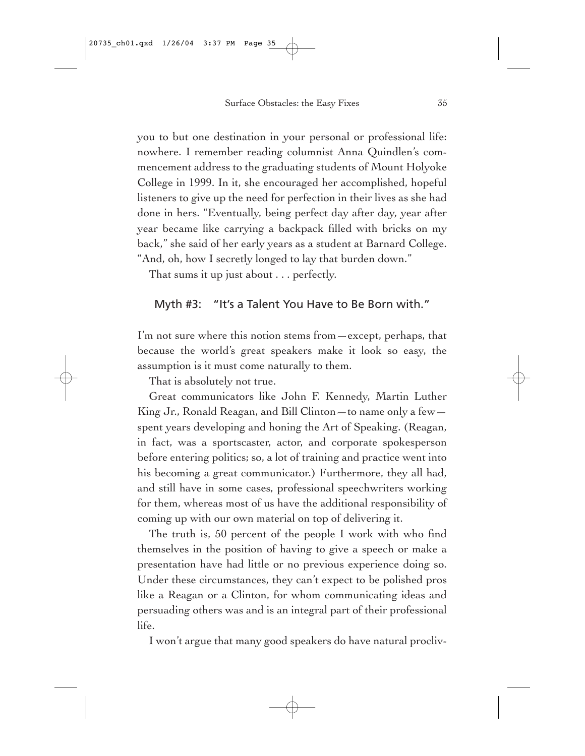you to but one destination in your personal or professional life: nowhere. I remember reading columnist Anna Quindlen's commencement address to the graduating students of Mount Holyoke College in 1999. In it, she encouraged her accomplished, hopeful listeners to give up the need for perfection in their lives as she had done in hers. "Eventually, being perfect day after day, year after year became like carrying a backpack filled with bricks on my back," she said of her early years as a student at Barnard College. "And, oh, how I secretly longed to lay that burden down."

That sums it up just about . . . perfectly.

### Myth #3: "It's a Talent You Have to Be Born with."

I'm not sure where this notion stems from—except, perhaps, that because the world's great speakers make it look so easy, the assumption is it must come naturally to them.

That is absolutely not true.

Great communicators like John F. Kennedy, Martin Luther King Jr., Ronald Reagan, and Bill Clinton—to name only a few—spent years developing and honing the Art of Speaking. (Reagan, in fact, was a sportscaster, actor, and corporate spokesperson before entering politics; so, a lot of training and practice went into his becoming a great communicator.) Furthermore, they all had, and still have in some cases, professional speechwriters working for them, whereas most of us have the additional responsibility of coming up with our own material on top of delivering it.

The truth is, 50 percent of the people I work with who find themselves in the position of having to give a speech or make a presentation have had little or no previous experience doing so. Under these circumstances, they can't expect to be polished pros like a Reagan or a Clinton, for whom communicating ideas and persuading others was and is an integral part of their professional life.

I won't argue that many good speakers do have natural procliv-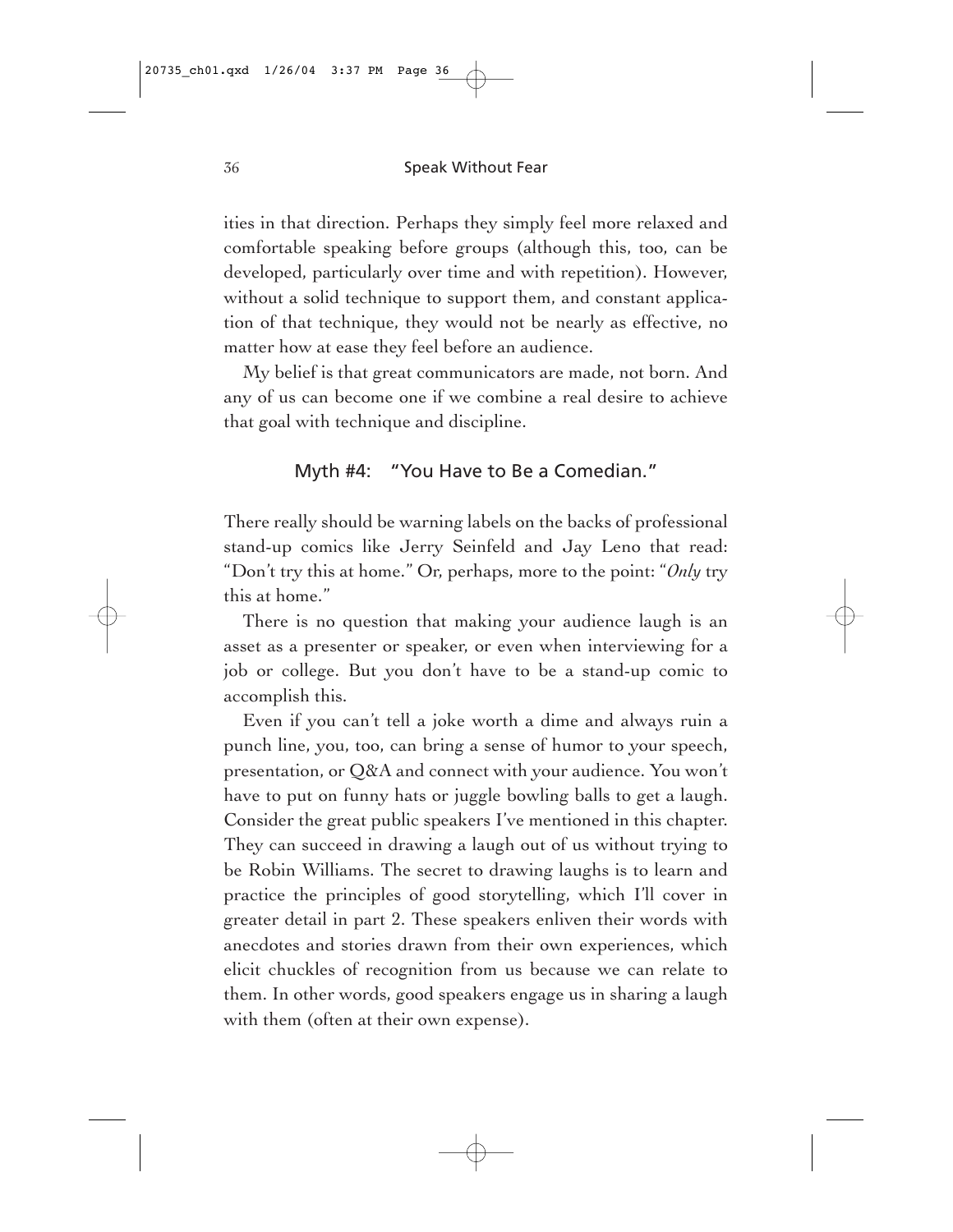ities in that direction. Perhaps they simply feel more relaxed and comfortable speaking before groups (although this, too, can be developed, particularly over time and with repetition). However, without a solid technique to support them, and constant application of that technique, they would not be nearly as effective, no matter how at ease they feel before an audience.

My belief is that great communicators are made, not born. And any of us can become one if we combine a real desire to achieve that goal with technique and discipline.

### Myth #4: "You Have to Be a Comedian."

There really should be warning labels on the backs of professional stand-up comics like Jerry Seinfeld and Jay Leno that read: "Don't try this at home." Or, perhaps, more to the point: "*Only* try this at home."

There is no question that making your audience laugh is an asset as a presenter or speaker, or even when interviewing for a job or college. But you don't have to be a stand-up comic to accomplish this.

Even if you can't tell a joke worth a dime and always ruin a punch line, you, too, can bring a sense of humor to your speech, presentation, or Q&A and connect with your audience. You won't have to put on funny hats or juggle bowling balls to get a laugh. Consider the great public speakers I've mentioned in this chapter. They can succeed in drawing a laugh out of us without trying to be Robin Williams. The secret to drawing laughs is to learn and practice the principles of good storytelling, which I'll cover in greater detail in part 2. These speakers enliven their words with anecdotes and stories drawn from their own experiences, which elicit chuckles of recognition from us because we can relate to them. In other words, good speakers engage us in sharing a laugh with them (often at their own expense).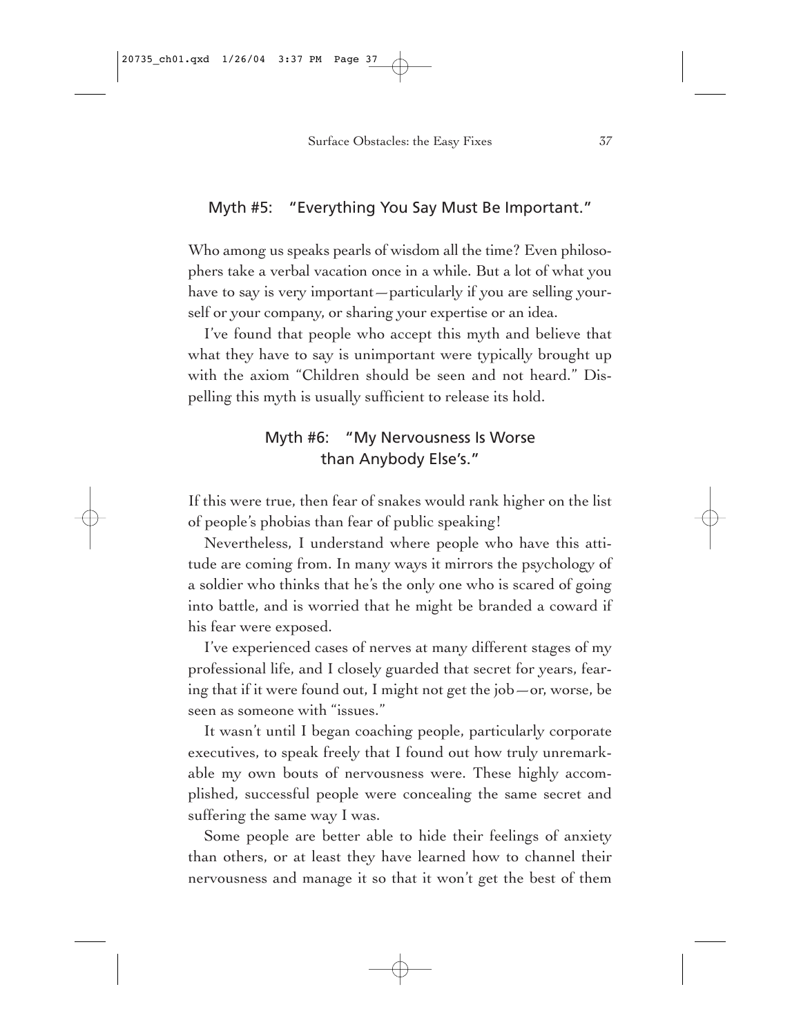## Myth #5: "Everything You Say Must Be Important."

Who among us speaks pearls of wisdom all the time? Even philosophers take a verbal vacation once in a while. But a lot of what you have to say is very important—particularly if you are selling yourself or your company, or sharing your expertise or an idea.

I've found that people who accept this myth and believe that what they have to say is unimportant were typically brought up with the axiom "Children should be seen and not heard." Dispelling this myth is usually sufficient to release its hold.

## Myth #6: "My Nervousness Is Worse than Anybody Else's."

If this were true, then fear of snakes would rank higher on the list of people's phobias than fear of public speaking!

Nevertheless, I understand where people who have this attitude are coming from. In many ways it mirrors the psychology of a soldier who thinks that he's the only one who is scared of going into battle, and is worried that he might be branded a coward if his fear were exposed.

I've experienced cases of nerves at many different stages of my professional life, and I closely guarded that secret for years, fearing that if it were found out, I might not get the job—or, worse, be seen as someone with "issues."

It wasn't until I began coaching people, particularly corporate executives, to speak freely that I found out how truly unremarkable my own bouts of nervousness were. These highly accomplished, successful people were concealing the same secret and suffering the same way I was.

Some people are better able to hide their feelings of anxiety than others, or at least they have learned how to channel their nervousness and manage it so that it won't get the best of them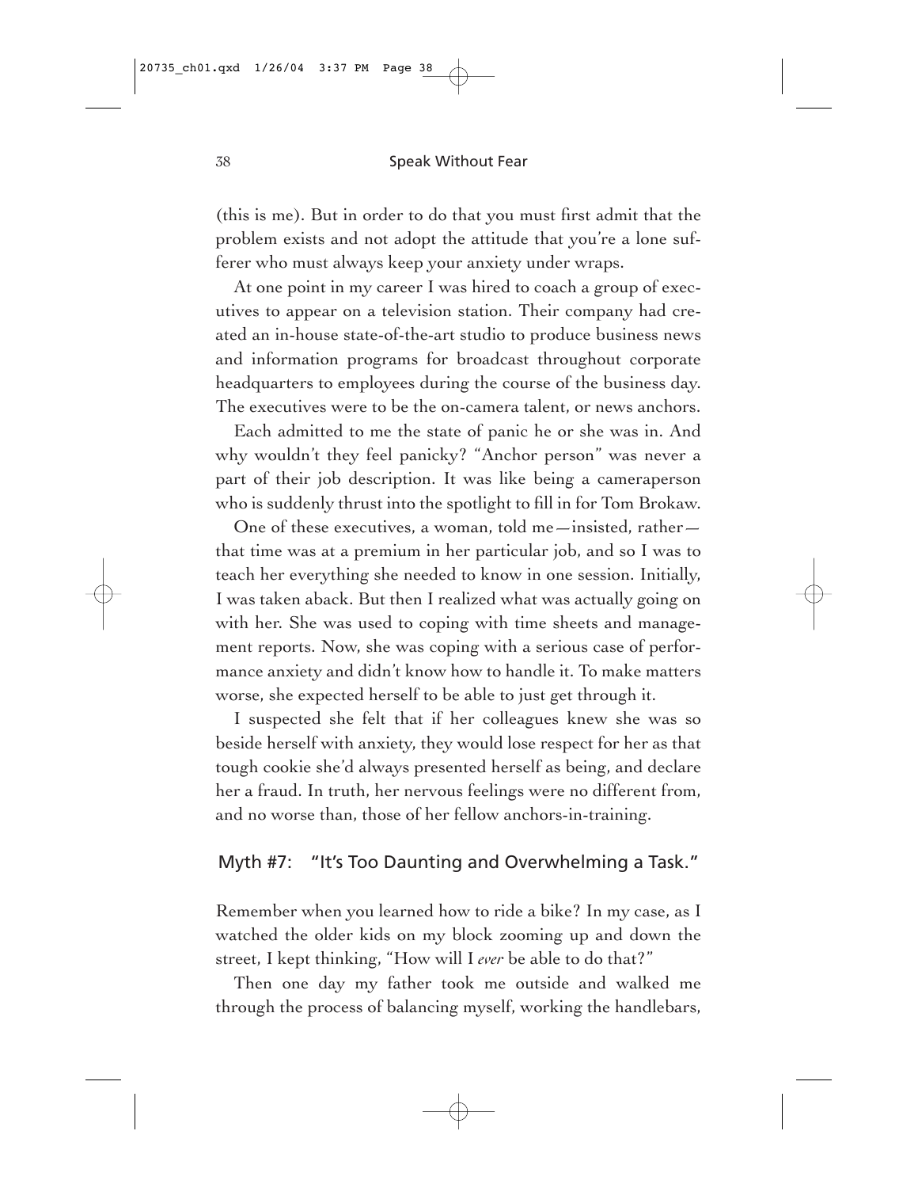(this is me). But in order to do that you must first admit that the problem exists and not adopt the attitude that you're a lone sufferer who must always keep your anxiety under wraps.

At one point in my career I was hired to coach a group of executives to appear on a television station. Their company had created an in-house state-of-the-art studio to produce business news and information programs for broadcast throughout corporate headquarters to employees during the course of the business day. The executives were to be the on-camera talent, or news anchors.

Each admitted to me the state of panic he or she was in. And why wouldn't they feel panicky? "Anchor person" was never a part of their job description. It was like being a cameraperson who is suddenly thrust into the spotlight to fill in for Tom Brokaw.

One of these executives, a woman, told me—insisted, rather—that time was at a premium in her particular job, and so I was to teach her everything she needed to know in one session. Initially, I was taken aback. But then I realized what was actually going on with her. She was used to coping with time sheets and management reports. Now, she was coping with a serious case of performance anxiety and didn't know how to handle it. To make matters worse, she expected herself to be able to just get through it.

I suspected she felt that if her colleagues knew she was so beside herself with anxiety, they would lose respect for her as that tough cookie she'd always presented herself as being, and declare her a fraud. In truth, her nervous feelings were no different from, and no worse than, those of her fellow anchors-in-training.

## Myth #7: "It's Too Daunting and Overwhelming a Task."

Remember when you learned how to ride a bike? In my case, as I watched the older kids on my block zooming up and down the street, I kept thinking, "How will I *ever* be able to do that?"

Then one day my father took me outside and walked me through the process of balancing myself, working the handlebars,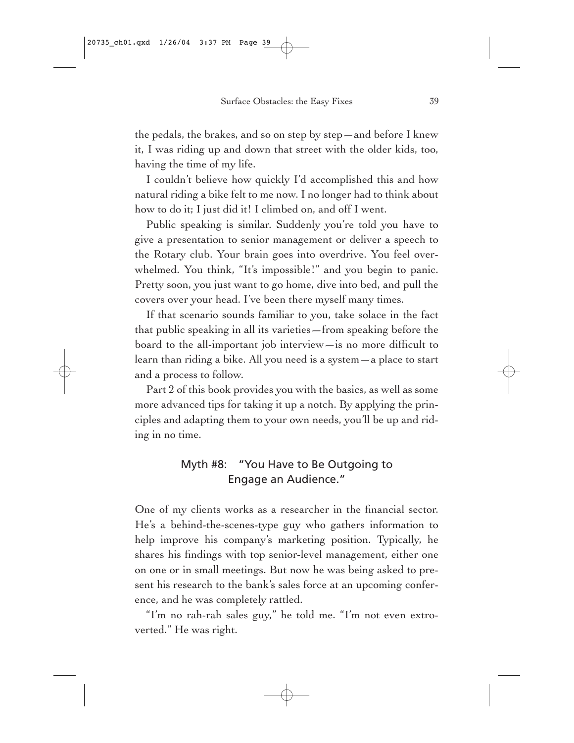the pedals, the brakes, and so on step by step—and before I knew it, I was riding up and down that street with the older kids, too, having the time of my life.

I couldn't believe how quickly I'd accomplished this and how natural riding a bike felt to me now. I no longer had to think about how to do it; I just did it! I climbed on, and off I went.

Public speaking is similar. Suddenly you're told you have to give a presentation to senior management or deliver a speech to the Rotary club. Your brain goes into overdrive. You feel overwhelmed. You think, "It's impossible!" and you begin to panic. Pretty soon, you just want to go home, dive into bed, and pull the covers over your head. I've been there myself many times.

If that scenario sounds familiar to you, take solace in the fact that public speaking in all its varieties—from speaking before the board to the all-important job interview—is no more difficult to learn than riding a bike. All you need is a system—a place to start and a process to follow.

Part 2 of this book provides you with the basics, as well as some more advanced tips for taking it up a notch. By applying the principles and adapting them to your own needs, you'll be up and riding in no time.

### Myth #8: "You Have to Be Outgoing to Engage an Audience."

One of my clients works as a researcher in the financial sector. He's a behind-the-scenes-type guy who gathers information to help improve his company's marketing position. Typically, he shares his findings with top senior-level management, either one on one or in small meetings. But now he was being asked to present his research to the bank's sales force at an upcoming conference, and he was completely rattled.

"I'm no rah-rah sales guy," he told me. "I'm not even extroverted." He was right.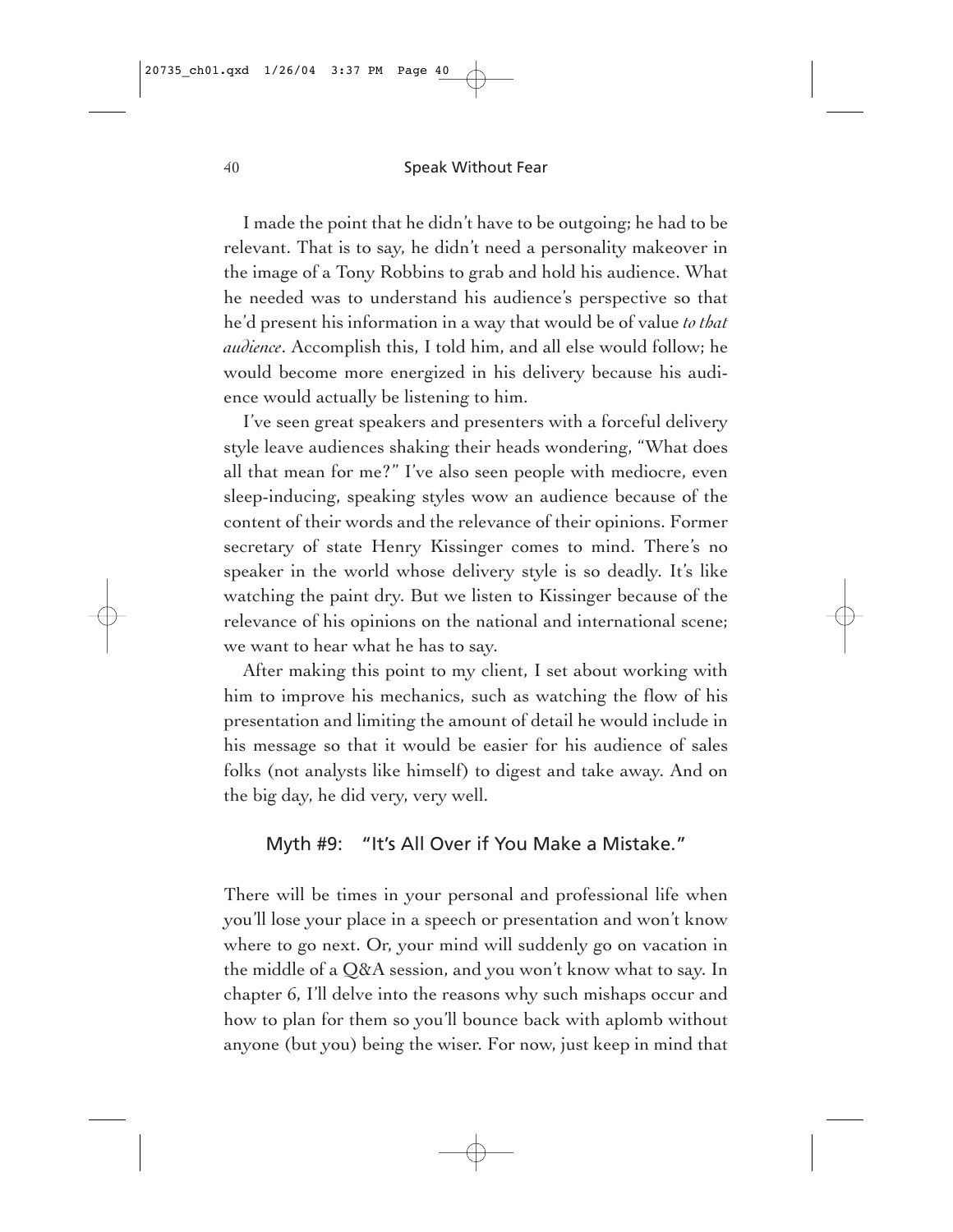I made the point that he didn't have to be outgoing; he had to be relevant. That is to say, he didn't need a personality makeover in the image of a Tony Robbins to grab and hold his audience. What he needed was to understand his audience's perspective so that he'd present his information in a way that would be of value *to that audience*. Accomplish this, I told him, and all else would follow; he would become more energized in his delivery because his audience would actually be listening to him.

I've seen great speakers and presenters with a forceful delivery style leave audiences shaking their heads wondering, "What does all that mean for me?" I've also seen people with mediocre, even sleep-inducing, speaking styles wow an audience because of the content of their words and the relevance of their opinions. Former secretary of state Henry Kissinger comes to mind. There's no speaker in the world whose delivery style is so deadly. It's like watching the paint dry. But we listen to Kissinger because of the relevance of his opinions on the national and international scene; we want to hear what he has to say.

After making this point to my client, I set about working with him to improve his mechanics, such as watching the flow of his presentation and limiting the amount of detail he would include in his message so that it would be easier for his audience of sales folks (not analysts like himself) to digest and take away. And on the big day, he did very, very well.

## Myth #9: "It's All Over if You Make a Mistake."

There will be times in your personal and professional life when you'll lose your place in a speech or presentation and won't know where to go next. Or, your mind will suddenly go on vacation in the middle of a Q&A session, and you won't know what to say. In chapter 6, I'll delve into the reasons why such mishaps occur and how to plan for them so you'll bounce back with aplomb without anyone (but you) being the wiser. For now, just keep in mind that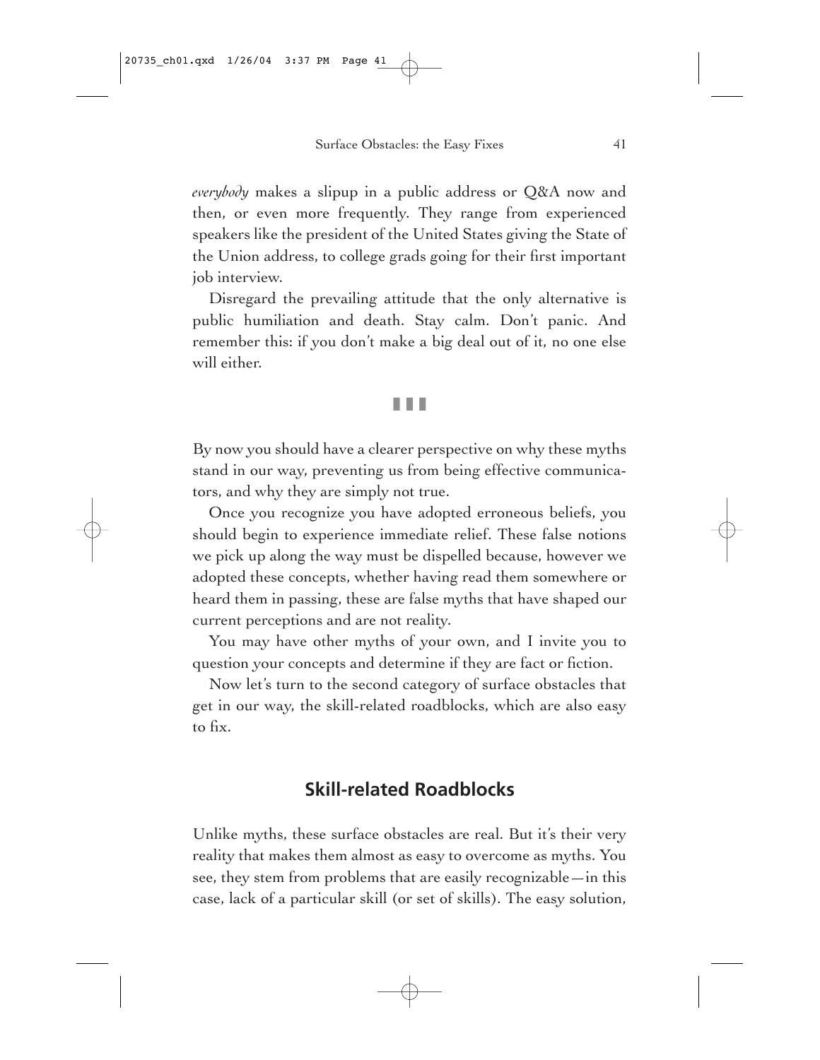*everybody* makes a slipup in a public address or Q&A now and then, or even more frequently. They range from experienced speakers like the president of the United States giving the State of the Union address, to college grads going for their first important job interview.

Disregard the prevailing attitude that the only alternative is public humiliation and death. Stay calm. Don't panic. And remember this: if you don't make a big deal out of it, no one else will either.

■ ■ ■

By now you should have a clearer perspective on why these myths stand in our way, preventing us from being effective communicators, and why they are simply not true.

Once you recognize you have adopted erroneous beliefs, you should begin to experience immediate relief. These false notions we pick up along the way must be dispelled because, however we adopted these concepts, whether having read them somewhere or heard them in passing, these are false myths that have shaped our current perceptions and are not reality.

You may have other myths of your own, and I invite you to question your concepts and determine if they are fact or fiction.

Now let's turn to the second category of surface obstacles that get in our way, the skill-related roadblocks, which are also easy to fix.

## Skill-related Roadblocks

Unlike myths, these surface obstacles are real. But it's their very reality that makes them almost as easy to overcome as myths. You see, they stem from problems that are easily recognizable—in this case, lack of a particular skill (or set of skills). The easy solution,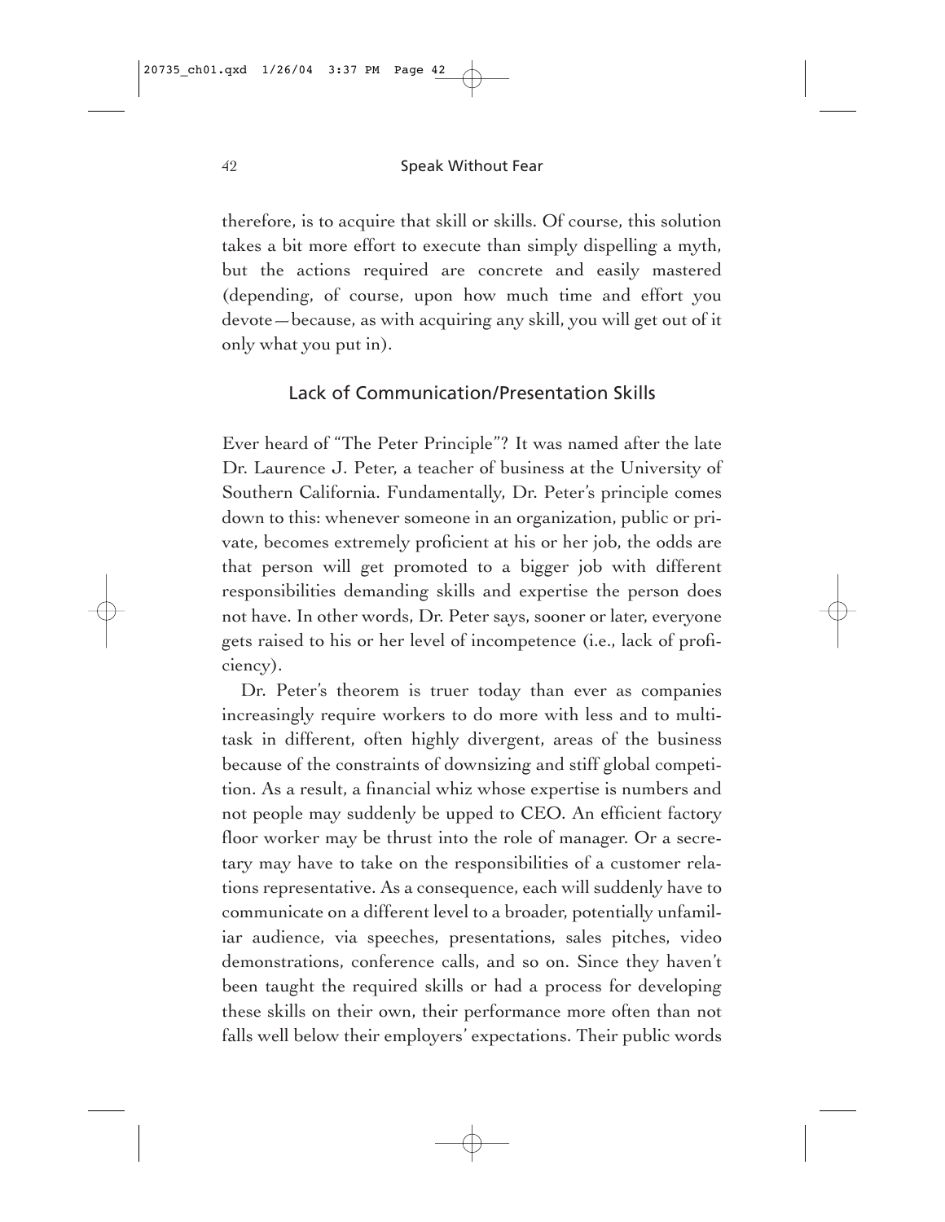therefore, is to acquire that skill or skills. Of course, this solution takes a bit more effort to execute than simply dispelling a myth, but the actions required are concrete and easily mastered (depending, of course, upon how much time and effort you devote—because, as with acquiring any skill, you will get out of it only what you put in).

## Lack of Communication/Presentation Skills

Ever heard of "The Peter Principle"? It was named after the late Dr. Laurence J. Peter, a teacher of business at the University of Southern California. Fundamentally, Dr. Peter's principle comes down to this: whenever someone in an organization, public or private, becomes extremely proficient at his or her job, the odds are that person will get promoted to a bigger job with different responsibilities demanding skills and expertise the person does not have. In other words, Dr. Peter says, sooner or later, everyone gets raised to his or her level of incompetence (i.e., lack of proficiency).

Dr. Peter's theorem is truer today than ever as companies increasingly require workers to do more with less and to multitask in different, often highly divergent, areas of the business because of the constraints of downsizing and stiff global competition. As a result, a financial whiz whose expertise is numbers and not people may suddenly be upped to CEO. An efficient factory floor worker may be thrust into the role of manager. Or a secretary may have to take on the responsibilities of a customer relations representative. As a consequence, each will suddenly have to communicate on a different level to a broader, potentially unfamiliar audience, via speeches, presentations, sales pitches, video demonstrations, conference calls, and so on. Since they haven't been taught the required skills or had a process for developing these skills on their own, their performance more often than not falls well below their employers' expectations. Their public words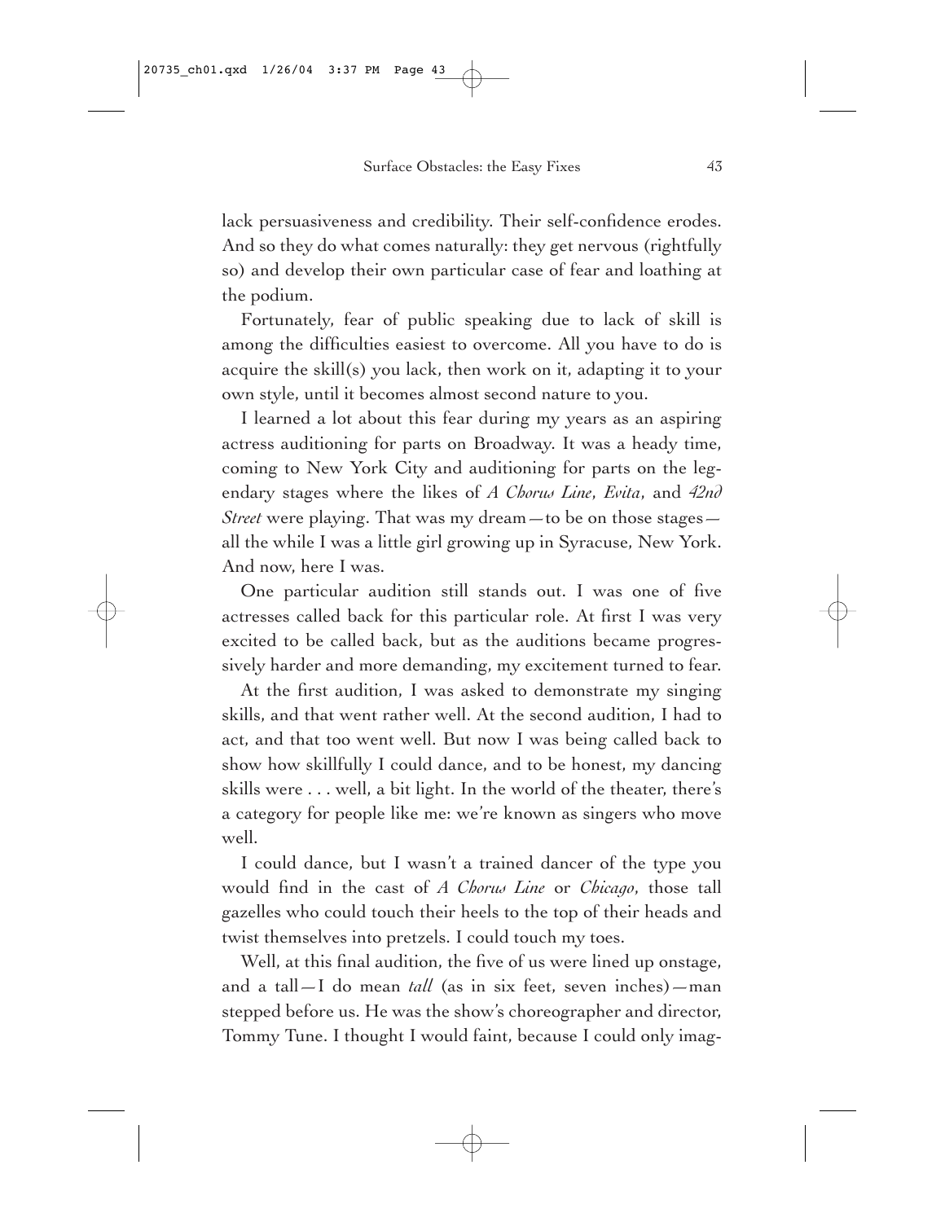lack persuasiveness and credibility. Their self-confidence erodes. And so they do what comes naturally: they get nervous (rightfully so) and develop their own particular case of fear and loathing at the podium.

Fortunately, fear of public speaking due to lack of skill is among the difficulties easiest to overcome. All you have to do is acquire the skill(s) you lack, then work on it, adapting it to your own style, until it becomes almost second nature to you.

I learned a lot about this fear during my years as an aspiring actress auditioning for parts on Broadway. It was a heady time, coming to New York City and auditioning for parts on the legendary stages where the likes of *A Chorus Line*, *Evita*, and *42nd Street* were playing. That was my dream—to be on those stages—all the while I was a little girl growing up in Syracuse, New York. And now, here I was.

One particular audition still stands out. I was one of five actresses called back for this particular role. At first I was very excited to be called back, but as the auditions became progressively harder and more demanding, my excitement turned to fear.

At the first audition, I was asked to demonstrate my singing skills, and that went rather well. At the second audition, I had to act, and that too went well. But now I was being called back to show how skillfully I could dance, and to be honest, my dancing skills were . . . well, a bit light. In the world of the theater, there's a category for people like me: we're known as singers who move well.

I could dance, but I wasn't a trained dancer of the type you would find in the cast of *A Chorus Line* or *Chicago*, those tall gazelles who could touch their heels to the top of their heads and twist themselves into pretzels. I could touch my toes.

Well, at this final audition, the five of us were lined up onstage, and a tall—I do mean *tall* (as in six feet, seven inches)—man stepped before us. He was the show's choreographer and director, Tommy Tune. I thought I would faint, because I could only imag-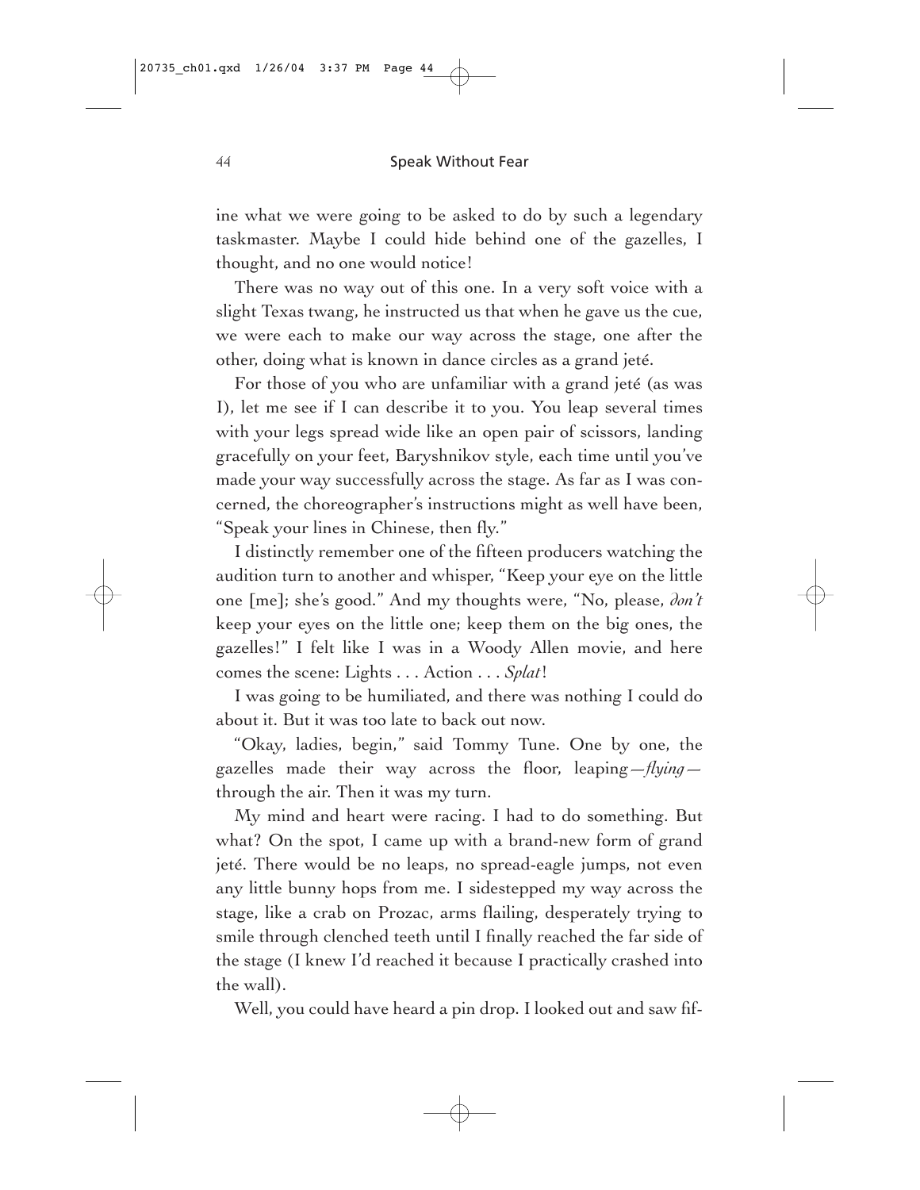ine what we were going to be asked to do by such a legendary taskmaster. Maybe I could hide behind one of the gazelles, I thought, and no one would notice!

There was no way out of this one. In a very soft voice with a slight Texas twang, he instructed us that when he gave us the cue, we were each to make our way across the stage, one after the other, doing what is known in dance circles as a grand jeté.

For those of you who are unfamiliar with a grand jeté (as was I), let me see if I can describe it to you. You leap several times with your legs spread wide like an open pair of scissors, landing gracefully on your feet, Baryshnikov style, each time until you've made your way successfully across the stage. As far as I was concerned, the choreographer's instructions might as well have been, "Speak your lines in Chinese, then fly."

I distinctly remember one of the fifteen producers watching the audition turn to another and whisper, "Keep your eye on the little one [me]; she's good." And my thoughts were, "No, please, *don't* keep your eyes on the little one; keep them on the big ones, the gazelles!" I felt like I was in a Woody Allen movie, and here comes the scene: Lights . . . Action . . . *Splat*!

I was going to be humiliated, and there was nothing I could do about it. But it was too late to back out now.

"Okay, ladies, begin," said Tommy Tune. One by one, the gazelles made their way across the floor, leaping—*flying*—through the air. Then it was my turn.

My mind and heart were racing. I had to do something. But what? On the spot, I came up with a brand-new form of grand jeté. There would be no leaps, no spread-eagle jumps, not even any little bunny hops from me. I sidestepped my way across the stage, like a crab on Prozac, arms flailing, desperately trying to smile through clenched teeth until I finally reached the far side of the stage (I knew I'd reached it because I practically crashed into the wall).

Well, you could have heard a pin drop. I looked out and saw fif-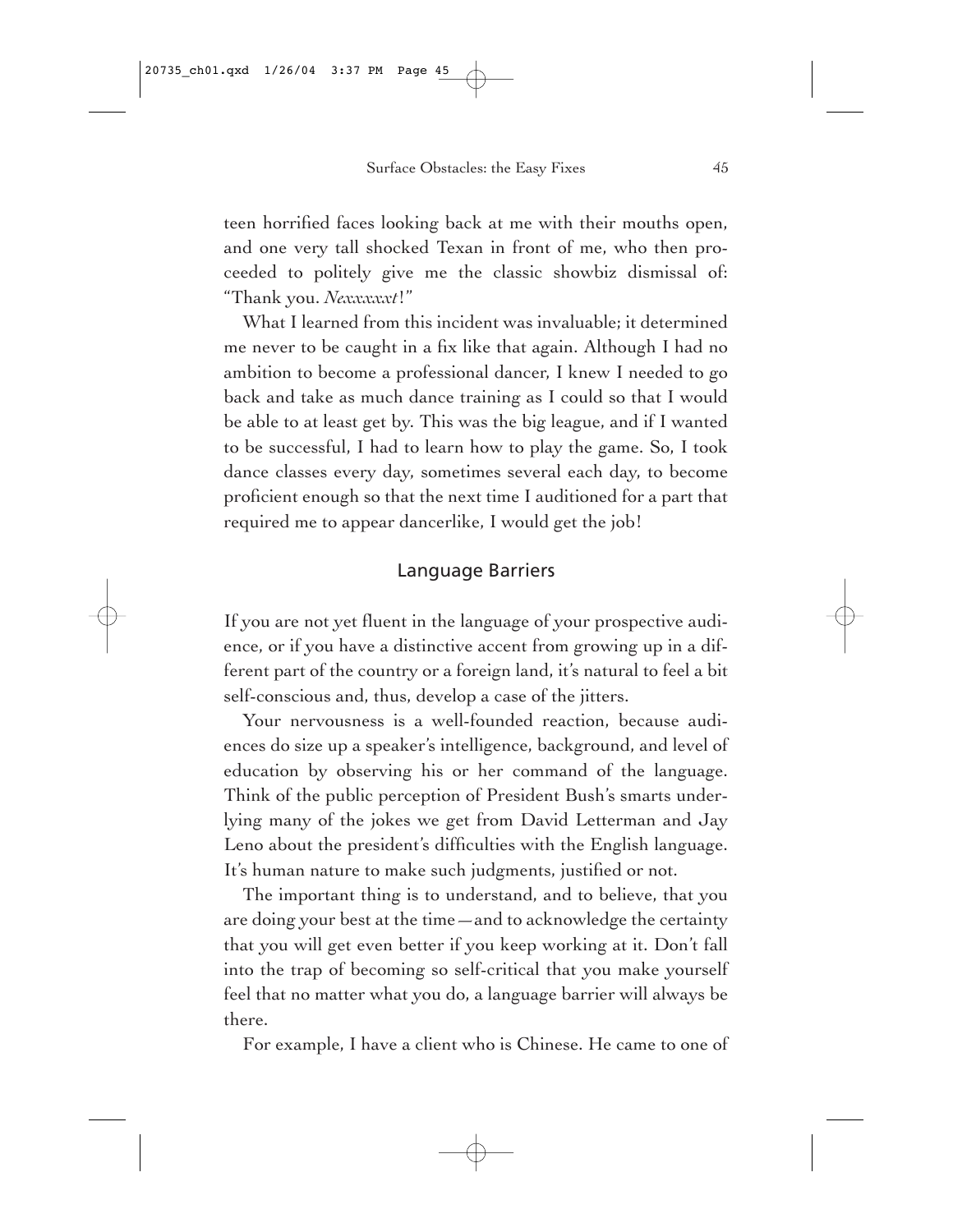teen horrified faces looking back at me with their mouths open, and one very tall shocked Texan in front of me, who then proceeded to politely give me the classic showbiz dismissal of: "Thank you. *Nexxxxxt*!"

What I learned from this incident was invaluable; it determined me never to be caught in a fix like that again. Although I had no ambition to become a professional dancer, I knew I needed to go back and take as much dance training as I could so that I would be able to at least get by. This was the big league, and if I wanted to be successful, I had to learn how to play the game. So, I took dance classes every day, sometimes several each day, to become proficient enough so that the next time I auditioned for a part that required me to appear dancerlike, I would get the job!

### Language Barriers

If you are not yet fluent in the language of your prospective audience, or if you have a distinctive accent from growing up in a different part of the country or a foreign land, it's natural to feel a bit self-conscious and, thus, develop a case of the jitters.

Your nervousness is a well-founded reaction, because audiences do size up a speaker's intelligence, background, and level of education by observing his or her command of the language. Think of the public perception of President Bush's smarts underlying many of the jokes we get from David Letterman and Jay Leno about the president's difficulties with the English language. It's human nature to make such judgments, justified or not.

The important thing is to understand, and to believe, that you are doing your best at the time—and to acknowledge the certainty that you will get even better if you keep working at it. Don't fall into the trap of becoming so self-critical that you make yourself feel that no matter what you do, a language barrier will always be there.

For example, I have a client who is Chinese. He came to one of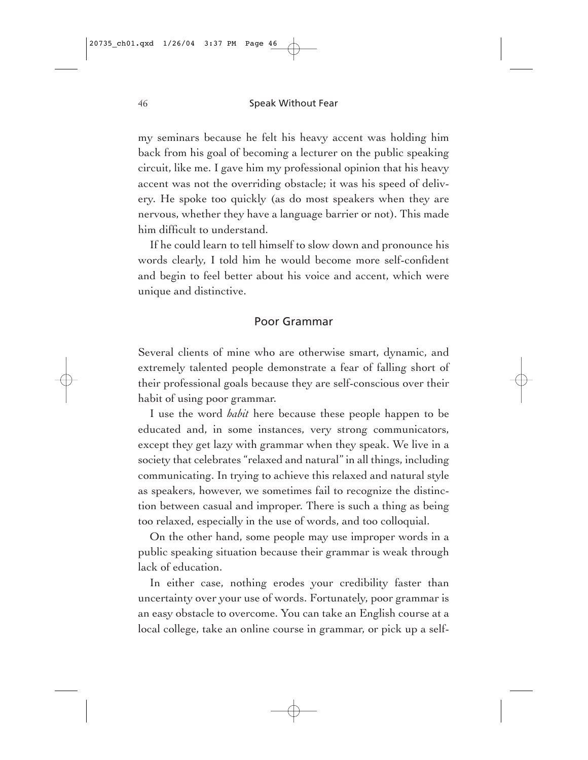my seminars because he felt his heavy accent was holding him back from his goal of becoming a lecturer on the public speaking circuit, like me. I gave him my professional opinion that his heavy accent was not the overriding obstacle; it was his speed of delivery. He spoke too quickly (as do most speakers when they are nervous, whether they have a language barrier or not). This made him difficult to understand.

If he could learn to tell himself to slow down and pronounce his words clearly, I told him he would become more self-confident and begin to feel better about his voice and accent, which were unique and distinctive.

## Poor Grammar

Several clients of mine who are otherwise smart, dynamic, and extremely talented people demonstrate a fear of falling short of their professional goals because they are self-conscious over their habit of using poor grammar.

I use the word *habit* here because these people happen to be educated and, in some instances, very strong communicators, except they get lazy with grammar when they speak. We live in a society that celebrates "relaxed and natural" in all things, including communicating. In trying to achieve this relaxed and natural style as speakers, however, we sometimes fail to recognize the distinction between casual and improper. There is such a thing as being too relaxed, especially in the use of words, and too colloquial.

On the other hand, some people may use improper words in a public speaking situation because their grammar is weak through lack of education.

In either case, nothing erodes your credibility faster than uncertainty over your use of words. Fortunately, poor grammar is an easy obstacle to overcome. You can take an English course at a local college, take an online course in grammar, or pick up a self-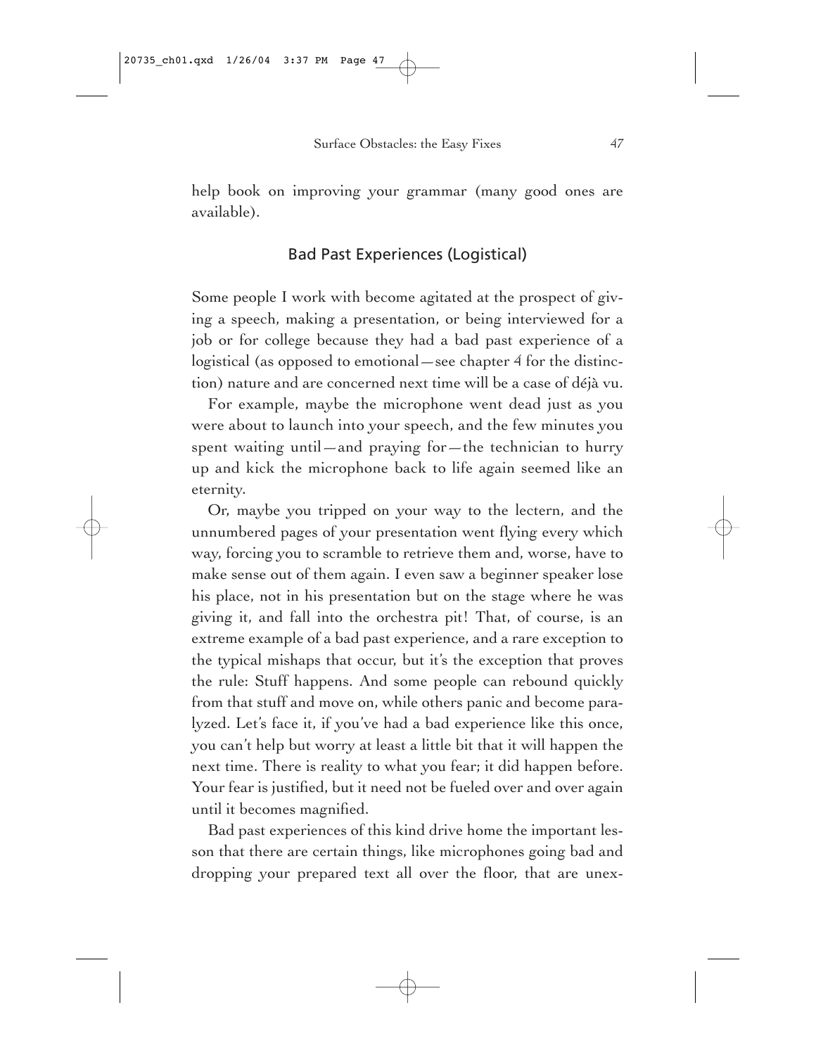help book on improving your grammar (many good ones are available).

## Bad Past Experiences (Logistical)

Some people I work with become agitated at the prospect of giving a speech, making a presentation, or being interviewed for a job or for college because they had a bad past experience of a logistical (as opposed to emotional—see chapter 4 for the distinction) nature and are concerned next time will be a case of déjà vu.

For example, maybe the microphone went dead just as you were about to launch into your speech, and the few minutes you spent waiting until—and praying for—the technician to hurry up and kick the microphone back to life again seemed like an eternity.

Or, maybe you tripped on your way to the lectern, and the unnumbered pages of your presentation went flying every which way, forcing you to scramble to retrieve them and, worse, have to make sense out of them again. I even saw a beginner speaker lose his place, not in his presentation but on the stage where he was giving it, and fall into the orchestra pit! That, of course, is an extreme example of a bad past experience, and a rare exception to the typical mishaps that occur, but it's the exception that proves the rule: Stuff happens. And some people can rebound quickly from that stuff and move on, while others panic and become paralyzed. Let's face it, if you've had a bad experience like this once, you can't help but worry at least a little bit that it will happen the next time. There is reality to what you fear; it did happen before. Your fear is justified, but it need not be fueled over and over again until it becomes magnified.

Bad past experiences of this kind drive home the important lesson that there are certain things, like microphones going bad and dropping your prepared text all over the floor, that are unex-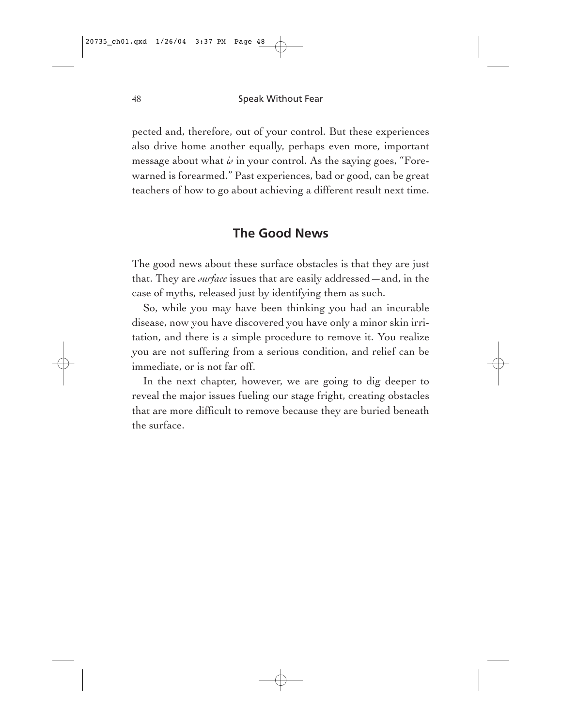pected and, therefore, out of your control. But these experiences also drive home another equally, perhaps even more, important message about what *is* in your control. As the saying goes, "Forewarned is forearmed." Past experiences, bad or good, can be great teachers of how to go about achieving a different result next time.

## The Good News

The good news about these surface obstacles is that they are just that. They are *surface* issues that are easily addressed—and, in the case of myths, released just by identifying them as such.

So, while you may have been thinking you had an incurable disease, now you have discovered you have only a minor skin irritation, and there is a simple procedure to remove it. You realize you are not suffering from a serious condition, and relief can be immediate, or is not far off.

In the next chapter, however, we are going to dig deeper to reveal the major issues fueling our stage fright, creating obstacles that are more difficult to remove because they are buried beneath the surface.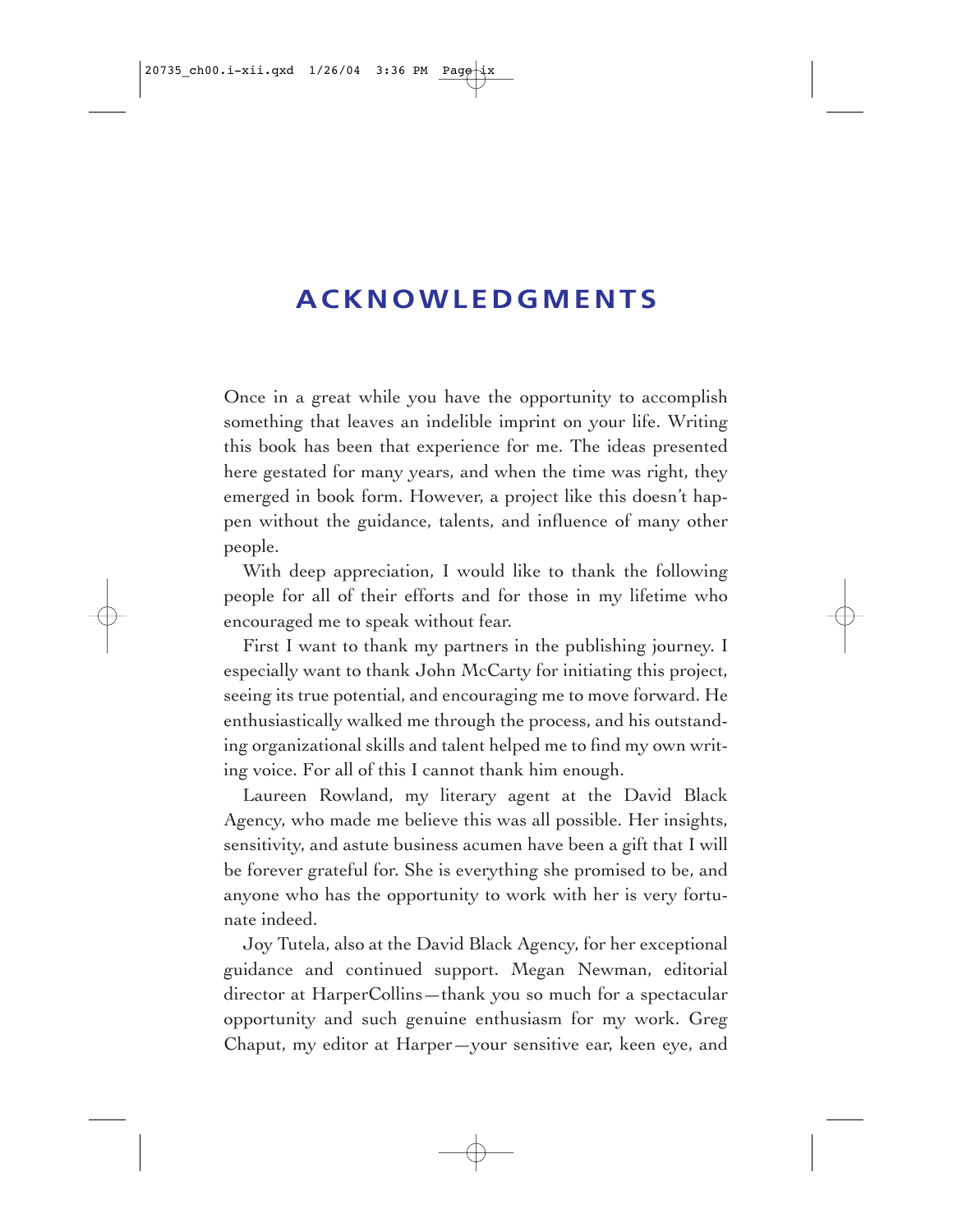# ACKNOWLEDGMENTS

Once in a great while you have the opportunity to accomplish something that leaves an indelible imprint on your life. Writing this book has been that experience for me. The ideas presented here gestated for many years, and when the time was right, they emerged in book form. However, a project like this doesn't happen without the guidance, talents, and influence of many other people.

With deep appreciation, I would like to thank the following people for all of their efforts and for those in my lifetime who encouraged me to speak without fear.

First I want to thank my partners in the publishing journey. I especially want to thank John McCarty for initiating this project, seeing its true potential, and encouraging me to move forward. He enthusiastically walked me through the process, and his outstanding organizational skills and talent helped me to find my own writing voice. For all of this I cannot thank him enough.

Laureen Rowland, my literary agent at the David Black Agency, who made me believe this was all possible. Her insights, sensitivity, and astute business acumen have been a gift that I will be forever grateful for. She is everything she promised to be, and anyone who has the opportunity to work with her is very fortunate indeed.

Joy Tutela, also at the David Black Agency, for her exceptional guidance and continued support. Megan Newman, editorial director at HarperCollins—thank you so much for a spectacular opportunity and such genuine enthusiasm for my work. Greg Chaput, my editor at Harper—your sensitive ear, keen eye, and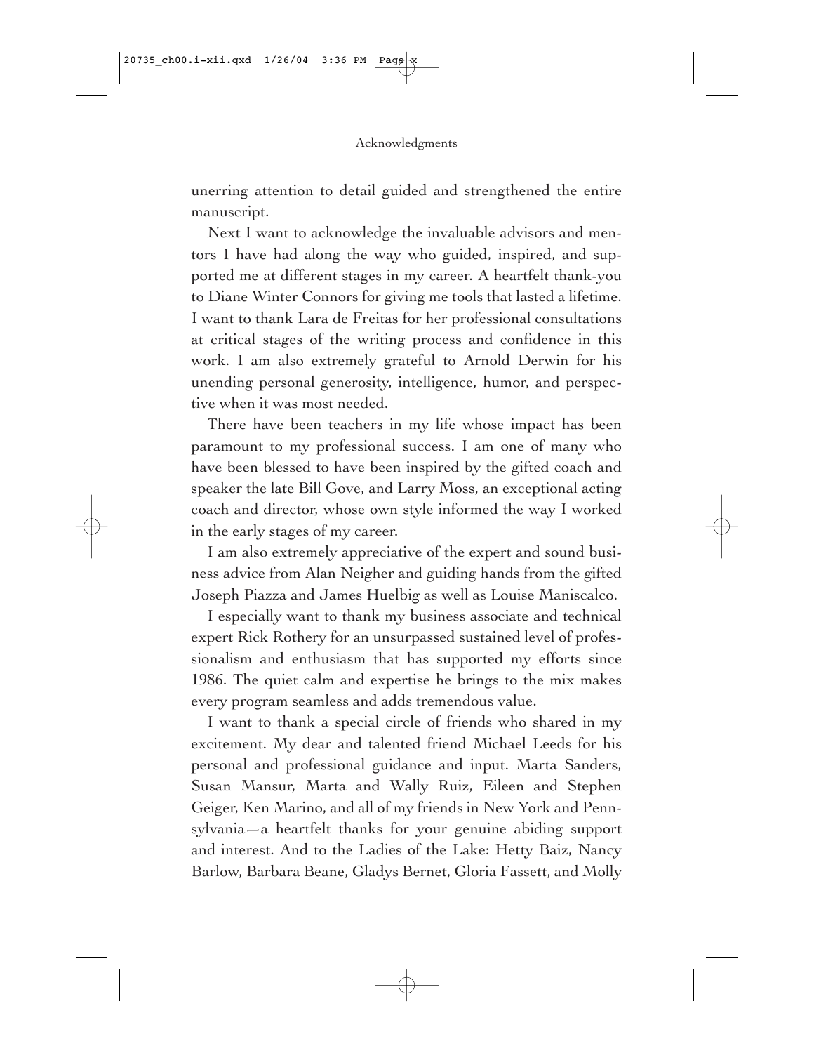unerring attention to detail guided and strengthened the entire manuscript.

Next I want to acknowledge the invaluable advisors and mentors I have had along the way who guided, inspired, and supported me at different stages in my career. A heartfelt thank-you to Diane Winter Connors for giving me tools that lasted a lifetime. I want to thank Lara de Freitas for her professional consultations at critical stages of the writing process and confidence in this work. I am also extremely grateful to Arnold Derwin for his unending personal generosity, intelligence, humor, and perspective when it was most needed.

There have been teachers in my life whose impact has been paramount to my professional success. I am one of many who have been blessed to have been inspired by the gifted coach and speaker the late Bill Gove, and Larry Moss, an exceptional acting coach and director, whose own style informed the way I worked in the early stages of my career.

I am also extremely appreciative of the expert and sound business advice from Alan Neigher and guiding hands from the gifted Joseph Piazza and James Huelbig as well as Louise Maniscalco.

I especially want to thank my business associate and technical expert Rick Rothery for an unsurpassed sustained level of professionalism and enthusiasm that has supported my efforts since 1986. The quiet calm and expertise he brings to the mix makes every program seamless and adds tremendous value.

I want to thank a special circle of friends who shared in my excitement. My dear and talented friend Michael Leeds for his personal and professional guidance and input. Marta Sanders, Susan Mansur, Marta and Wally Ruiz, Eileen and Stephen Geiger, Ken Marino, and all of my friends in New York and Pennsylvania—a heartfelt thanks for your genuine abiding support and interest. And to the Ladies of the Lake: Hetty Baiz, Nancy Barlow, Barbara Beane, Gladys Bernet, Gloria Fassett, and Molly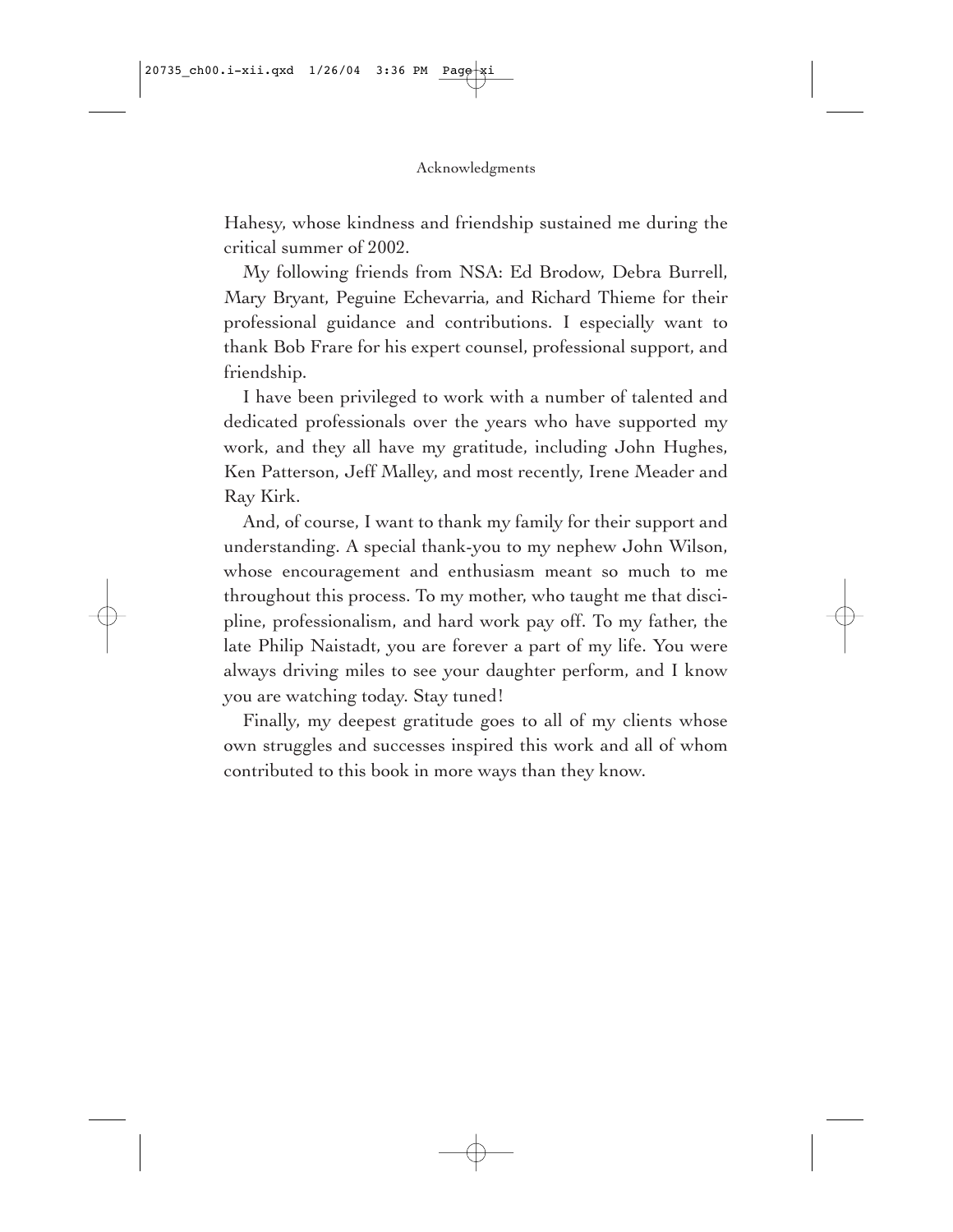Hahesy, whose kindness and friendship sustained me during the critical summer of 2002.

My following friends from NSA: Ed Brodow, Debra Burrell, Mary Bryant, Peguine Echevarria, and Richard Thieme for their professional guidance and contributions. I especially want to thank Bob Frare for his expert counsel, professional support, and friendship.

I have been privileged to work with a number of talented and dedicated professionals over the years who have supported my work, and they all have my gratitude, including John Hughes, Ken Patterson, Jeff Malley, and most recently, Irene Meader and Ray Kirk.

And, of course, I want to thank my family for their support and understanding. A special thank-you to my nephew John Wilson, whose encouragement and enthusiasm meant so much to me throughout this process. To my mother, who taught me that discipline, professionalism, and hard work pay off. To my father, the late Philip Naistadt, you are forever a part of my life. You were always driving miles to see your daughter perform, and I know you are watching today. Stay tuned!

Finally, my deepest gratitude goes to all of my clients whose own struggles and successes inspired this work and all of whom contributed to this book in more ways than they know.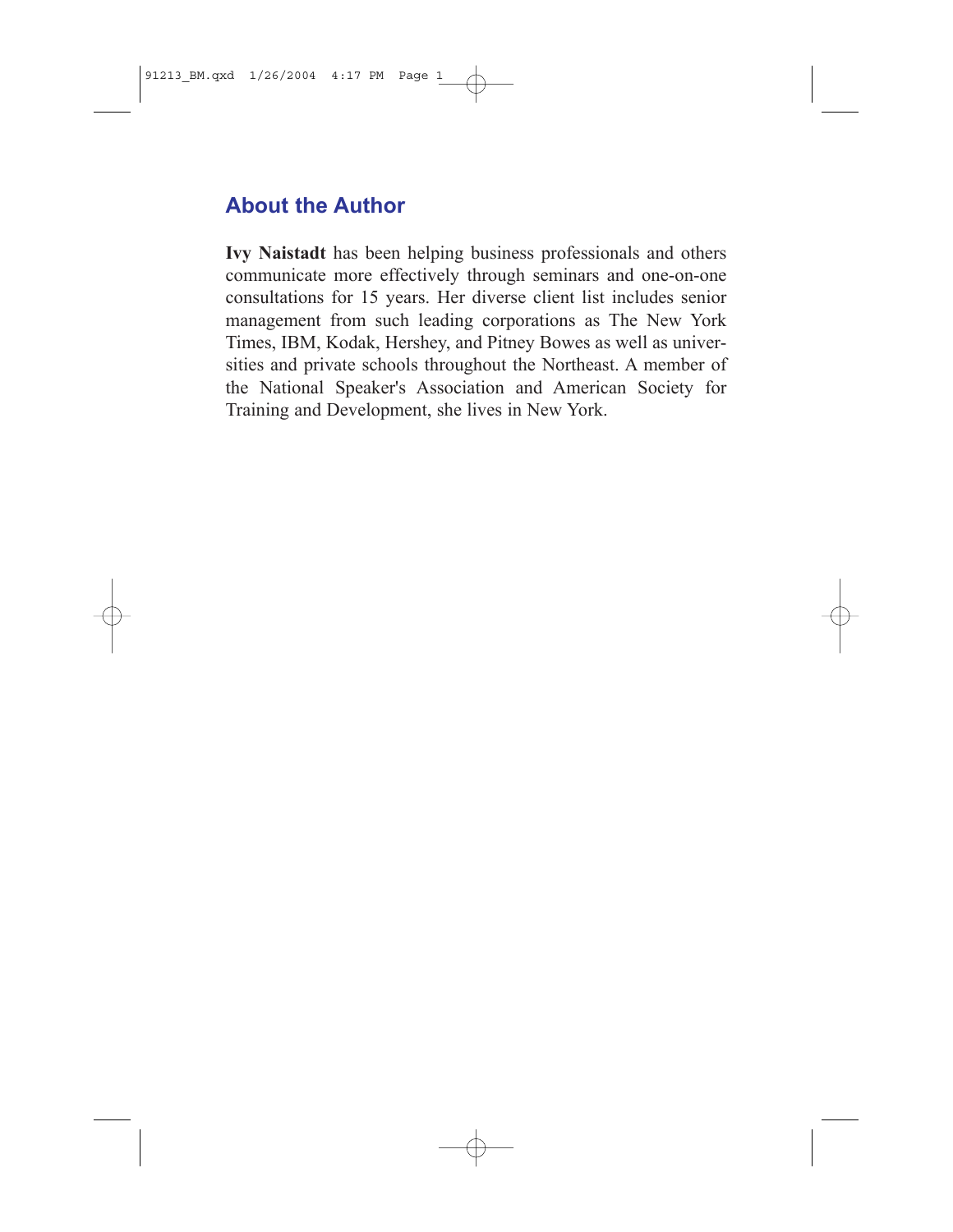## About the Author

**Ivy Naistadt** has been helping business professionals and others communicate more effectively through seminars and one-on-one consultations for 15 years. Her diverse client list includes senior management from such leading corporations as The New York Times, IBM, Kodak, Hershey, and Pitney Bowes as well as universities and private schools throughout the Northeast. A member of the National Speaker's Association and American Society for Training and Development, she lives in New York.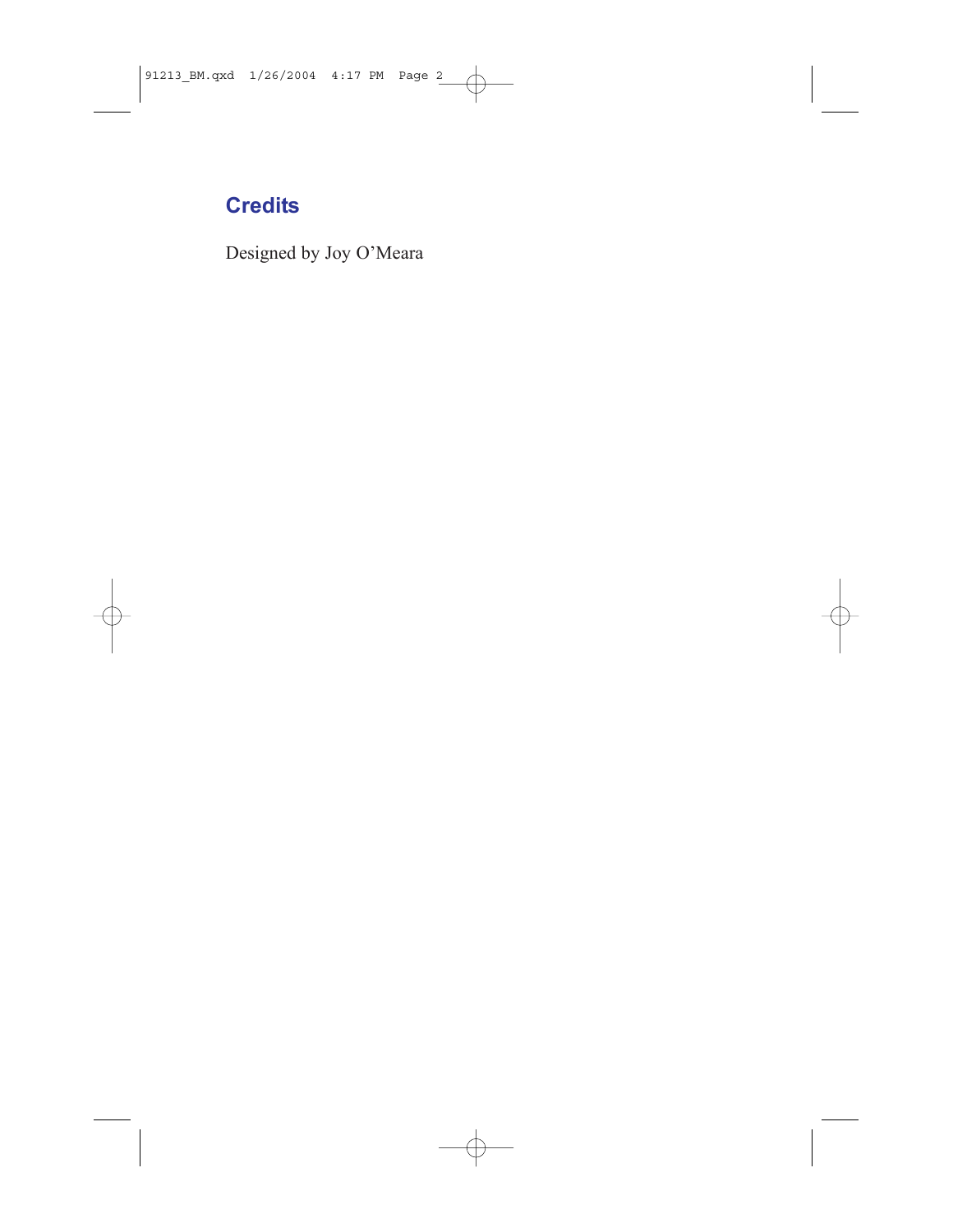## Credits

Designed by Joy O'Meara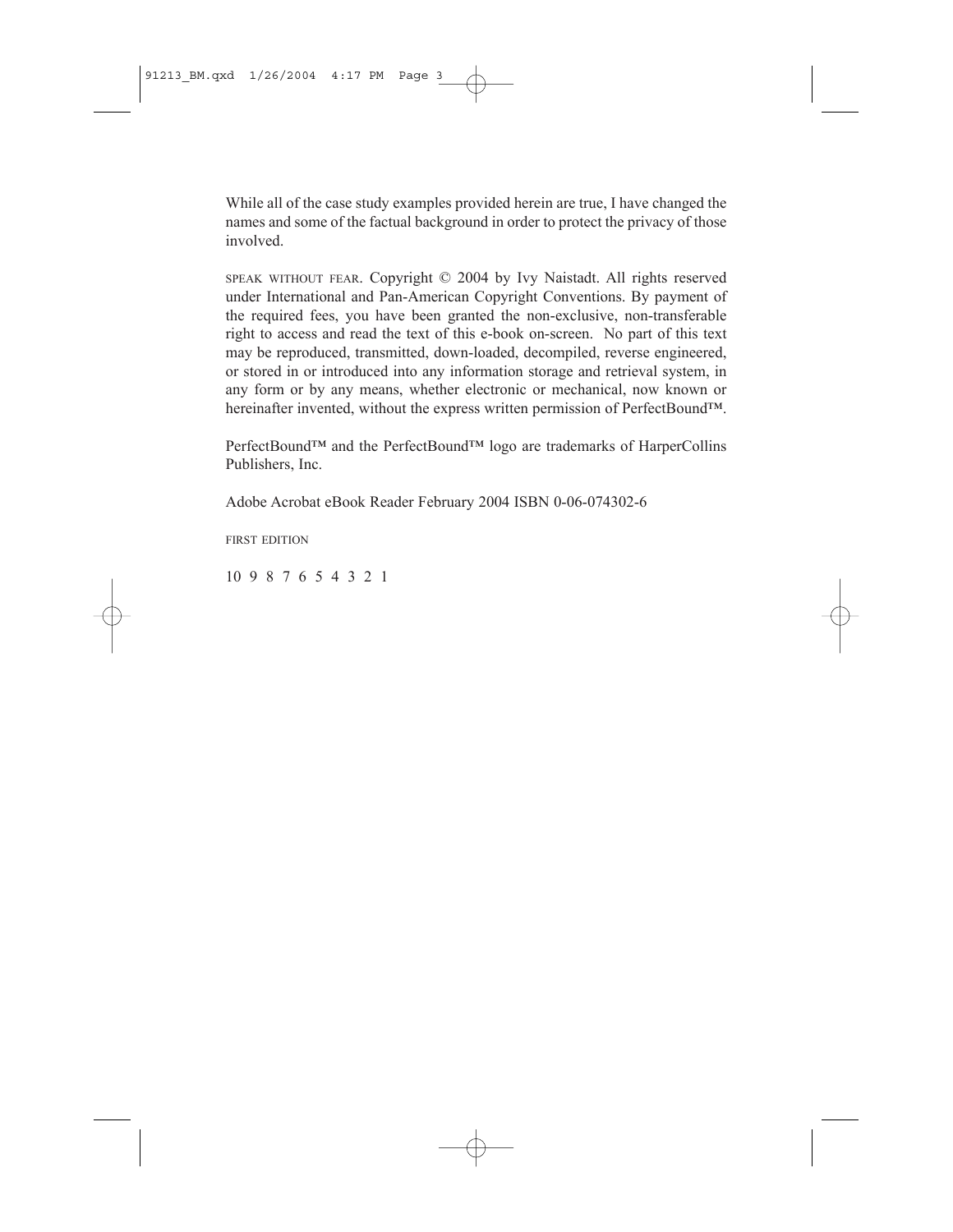While all of the case study examples provided herein are true, I have changed the names and some of the factual background in order to protect the privacy of those involved.

SPEAK WITHOUT FEAR. Copyright © 2004 by Ivy Naistadt. All rights reserved under International and Pan-American Copyright Conventions. By payment of the required fees, you have been granted the non-exclusive, non-transferable right to access and read the text of this e-book on-screen. No part of this text may be reproduced, transmitted, down-loaded, decompiled, reverse engineered, or stored in or introduced into any information storage and retrieval system, in any form or by any means, whether electronic or mechanical, now known or hereinafter invented, without the express written permission of PerfectBound™.

PerfectBound™ and the PerfectBound™ logo are trademarks of HarperCollins Publishers, Inc.

Adobe Acrobat eBook Reader February 2004 ISBN 0-06-074302-6

FIRST EDITION

10 9 8 7 6 5 4 3 2 1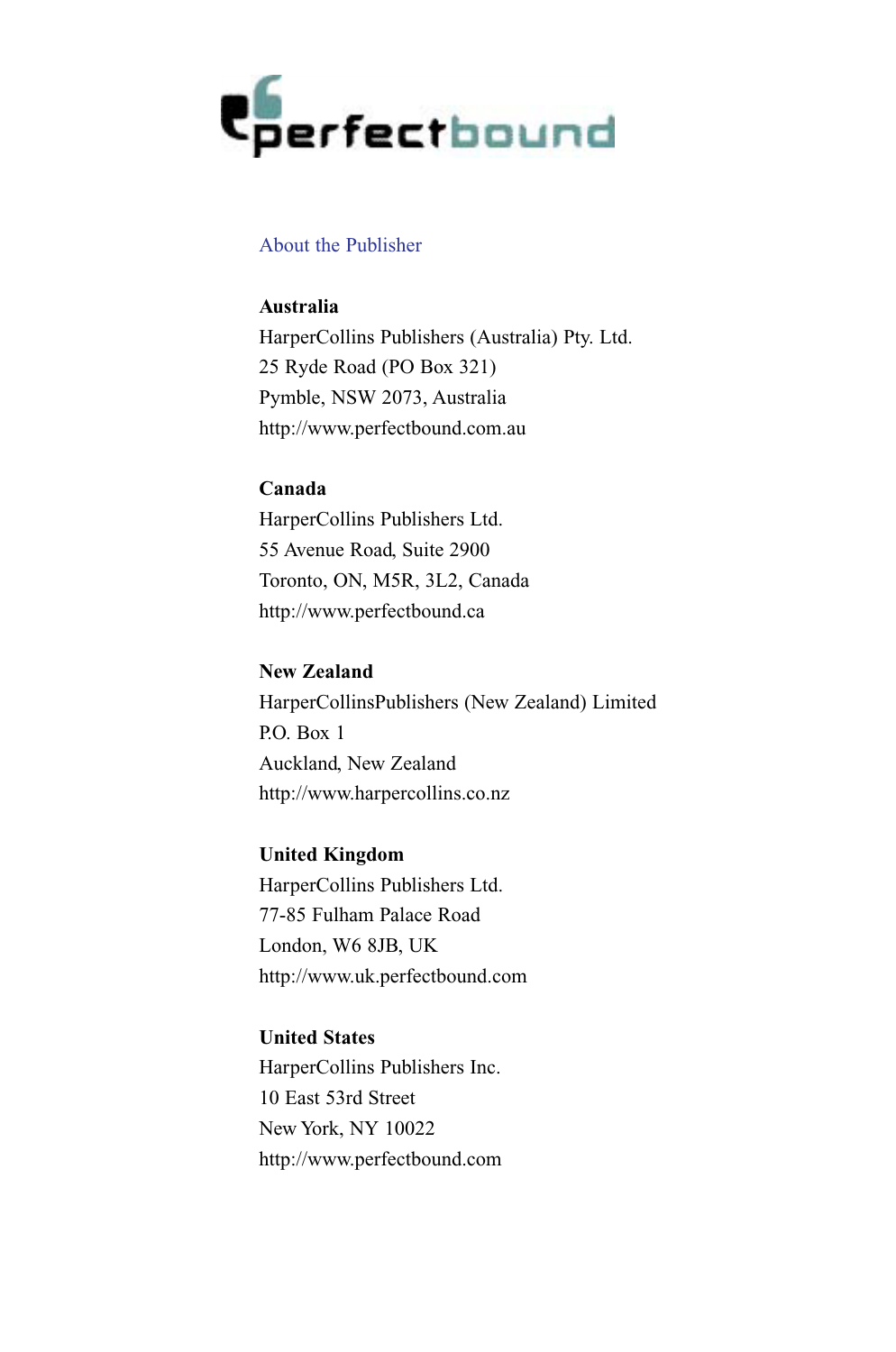perfectbound

About the Publisher

**Australia**
HarperCollins Publishers (Australia) Pty. Ltd.
25 Ryde Road (PO Box 321)
Pymble, NSW 2073, Australia
http://www.perfectbound.com.au

**Canada**
HarperCollins Publishers Ltd.
55 Avenue Road, Suite 2900
Toronto, ON, M5R, 3L2, Canada
http://www.perfectbound.ca

**New Zealand**
HarperCollinsPublishers (New Zealand) Limited
P.O. Box 1
Auckland, New Zealand
http://www.harpercollins.co.nz

**United Kingdom**
HarperCollins Publishers Ltd.
77-85 Fulham Palace Road
London, W6 8JB, UK
http://www.uk.perfectbound.com

**United States**
HarperCollins Publishers Inc.
10 East 53rd Street
New York, NY 10022
http://www.perfectbound.com